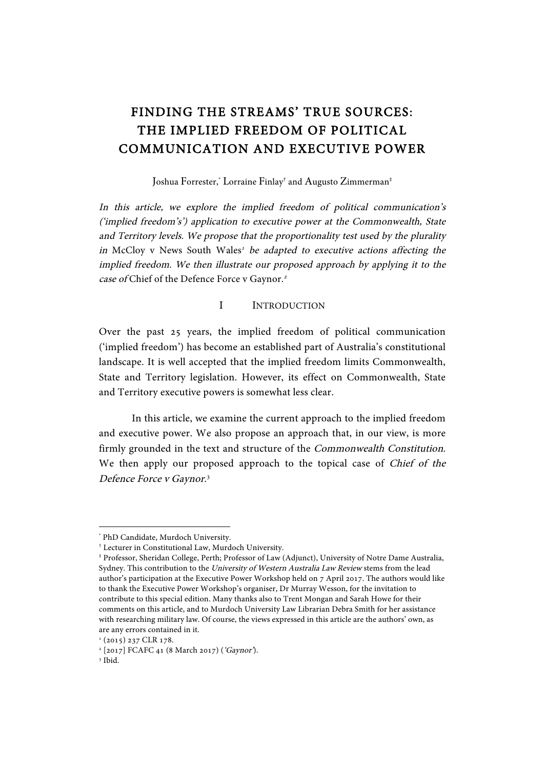# FINDING THE STREAMS' TRUE SOURCES: THE IMPLIED FREEDOM OF POLITICAL COMMUNICATION AND EXECUTIVE POWER

Joshua Forrester,[*] Lorraine Finlay[†] and Augusto Zimmerman[‡]

*In this article, we explore the implied freedom of political communication's ('implied freedom's') application to executive power at the Commonwealth, State and Territory levels. We propose that the proportionality test used by the plurality in* McCloy v News South Wales[1] *be adapted to executive actions affecting the implied freedom. We then illustrate our proposed approach by applying it to the case of* Chief of the Defence Force v Gaynor.[2]

## I INTRODUCTION

Over the past 25 years, the implied freedom of political communication ('implied freedom') has become an established part of Australia's constitutional landscape. It is well accepted that the implied freedom limits Commonwealth, State and Territory legislation. However, its effect on Commonwealth, State and Territory executive powers is somewhat less clear.

In this article, we examine the current approach to the implied freedom and executive power. We also propose an approach that, in our view, is more firmly grounded in the text and structure of the *Commonwealth Constitution*. We then apply our proposed approach to the topical case of *Chief of the Defence Force v Gaynor*.[3]

---

[*] PhD Candidate, Murdoch University.

[†] Lecturer in Constitutional Law, Murdoch University.

[‡] Professor, Sheridan College, Perth; Professor of Law (Adjunct), University of Notre Dame Australia, Sydney. This contribution to the *University of Western Australia Law Review* stems from the lead author's participation at the Executive Power Workshop held on 7 April 2017. The authors would like to thank the Executive Power Workshop's organiser, Dr Murray Wesson, for the invitation to contribute to this special edition. Many thanks also to Trent Mongan and Sarah Howe for their comments on this article, and to Murdoch University Law Librarian Debra Smith for her assistance with researching military law. Of course, the views expressed in this article are the authors' own, as are any errors contained in it.

[1] (2015) 237 CLR 178.

[2] [2017] FCAFC 41 (8 March 2017) (*'Gaynor'*).

[3] Ibid.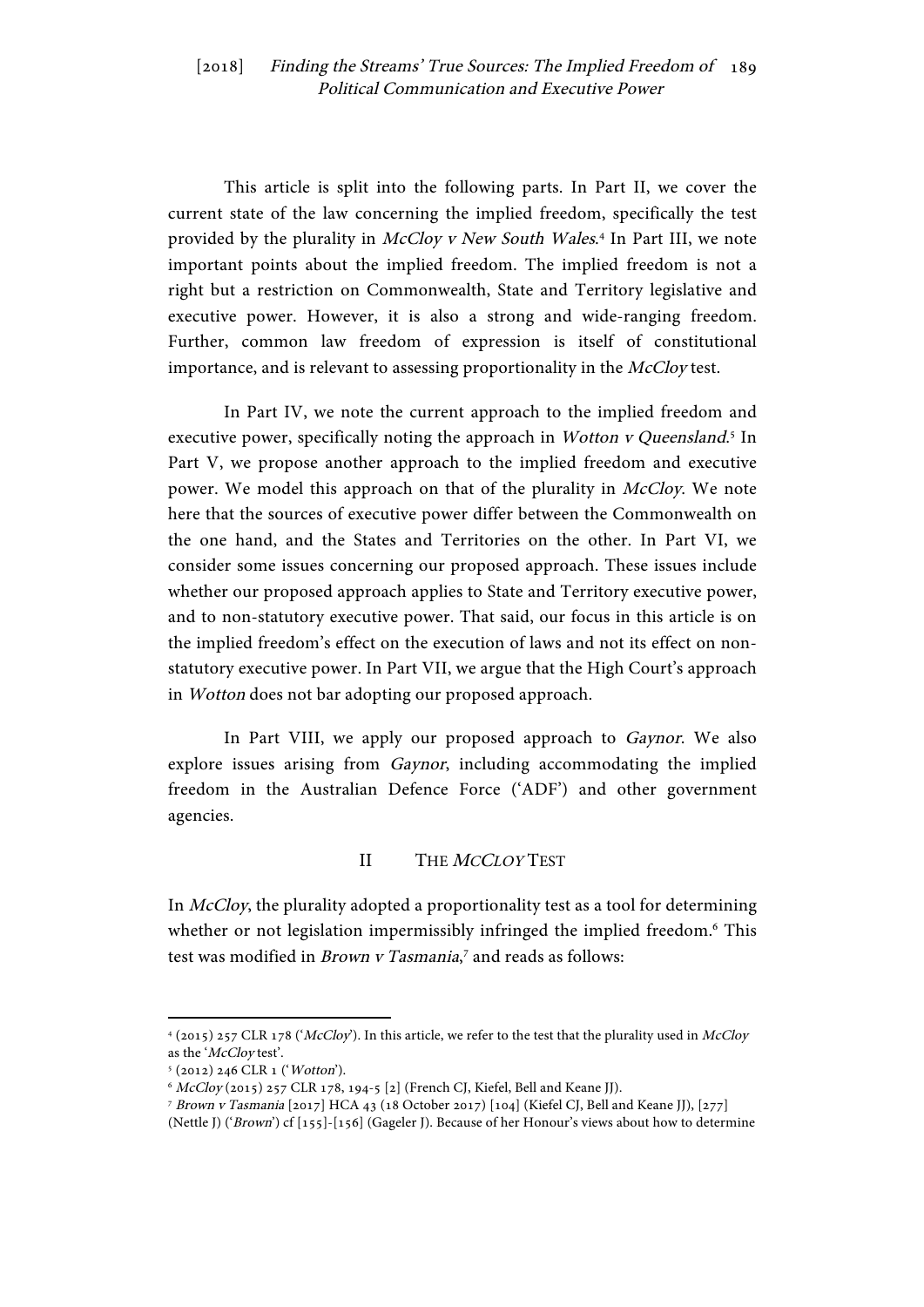This article is split into the following parts. In Part II, we cover the current state of the law concerning the implied freedom, specifically the test provided by the plurality in *McCloy v New South Wales*.[4] In Part III, we note important points about the implied freedom. The implied freedom is not a right but a restriction on Commonwealth, State and Territory legislative and executive power. However, it is also a strong and wide-ranging freedom. Further, common law freedom of expression is itself of constitutional importance, and is relevant to assessing proportionality in the *McCloy* test.

In Part IV, we note the current approach to the implied freedom and executive power, specifically noting the approach in *Wotton v Queensland*.[5] In Part V, we propose another approach to the implied freedom and executive power. We model this approach on that of the plurality in *McCloy*. We note here that the sources of executive power differ between the Commonwealth on the one hand, and the States and Territories on the other. In Part VI, we consider some issues concerning our proposed approach. These issues include whether our proposed approach applies to State and Territory executive power, and to non-statutory executive power. That said, our focus in this article is on the implied freedom's effect on the execution of laws and not its effect on non-statutory executive power. In Part VII, we argue that the High Court's approach in *Wotton* does not bar adopting our proposed approach.

In Part VIII, we apply our proposed approach to *Gaynor*. We also explore issues arising from *Gaynor*, including accommodating the implied freedom in the Australian Defence Force ('ADF') and other government agencies.

## II THE *MCCLOY* TEST

In *McCloy*, the plurality adopted a proportionality test as a tool for determining whether or not legislation impermissibly infringed the implied freedom.[6] This test was modified in *Brown v Tasmania*,[7] and reads as follows:

---

[4] (2015) 257 CLR 178 ('*McCloy*'). In this article, we refer to the test that the plurality used in *McCloy* as the '*McCloy* test'.

[5] (2012) 246 CLR 1 ('*Wotton*').

[6] *McCloy* (2015) 257 CLR 178, 194-5 [2] (French CJ, Kiefel, Bell and Keane JJ).

[7] *Brown v Tasmania* [2017] HCA 43 (18 October 2017) [104] (Kiefel CJ, Bell and Keane JJ), [277] (Nettle J) ('*Brown*') cf [155]-[156] (Gageler J). Because of her Honour's views about how to determine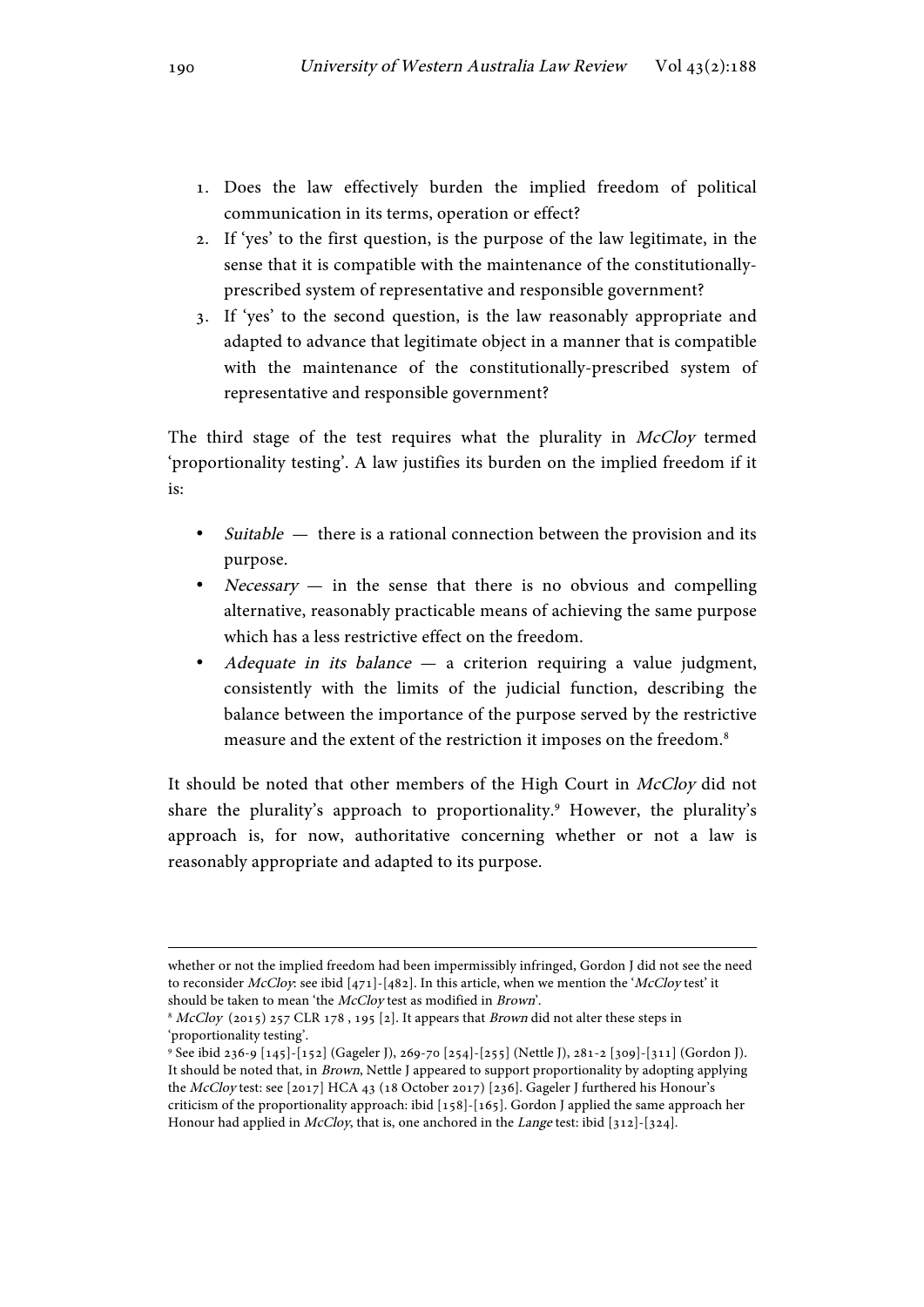1. Does the law effectively burden the implied freedom of political communication in its terms, operation or effect?
2. If 'yes' to the first question, is the purpose of the law legitimate, in the sense that it is compatible with the maintenance of the constitutionally-prescribed system of representative and responsible government?
3. If 'yes' to the second question, is the law reasonably appropriate and adapted to advance that legitimate object in a manner that is compatible with the maintenance of the constitutionally-prescribed system of representative and responsible government?

The third stage of the test requires what the plurality in *McCloy* termed 'proportionality testing'. A law justifies its burden on the implied freedom if it is:

- *Suitable* — there is a rational connection between the provision and its purpose.
- *Necessary* — in the sense that there is no obvious and compelling alternative, reasonably practicable means of achieving the same purpose which has a less restrictive effect on the freedom.
- *Adequate in its balance* — a criterion requiring a value judgment, consistently with the limits of the judicial function, describing the balance between the importance of the purpose served by the restrictive measure and the extent of the restriction it imposes on the freedom.[8]

It should be noted that other members of the High Court in *McCloy* did not share the plurality's approach to proportionality.[9] However, the plurality's approach is, for now, authoritative concerning whether or not a law is reasonably appropriate and adapted to its purpose.

---

whether or not the implied freedom had been impermissibly infringed, Gordon J did not see the need to reconsider *McCloy*: see ibid [471]-[482]. In this article, when we mention the '*McCloy* test' it should be taken to mean 'the *McCloy* test as modified in *Brown*'.

[8] *McCloy* (2015) 257 CLR 178 , 195 [2]. It appears that *Brown* did not alter these steps in 'proportionality testing'.

[9] See ibid 236-9 [145]-[152] (Gageler J), 269-70 [254]-[255] (Nettle J), 281-2 [309]-[311] (Gordon J). It should be noted that, in *Brown*, Nettle J appeared to support proportionality by adopting applying the *McCloy* test: see [2017] HCA 43 (18 October 2017) [236]. Gageler J furthered his Honour's criticism of the proportionality approach: ibid [158]-[165]. Gordon J applied the same approach her Honour had applied in *McCloy*, that is, one anchored in the *Lange* test: ibid [312]-[324].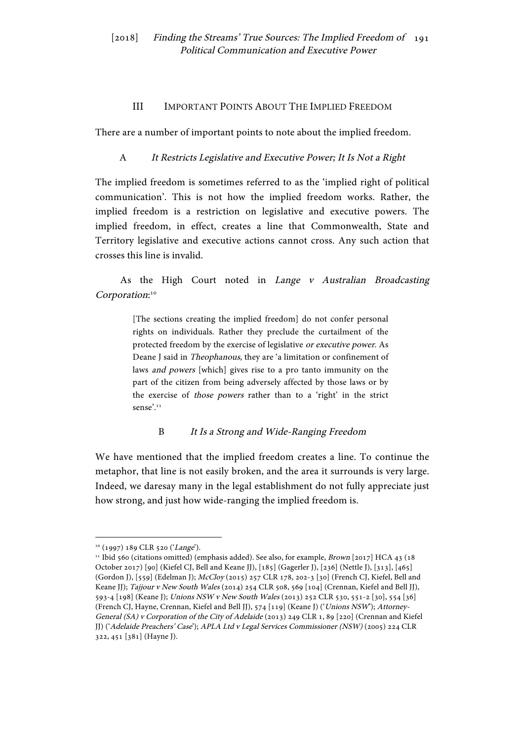## III IMPORTANT POINTS ABOUT THE IMPLIED FREEDOM

There are a number of important points to note about the implied freedom.

### A *It Restricts Legislative and Executive Power; It Is Not a Right*

The implied freedom is sometimes referred to as the 'implied right of political communication'. This is not how the implied freedom works. Rather, the implied freedom is a restriction on legislative and executive powers. The implied freedom, in effect, creates a line that Commonwealth, State and Territory legislative and executive actions cannot cross. Any such action that crosses this line is invalid.

As the High Court noted in *Lange v Australian Broadcasting Corporation*:[10]

> [The sections creating the implied freedom] do not confer personal rights on individuals. Rather they preclude the curtailment of the protected freedom by the exercise of legislative *or executive power*. As Deane J said in *Theophanous*, they are 'a limitation or confinement of laws *and powers* [which] gives rise to a pro tanto immunity on the part of the citizen from being adversely affected by those laws or by the exercise of *those powers* rather than to a 'right' in the strict sense'.[11]

### B *It Is a Strong and Wide-Ranging Freedom*

We have mentioned that the implied freedom creates a line. To continue the metaphor, that line is not easily broken, and the area it surrounds is very large. Indeed, we daresay many in the legal establishment do not fully appreciate just how strong, and just how wide-ranging the implied freedom is.

---

[10] (1997) 189 CLR 520 ('*Lange*').

[11] Ibid 560 (citations omitted) (emphasis added). See also, for example, *Brown* [2017] HCA 43 (18 October 2017) [90] (Kiefel CJ, Bell and Keane JJ), [185] (Gagerler J), [236] (Nettle J), [313], [465] (Gordon J), [559] (Edelman J); *McCloy* (2015) 257 CLR 178, 202-3 [30] (French CJ, Kiefel, Bell and Keane JJ); *Tajjour v New South Wales* (2014) 254 CLR 508, 569 [104] (Crennan, Kiefel and Bell JJ), 593-4 [198] (Keane J); *Unions NSW v New South Wales* (2013) 252 CLR 530, 551-2 [30], 554 [36] (French CJ, Hayne, Crennan, Kiefel and Bell JJ), 574 [119] (Keane J) ('*Unions NSW*'); *Attorney-General (SA) v Corporation of the City of Adelaide* (2013) 249 CLR 1, 89 [220] (Crennan and Kiefel JJ) ('*Adelaide Preachers' Case*'); *APLA Ltd v Legal Services Commissioner (NSW)* (2005) 224 CLR 322, 451 [381] (Hayne J).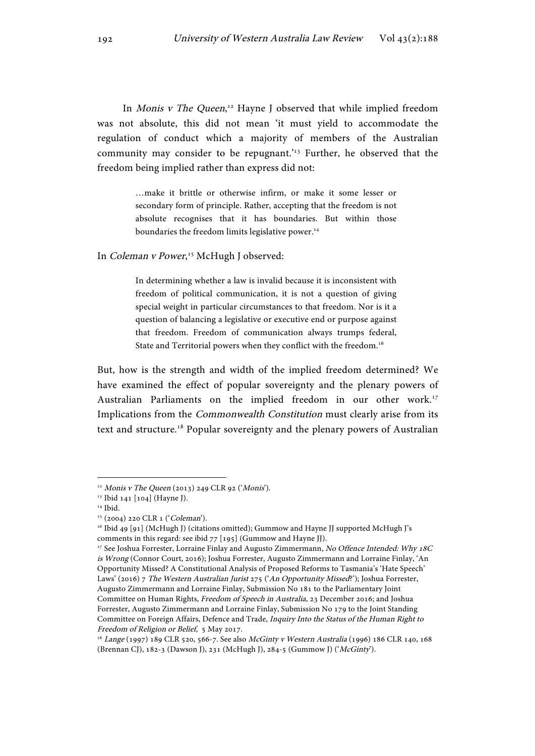In *Monis v The Queen*,[12] Hayne J observed that while implied freedom was not absolute, this did not mean 'it must yield to accommodate the regulation of conduct which a majority of members of the Australian community may consider to be repugnant.'[13] Further, he observed that the freedom being implied rather than express did not:

> …make it brittle or otherwise infirm, or make it some lesser or secondary form of principle. Rather, accepting that the freedom is not absolute recognises that it has boundaries. But within those boundaries the freedom limits legislative power.[14]

In *Coleman v Power*,[15] McHugh J observed:

> In determining whether a law is invalid because it is inconsistent with freedom of political communication, it is not a question of giving special weight in particular circumstances to that freedom. Nor is it a question of balancing a legislative or executive end or purpose against that freedom. Freedom of communication always trumps federal, State and Territorial powers when they conflict with the freedom.[16]

But, how is the strength and width of the implied freedom determined? We have examined the effect of popular sovereignty and the plenary powers of Australian Parliaments on the implied freedom in our other work.[17] Implications from the *Commonwealth Constitution* must clearly arise from its text and structure.[18] Popular sovereignty and the plenary powers of Australian

---

[12] *Monis v The Queen* (2013) 249 CLR 92 ('*Monis*').

[13] Ibid 141 [104] (Hayne J).

[14] Ibid.

[15] (2004) 220 CLR 1 ('*Coleman*').

[16] Ibid 49 [91] (McHugh J) (citations omitted); Gummow and Hayne JJ supported McHugh J's comments in this regard: see ibid 77 [195] (Gummow and Hayne JJ).

[17] See Joshua Forrester, Lorraine Finlay and Augusto Zimmermann, *No Offence Intended: Why 18C is Wrong* (Connor Court, 2016); Joshua Forrester, Augusto Zimmermann and Lorraine Finlay, 'An Opportunity Missed? A Constitutional Analysis of Proposed Reforms to Tasmania's 'Hate Speech' Laws' (2016) 7 *The Western Australian Jurist* 275 ('*An Opportunity Missed?*'); Joshua Forrester, Augusto Zimmermann and Lorraine Finlay, Submission No 181 to the Parliamentary Joint Committee on Human Rights, *Freedom of Speech in Australia*, 23 December 2016; and Joshua Forrester, Augusto Zimmermann and Lorraine Finlay, Submission No 179 to the Joint Standing Committee on Foreign Affairs, Defence and Trade, *Inquiry Into the Status of the Human Right to Freedom of Religion or Belief*, 5 May 2017.

[18] *Lange* (1997) 189 CLR 520, 566-7. See also *McGinty v Western Australia* (1996) 186 CLR 140, 168 (Brennan CJ), 182-3 (Dawson J), 231 (McHugh J), 284-5 (Gummow J) ('*McGinty*').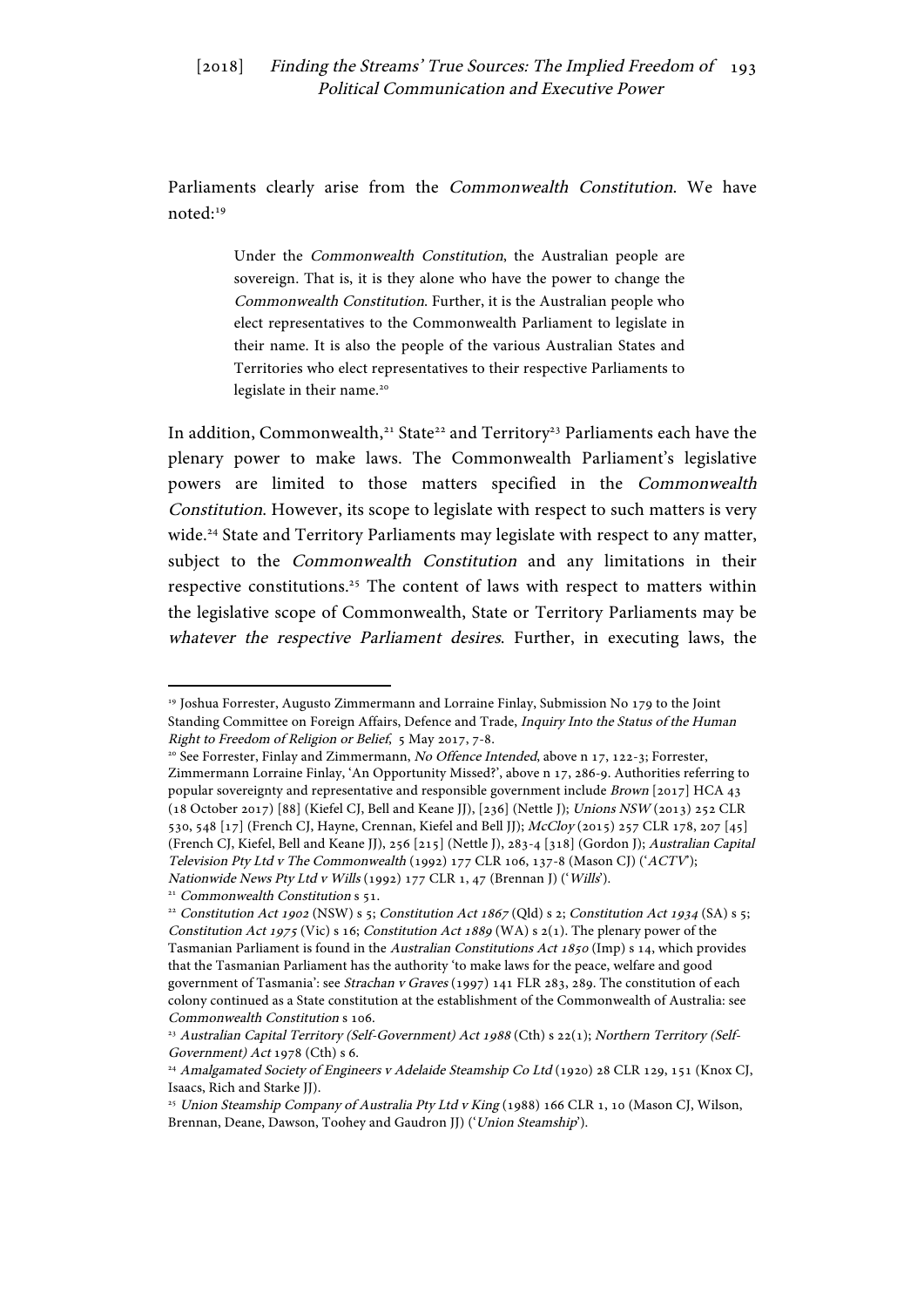Parliaments clearly arise from the *Commonwealth Constitution*. We have noted:[19]

> Under the *Commonwealth Constitution*, the Australian people are sovereign. That is, it is they alone who have the power to change the *Commonwealth Constitution*. Further, it is the Australian people who elect representatives to the Commonwealth Parliament to legislate in their name. It is also the people of the various Australian States and Territories who elect representatives to their respective Parliaments to legislate in their name.[20]

In addition, Commonwealth,[21] State[22] and Territory[23] Parliaments each have the plenary power to make laws. The Commonwealth Parliament's legislative powers are limited to those matters specified in the *Commonwealth Constitution*. However, its scope to legislate with respect to such matters is very wide.[24] State and Territory Parliaments may legislate with respect to any matter, subject to the *Commonwealth Constitution* and any limitations in their respective constitutions.[25] The content of laws with respect to matters within the legislative scope of Commonwealth, State or Territory Parliaments may be *whatever the respective Parliament desires*. Further, in executing laws, the

---

[19] Joshua Forrester, Augusto Zimmermann and Lorraine Finlay, Submission No 179 to the Joint Standing Committee on Foreign Affairs, Defence and Trade, *Inquiry Into the Status of the Human Right to Freedom of Religion or Belief*, 5 May 2017, 7-8.

[20] See Forrester, Finlay and Zimmermann, *No Offence Intended*, above n 17, 122-3; Forrester, Zimmermann Lorraine Finlay, 'An Opportunity Missed?', above n 17, 286-9. Authorities referring to popular sovereignty and representative and responsible government include *Brown* [2017] HCA 43 (18 October 2017) [88] (Kiefel CJ, Bell and Keane JJ), [236] (Nettle J); *Unions NSW* (2013) 252 CLR 530, 548 [17] (French CJ, Hayne, Crennan, Kiefel and Bell JJ); *McCloy* (2015) 257 CLR 178, 207 [45] (French CJ, Kiefel, Bell and Keane JJ), 256 [215] (Nettle J), 283-4 [318] (Gordon J); *Australian Capital Television Pty Ltd v The Commonwealth* (1992) 177 CLR 106, 137-8 (Mason CJ) ('*ACTV*'); *Nationwide News Pty Ltd v Wills* (1992) 177 CLR 1, 47 (Brennan J) ('*Wills*').

[21] *Commonwealth Constitution* s 51.

[22] *Constitution Act 1902* (NSW) s 5; *Constitution Act 1867* (Qld) s 2; *Constitution Act 1934* (SA) s 5; *Constitution Act 1975* (Vic) s 16; *Constitution Act 1889* (WA) s 2(1). The plenary power of the Tasmanian Parliament is found in the *Australian Constitutions Act 1850* (Imp) s 14, which provides that the Tasmanian Parliament has the authority 'to make laws for the peace, welfare and good government of Tasmania': see *Strachan v Graves* (1997) 141 FLR 283, 289. The constitution of each colony continued as a State constitution at the establishment of the Commonwealth of Australia: see *Commonwealth Constitution* s 106.

[23] *Australian Capital Territory (Self-Government) Act 1988* (Cth) s 22(1); *Northern Territory (Self-Government) Act* 1978 (Cth) s 6.

[24] *Amalgamated Society of Engineers v Adelaide Steamship Co Ltd* (1920) 28 CLR 129, 151 (Knox CJ, Isaacs, Rich and Starke JJ).

[25] *Union Steamship Company of Australia Pty Ltd v King* (1988) 166 CLR 1, 10 (Mason CJ, Wilson, Brennan, Deane, Dawson, Toohey and Gaudron JJ) ('*Union Steamship*').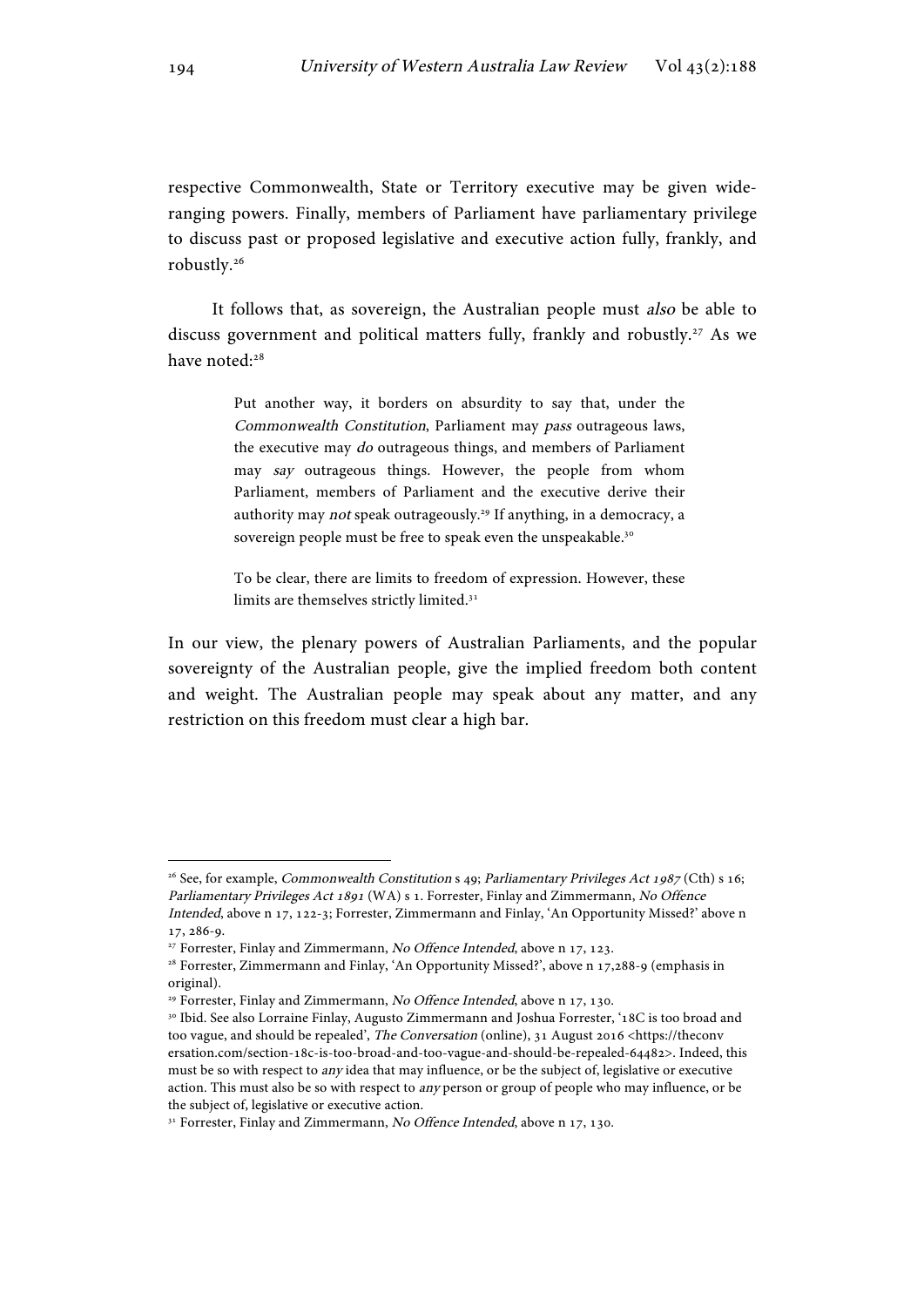respective Commonwealth, State or Territory executive may be given wide-ranging powers. Finally, members of Parliament have parliamentary privilege to discuss past or proposed legislative and executive action fully, frankly, and robustly.[26]

It follows that, as sovereign, the Australian people must *also* be able to discuss government and political matters fully, frankly and robustly.[27] As we have noted:[28]

> Put another way, it borders on absurdity to say that, under the *Commonwealth Constitution*, Parliament may *pass* outrageous laws, the executive may *do* outrageous things, and members of Parliament may *say* outrageous things. However, the people from whom Parliament, members of Parliament and the executive derive their authority may *not* speak outrageously.[29] If anything, in a democracy, a sovereign people must be free to speak even the unspeakable.[30]
>
> To be clear, there are limits to freedom of expression. However, these limits are themselves strictly limited.[31]

In our view, the plenary powers of Australian Parliaments, and the popular sovereignty of the Australian people, give the implied freedom both content and weight. The Australian people may speak about any matter, and any restriction on this freedom must clear a high bar.

---

[26] See, for example, *Commonwealth Constitution* s 49; *Parliamentary Privileges Act 1987* (Cth) s 16; *Parliamentary Privileges Act 1891* (WA) s 1. Forrester, Finlay and Zimmermann, *No Offence Intended*, above n 17, 122-3; Forrester, Zimmermann and Finlay, 'An Opportunity Missed?' above n 17, 286-9.

[27] Forrester, Finlay and Zimmermann, *No Offence Intended*, above n 17, 123.

[28] Forrester, Zimmermann and Finlay, 'An Opportunity Missed?', above n 17,288-9 (emphasis in original).

[29] Forrester, Finlay and Zimmermann, *No Offence Intended*, above n 17, 130.

[30] Ibid. See also Lorraine Finlay, Augusto Zimmermann and Joshua Forrester, '18C is too broad and too vague, and should be repealed', *The Conversation* (online), 31 August 2016 <https://theconversation.com/section-18c-is-too-broad-and-too-vague-and-should-be-repealed-64482>. Indeed, this must be so with respect to *any* idea that may influence, or be the subject of, legislative or executive action. This must also be so with respect to *any* person or group of people who may influence, or be the subject of, legislative or executive action.

[31] Forrester, Finlay and Zimmermann, *No Offence Intended*, above n 17, 130.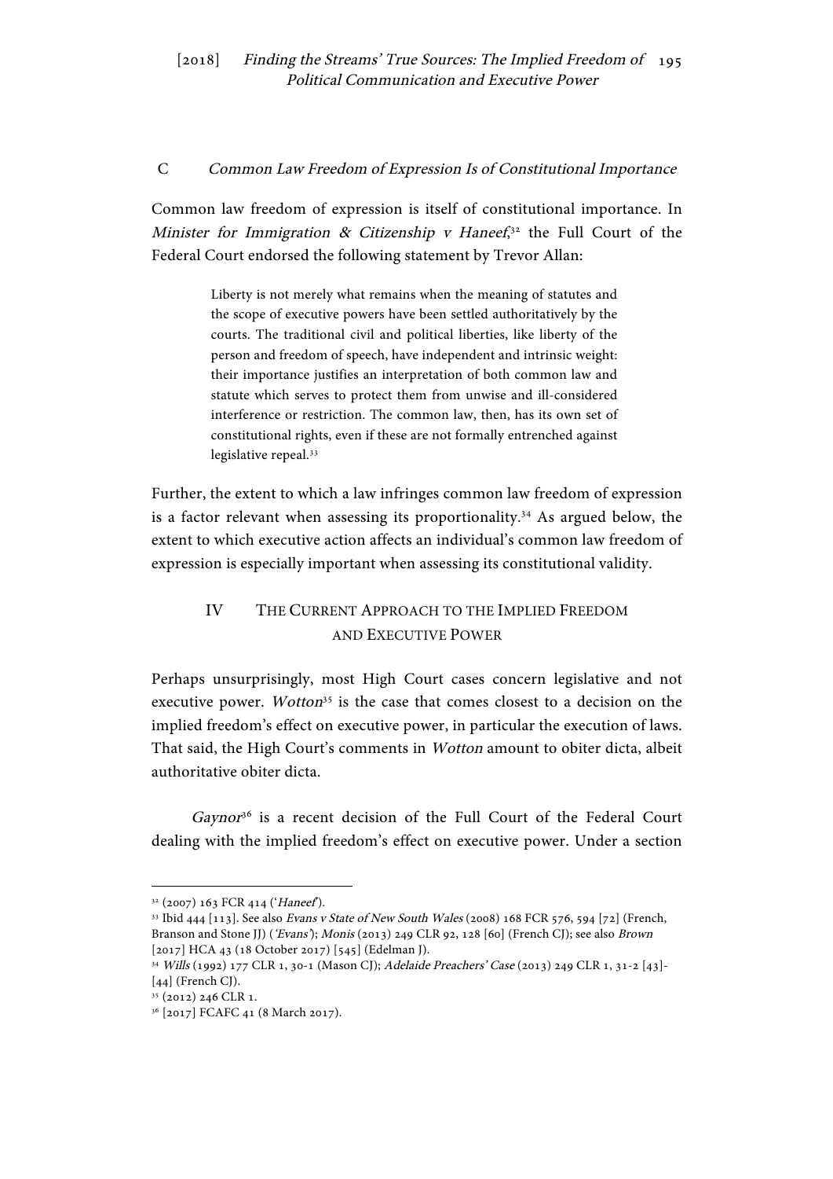### C *Common Law Freedom of Expression Is of Constitutional Importance*

Common law freedom of expression is itself of constitutional importance. In *Minister for Immigration & Citizenship v Haneef*,[32] the Full Court of the Federal Court endorsed the following statement by Trevor Allan:

> Liberty is not merely what remains when the meaning of statutes and the scope of executive powers have been settled authoritatively by the courts. The traditional civil and political liberties, like liberty of the person and freedom of speech, have independent and intrinsic weight: their importance justifies an interpretation of both common law and statute which serves to protect them from unwise and ill-considered interference or restriction. The common law, then, has its own set of constitutional rights, even if these are not formally entrenched against legislative repeal.[33]

Further, the extent to which a law infringes common law freedom of expression is a factor relevant when assessing its proportionality.[34] As argued below, the extent to which executive action affects an individual's common law freedom of expression is especially important when assessing its constitutional validity.

## IV THE CURRENT APPROACH TO THE IMPLIED FREEDOM AND EXECUTIVE POWER

Perhaps unsurprisingly, most High Court cases concern legislative and not executive power. *Wotton*[35] is the case that comes closest to a decision on the implied freedom's effect on executive power, in particular the execution of laws. That said, the High Court's comments in *Wotton* amount to obiter dicta, albeit authoritative obiter dicta.

*Gaynor*[36] is a recent decision of the Full Court of the Federal Court dealing with the implied freedom's effect on executive power. Under a section

---

[32] (2007) 163 FCR 414 ('*Haneef*').

[33] Ibid 444 [113]. See also *Evans v State of New South Wales* (2008) 168 FCR 576, 594 [72] (French, Branson and Stone JJ) ('*Evans*'); *Monis* (2013) 249 CLR 92, 128 [60] (French CJ); see also *Brown* [2017] HCA 43 (18 October 2017) [545] (Edelman J).

[34] *Wills* (1992) 177 CLR 1, 30-1 (Mason CJ); *Adelaide Preachers' Case* (2013) 249 CLR 1, 31-2 [43]-[44] (French CJ).

[35] (2012) 246 CLR 1.

[36] [2017] FCAFC 41 (8 March 2017).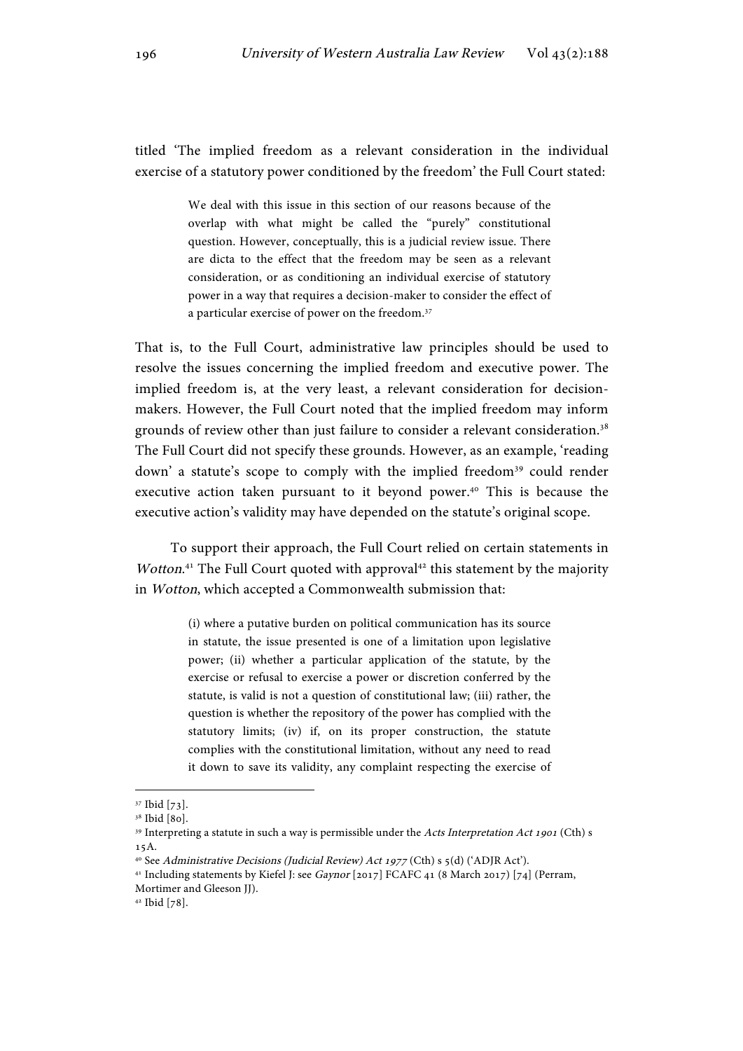titled 'The implied freedom as a relevant consideration in the individual exercise of a statutory power conditioned by the freedom' the Full Court stated:

> We deal with this issue in this section of our reasons because of the overlap with what might be called the "purely" constitutional question. However, conceptually, this is a judicial review issue. There are dicta to the effect that the freedom may be seen as a relevant consideration, or as conditioning an individual exercise of statutory power in a way that requires a decision-maker to consider the effect of a particular exercise of power on the freedom.[37]

That is, to the Full Court, administrative law principles should be used to resolve the issues concerning the implied freedom and executive power. The implied freedom is, at the very least, a relevant consideration for decision-makers. However, the Full Court noted that the implied freedom may inform grounds of review other than just failure to consider a relevant consideration.[38] The Full Court did not specify these grounds. However, as an example, 'reading down' a statute's scope to comply with the implied freedom[39] could render executive action taken pursuant to it beyond power.[40] This is because the executive action's validity may have depended on the statute's original scope.

To support their approach, the Full Court relied on certain statements in *Wotton*.[41] The Full Court quoted with approval[42] this statement by the majority in *Wotton*, which accepted a Commonwealth submission that:

> (i) where a putative burden on political communication has its source in statute, the issue presented is one of a limitation upon legislative power; (ii) whether a particular application of the statute, by the exercise or refusal to exercise a power or discretion conferred by the statute, is valid is not a question of constitutional law; (iii) rather, the question is whether the repository of the power has complied with the statutory limits; (iv) if, on its proper construction, the statute complies with the constitutional limitation, without any need to read it down to save its validity, any complaint respecting the exercise of

---

[37] Ibid [73].

[38] Ibid [80].

[39] Interpreting a statute in such a way is permissible under the *Acts Interpretation Act 1901* (Cth) s 15A.

[40] See *Administrative Decisions (Judicial Review) Act 1977* (Cth) s 5(d) ('ADJR Act').

[41] Including statements by Kiefel J: see *Gaynor* [2017] FCAFC 41 (8 March 2017) [74] (Perram, Mortimer and Gleeson JJ).

[42] Ibid [78].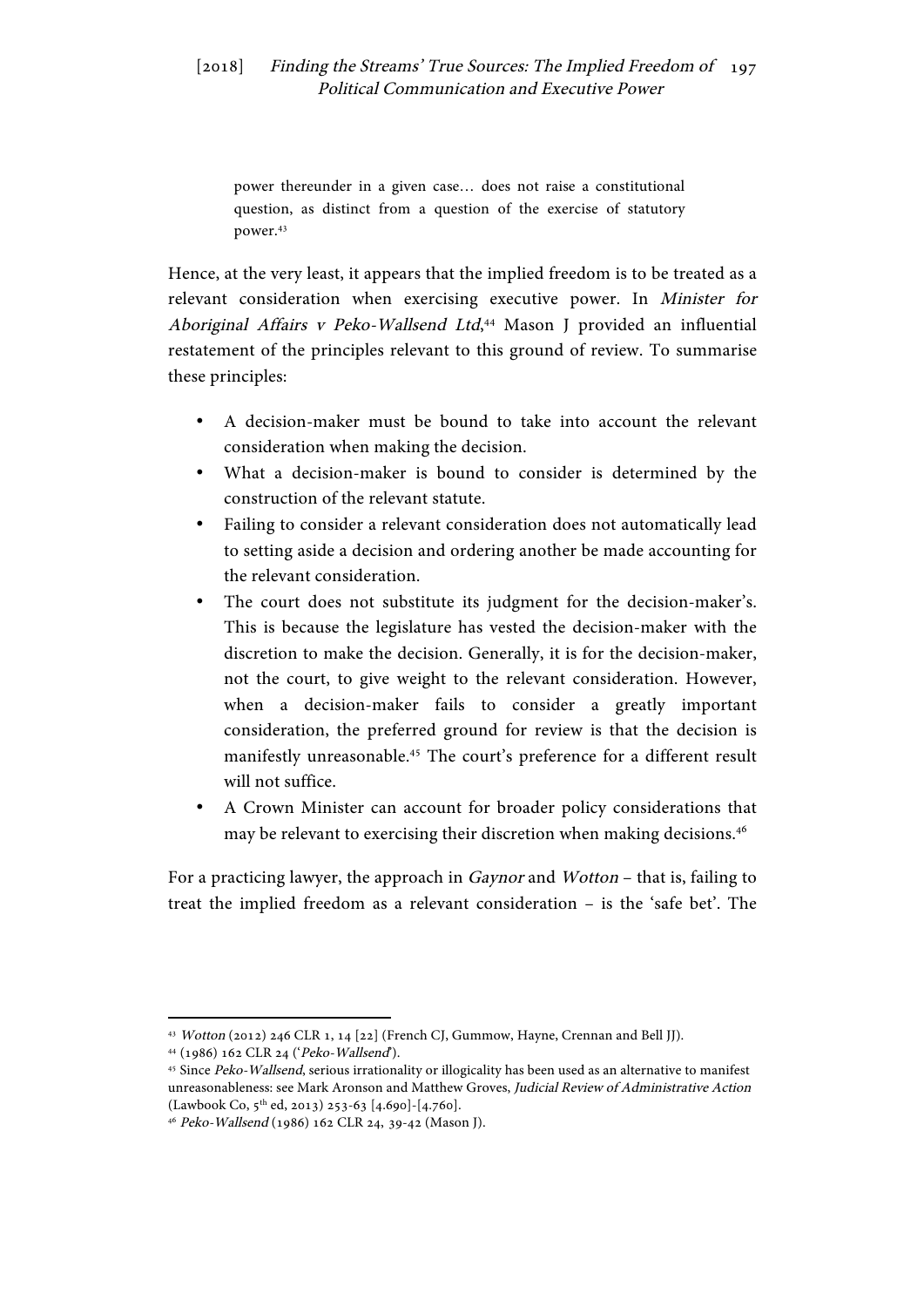> power thereunder in a given case… does not raise a constitutional question, as distinct from a question of the exercise of statutory power.[43]

Hence, at the very least, it appears that the implied freedom is to be treated as a relevant consideration when exercising executive power. In *Minister for Aboriginal Affairs v Peko-Wallsend Ltd*,[44] Mason J provided an influential restatement of the principles relevant to this ground of review. To summarise these principles:

- A decision-maker must be bound to take into account the relevant consideration when making the decision.
- What a decision-maker is bound to consider is determined by the construction of the relevant statute.
- Failing to consider a relevant consideration does not automatically lead to setting aside a decision and ordering another be made accounting for the relevant consideration.
- The court does not substitute its judgment for the decision-maker's. This is because the legislature has vested the decision-maker with the discretion to make the decision. Generally, it is for the decision-maker, not the court, to give weight to the relevant consideration. However, when a decision-maker fails to consider a greatly important consideration, the preferred ground for review is that the decision is manifestly unreasonable.[45] The court's preference for a different result will not suffice.
- A Crown Minister can account for broader policy considerations that may be relevant to exercising their discretion when making decisions.[46]

For a practicing lawyer, the approach in *Gaynor* and *Wotton* – that is, failing to treat the implied freedom as a relevant consideration – is the 'safe bet'. The

---

[43] *Wotton* (2012) 246 CLR 1, 14 [22] (French CJ, Gummow, Hayne, Crennan and Bell JJ).

[44] (1986) 162 CLR 24 ('*Peko-Wallsend*').

[45] Since *Peko-Wallsend*, serious irrationality or illogicality has been used as an alternative to manifest unreasonableness: see Mark Aronson and Matthew Groves, *Judicial Review of Administrative Action* (Lawbook Co, 5th ed, 2013) 253-63 [4.690]-[4.760].

[46] *Peko-Wallsend* (1986) 162 CLR 24, 39-42 (Mason J).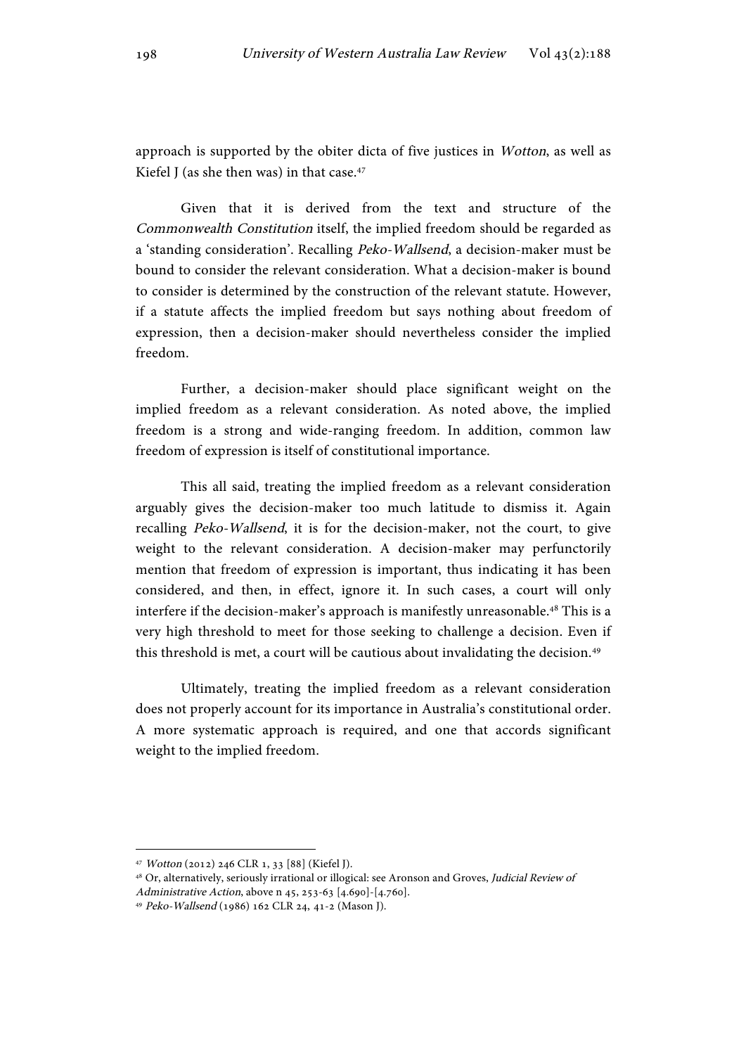approach is supported by the obiter dicta of five justices in *Wotton*, as well as Kiefel J (as she then was) in that case.[47]

Given that it is derived from the text and structure of the *Commonwealth Constitution* itself, the implied freedom should be regarded as a 'standing consideration'. Recalling *Peko-Wallsend*, a decision-maker must be bound to consider the relevant consideration. What a decision-maker is bound to consider is determined by the construction of the relevant statute. However, if a statute affects the implied freedom but says nothing about freedom of expression, then a decision-maker should nevertheless consider the implied freedom.

Further, a decision-maker should place significant weight on the implied freedom as a relevant consideration. As noted above, the implied freedom is a strong and wide-ranging freedom. In addition, common law freedom of expression is itself of constitutional importance.

This all said, treating the implied freedom as a relevant consideration arguably gives the decision-maker too much latitude to dismiss it. Again recalling *Peko-Wallsend*, it is for the decision-maker, not the court, to give weight to the relevant consideration. A decision-maker may perfunctorily mention that freedom of expression is important, thus indicating it has been considered, and then, in effect, ignore it. In such cases, a court will only interfere if the decision-maker's approach is manifestly unreasonable.[48] This is a very high threshold to meet for those seeking to challenge a decision. Even if this threshold is met, a court will be cautious about invalidating the decision.[49]

Ultimately, treating the implied freedom as a relevant consideration does not properly account for its importance in Australia's constitutional order. A more systematic approach is required, and one that accords significant weight to the implied freedom.

---

[47] *Wotton* (2012) 246 CLR 1, 33 [88] (Kiefel J).

[48] Or, alternatively, seriously irrational or illogical: see Aronson and Groves, *Judicial Review of Administrative Action*, above n 45, 253-63 [4.690]-[4.760].

[49] *Peko-Wallsend* (1986) 162 CLR 24, 41-2 (Mason J).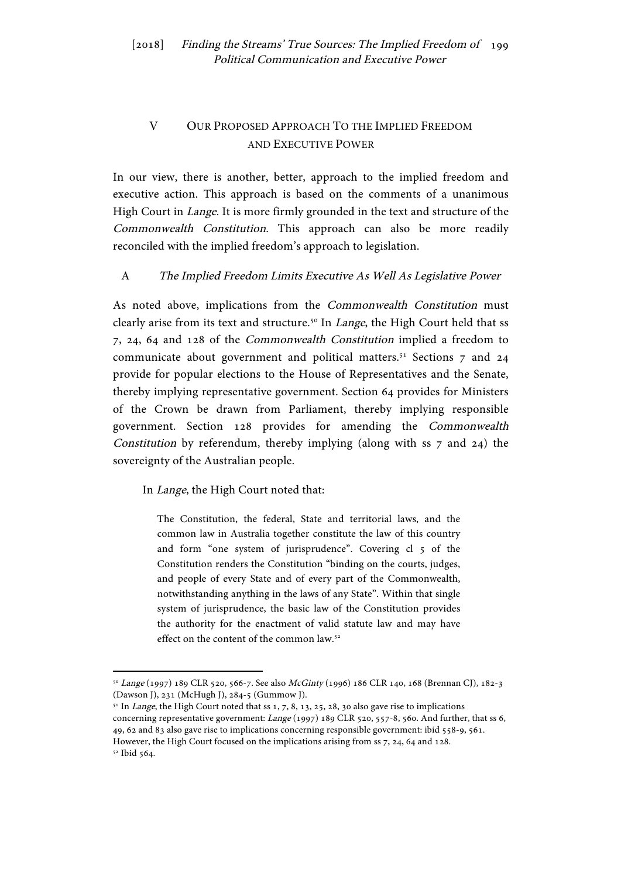## V OUR PROPOSED APPROACH TO THE IMPLIED FREEDOM AND EXECUTIVE POWER

In our view, there is another, better, approach to the implied freedom and executive action. This approach is based on the comments of a unanimous High Court in *Lange*. It is more firmly grounded in the text and structure of the *Commonwealth Constitution*. This approach can also be more readily reconciled with the implied freedom's approach to legislation.

### A *The Implied Freedom Limits Executive As Well As Legislative Power*

As noted above, implications from the *Commonwealth Constitution* must clearly arise from its text and structure.[50] In *Lange*, the High Court held that ss 7, 24, 64 and 128 of the *Commonwealth Constitution* implied a freedom to communicate about government and political matters.[51] Sections 7 and 24 provide for popular elections to the House of Representatives and the Senate, thereby implying representative government. Section 64 provides for Ministers of the Crown be drawn from Parliament, thereby implying responsible government. Section 128 provides for amending the *Commonwealth Constitution* by referendum, thereby implying (along with ss 7 and 24) the sovereignty of the Australian people.

In *Lange*, the High Court noted that:

> The Constitution, the federal, State and territorial laws, and the common law in Australia together constitute the law of this country and form "one system of jurisprudence". Covering cl 5 of the Constitution renders the Constitution "binding on the courts, judges, and people of every State and of every part of the Commonwealth, notwithstanding anything in the laws of any State". Within that single system of jurisprudence, the basic law of the Constitution provides the authority for the enactment of valid statute law and may have effect on the content of the common law.[52]

---

[50] *Lange* (1997) 189 CLR 520, 566-7. See also *McGinty* (1996) 186 CLR 140, 168 (Brennan CJ), 182-3 (Dawson J), 231 (McHugh J), 284-5 (Gummow J).

[51] In *Lange*, the High Court noted that ss 1, 7, 8, 13, 25, 28, 30 also gave rise to implications concerning representative government: *Lange* (1997) 189 CLR 520, 557-8, 560. And further, that ss 6, 49, 62 and 83 also gave rise to implications concerning responsible government: ibid 558-9, 561. However, the High Court focused on the implications arising from ss 7, 24, 64 and 128.

[52] Ibid 564.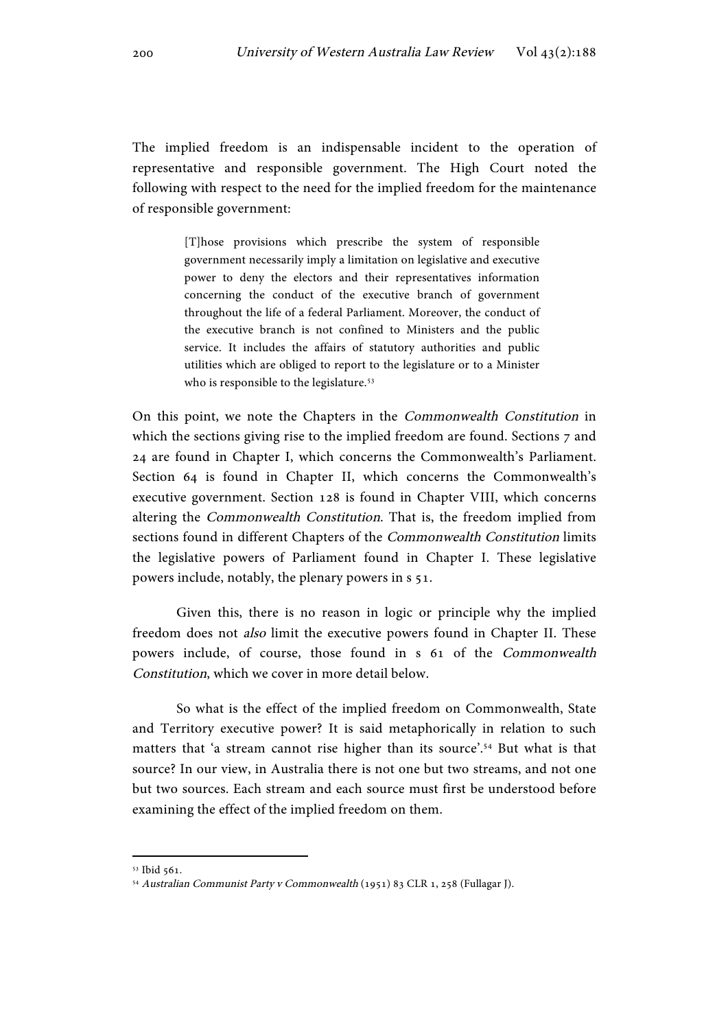The implied freedom is an indispensable incident to the operation of representative and responsible government. The High Court noted the following with respect to the need for the implied freedom for the maintenance of responsible government:

> [T]hose provisions which prescribe the system of responsible government necessarily imply a limitation on legislative and executive power to deny the electors and their representatives information concerning the conduct of the executive branch of government throughout the life of a federal Parliament. Moreover, the conduct of the executive branch is not confined to Ministers and the public service. It includes the affairs of statutory authorities and public utilities which are obliged to report to the legislature or to a Minister who is responsible to the legislature.[53]

On this point, we note the Chapters in the *Commonwealth Constitution* in which the sections giving rise to the implied freedom are found. Sections 7 and 24 are found in Chapter I, which concerns the Commonwealth's Parliament. Section 64 is found in Chapter II, which concerns the Commonwealth's executive government. Section 128 is found in Chapter VIII, which concerns altering the *Commonwealth Constitution*. That is, the freedom implied from sections found in different Chapters of the *Commonwealth Constitution* limits the legislative powers of Parliament found in Chapter I. These legislative powers include, notably, the plenary powers in s 51.

Given this, there is no reason in logic or principle why the implied freedom does not *also* limit the executive powers found in Chapter II. These powers include, of course, those found in s 61 of the *Commonwealth Constitution*, which we cover in more detail below.

So what is the effect of the implied freedom on Commonwealth, State and Territory executive power? It is said metaphorically in relation to such matters that 'a stream cannot rise higher than its source'.[54] But what is that source? In our view, in Australia there is not one but two streams, and not one but two sources. Each stream and each source must first be understood before examining the effect of the implied freedom on them.

---

[53] Ibid 561.

[54] *Australian Communist Party v Commonwealth* (1951) 83 CLR 1, 258 (Fullagar J).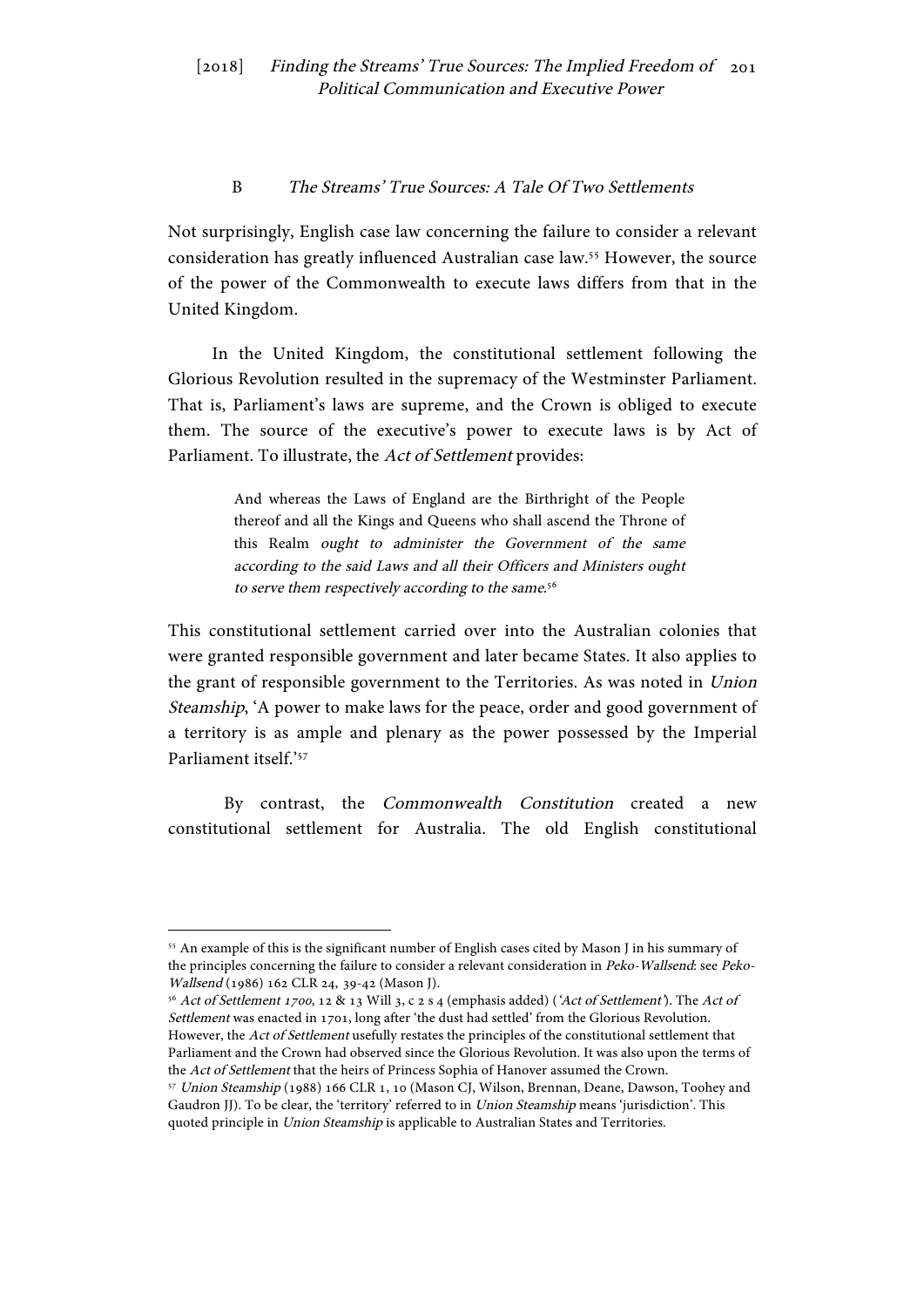### B *The Streams' True Sources: A Tale Of Two Settlements*

Not surprisingly, English case law concerning the failure to consider a relevant consideration has greatly influenced Australian case law.[55] However, the source of the power of the Commonwealth to execute laws differs from that in the United Kingdom.

In the United Kingdom, the constitutional settlement following the Glorious Revolution resulted in the supremacy of the Westminster Parliament. That is, Parliament's laws are supreme, and the Crown is obliged to execute them. The source of the executive's power to execute laws is by Act of Parliament. To illustrate, the *Act of Settlement* provides:

> And whereas the Laws of England are the Birthright of the People thereof and all the Kings and Queens who shall ascend the Throne of this Realm *ought to administer the Government of the same according to the said Laws and all their Officers and Ministers ought to serve them respectively according to the same.*[56]

This constitutional settlement carried over into the Australian colonies that were granted responsible government and later became States. It also applies to the grant of responsible government to the Territories. As was noted in *Union Steamship*, 'A power to make laws for the peace, order and good government of a territory is as ample and plenary as the power possessed by the Imperial Parliament itself.'[57]

By contrast, the *Commonwealth Constitution* created a new constitutional settlement for Australia. The old English constitutional

---

[55] An example of this is the significant number of English cases cited by Mason J in his summary of the principles concerning the failure to consider a relevant consideration in *Peko-Wallsend*: see *Peko-Wallsend* (1986) 162 CLR 24, 39-42 (Mason J).

[56] *Act of Settlement 1700*, 12 & 13 Will 3, c 2 s 4 (emphasis added) ('*Act of Settlement*'). The *Act of Settlement* was enacted in 1701, long after 'the dust had settled' from the Glorious Revolution. However, the *Act of Settlement* usefully restates the principles of the constitutional settlement that Parliament and the Crown had observed since the Glorious Revolution. It was also upon the terms of the *Act of Settlement* that the heirs of Princess Sophia of Hanover assumed the Crown.

[57] *Union Steamship* (1988) 166 CLR 1, 10 (Mason CJ, Wilson, Brennan, Deane, Dawson, Toohey and Gaudron JJ). To be clear, the 'territory' referred to in *Union Steamship* means 'jurisdiction'. This quoted principle in *Union Steamship* is applicable to Australian States and Territories.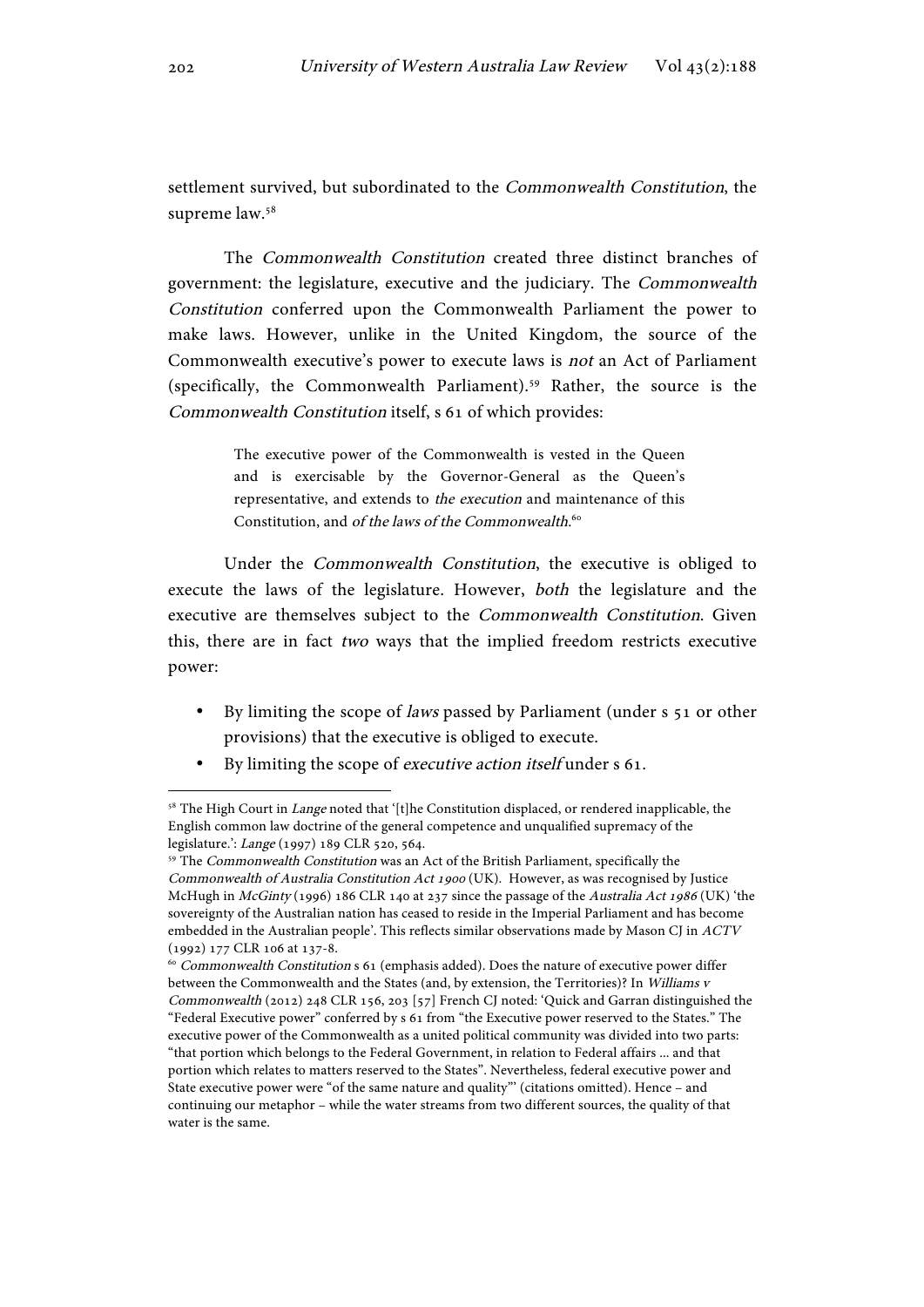settlement survived, but subordinated to the *Commonwealth Constitution*, the supreme law.[58]

The *Commonwealth Constitution* created three distinct branches of government: the legislature, executive and the judiciary. The *Commonwealth Constitution* conferred upon the Commonwealth Parliament the power to make laws. However, unlike in the United Kingdom, the source of the Commonwealth executive's power to execute laws is *not* an Act of Parliament (specifically, the Commonwealth Parliament).[59] Rather, the source is the *Commonwealth Constitution* itself, s 61 of which provides:

> The executive power of the Commonwealth is vested in the Queen and is exercisable by the Governor-General as the Queen's representative, and extends to *the execution* and maintenance of this Constitution, and *of the laws of the Commonwealth*.[60]

Under the *Commonwealth Constitution*, the executive is obliged to execute the laws of the legislature. However, *both* the legislature and the executive are themselves subject to the *Commonwealth Constitution*. Given this, there are in fact *two* ways that the implied freedom restricts executive power:

- By limiting the scope of *laws* passed by Parliament (under s 51 or other provisions) that the executive is obliged to execute.
- By limiting the scope of *executive action itself* under s 61.

---

[58] The High Court in *Lange* noted that '[t]he Constitution displaced, or rendered inapplicable, the English common law doctrine of the general competence and unqualified supremacy of the legislature.': *Lange* (1997) 189 CLR 520, 564.

[59] The *Commonwealth Constitution* was an Act of the British Parliament, specifically the *Commonwealth of Australia Constitution Act 1900* (UK). However, as was recognised by Justice McHugh in *McGinty* (1996) 186 CLR 140 at 237 since the passage of the *Australia Act 1986* (UK) 'the sovereignty of the Australian nation has ceased to reside in the Imperial Parliament and has become embedded in the Australian people'. This reflects similar observations made by Mason CJ in *ACTV* (1992) 177 CLR 106 at 137-8.

[60] *Commonwealth Constitution* s 61 (emphasis added). Does the nature of executive power differ between the Commonwealth and the States (and, by extension, the Territories)? In *Williams v Commonwealth* (2012) 248 CLR 156, 203 [57] French CJ noted: 'Quick and Garran distinguished the "Federal Executive power" conferred by s 61 from "the Executive power reserved to the States." The executive power of the Commonwealth as a united political community was divided into two parts: "that portion which belongs to the Federal Government, in relation to Federal affairs ... and that portion which relates to matters reserved to the States". Nevertheless, federal executive power and State executive power were "of the same nature and quality"' (citations omitted). Hence – and continuing our metaphor – while the water streams from two different sources, the quality of that water is the same.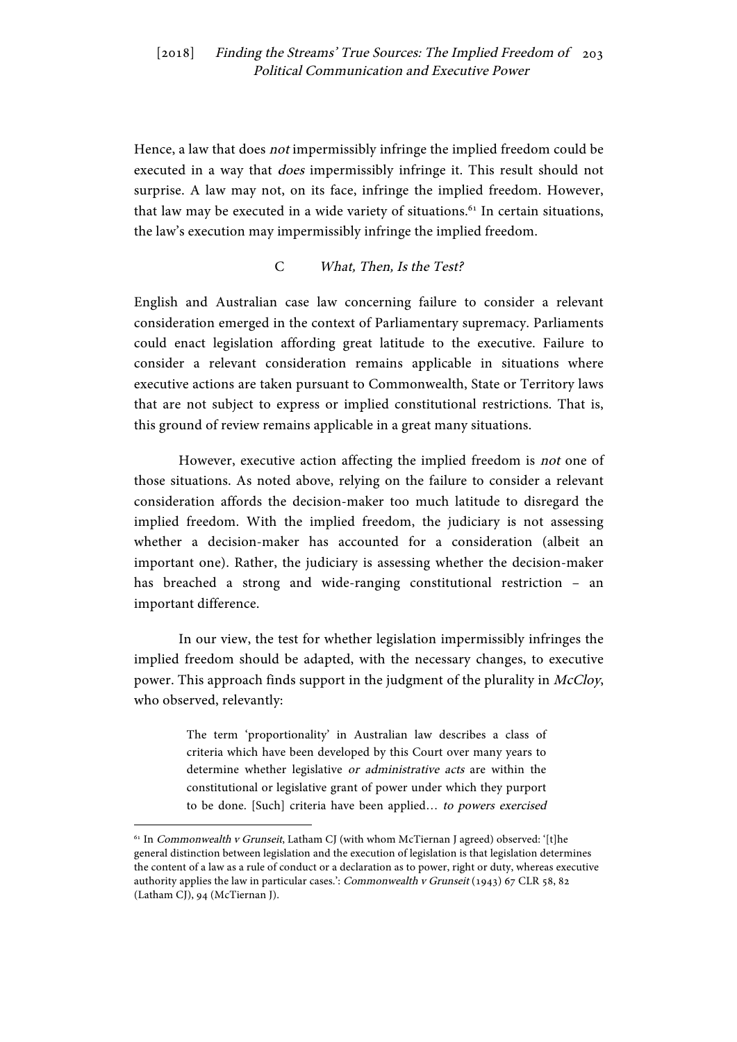Hence, a law that does *not* impermissibly infringe the implied freedom could be executed in a way that *does* impermissibly infringe it. This result should not surprise. A law may not, on its face, infringe the implied freedom. However, that law may be executed in a wide variety of situations.[61] In certain situations, the law's execution may impermissibly infringe the implied freedom.

### C *What, Then, Is the Test?*

English and Australian case law concerning failure to consider a relevant consideration emerged in the context of Parliamentary supremacy. Parliaments could enact legislation affording great latitude to the executive. Failure to consider a relevant consideration remains applicable in situations where executive actions are taken pursuant to Commonwealth, State or Territory laws that are not subject to express or implied constitutional restrictions. That is, this ground of review remains applicable in a great many situations.

However, executive action affecting the implied freedom is *not* one of those situations. As noted above, relying on the failure to consider a relevant consideration affords the decision-maker too much latitude to disregard the implied freedom. With the implied freedom, the judiciary is not assessing whether a decision-maker has accounted for a consideration (albeit an important one). Rather, the judiciary is assessing whether the decision-maker has breached a strong and wide-ranging constitutional restriction – an important difference.

In our view, the test for whether legislation impermissibly infringes the implied freedom should be adapted, with the necessary changes, to executive power. This approach finds support in the judgment of the plurality in *McCloy*, who observed, relevantly:

> The term 'proportionality' in Australian law describes a class of criteria which have been developed by this Court over many years to determine whether legislative *or administrative acts* are within the constitutional or legislative grant of power under which they purport to be done. [Such] criteria have been applied… *to powers exercised*

[61] In *Commonwealth v Grunseit*, Latham CJ (with whom McTiernan J agreed) observed: '[t]he general distinction between legislation and the execution of legislation is that legislation determines the content of a law as a rule of conduct or a declaration as to power, right or duty, whereas executive authority applies the law in particular cases.': *Commonwealth v Grunseit* (1943) 67 CLR 58, 82 (Latham CJ), 94 (McTiernan J).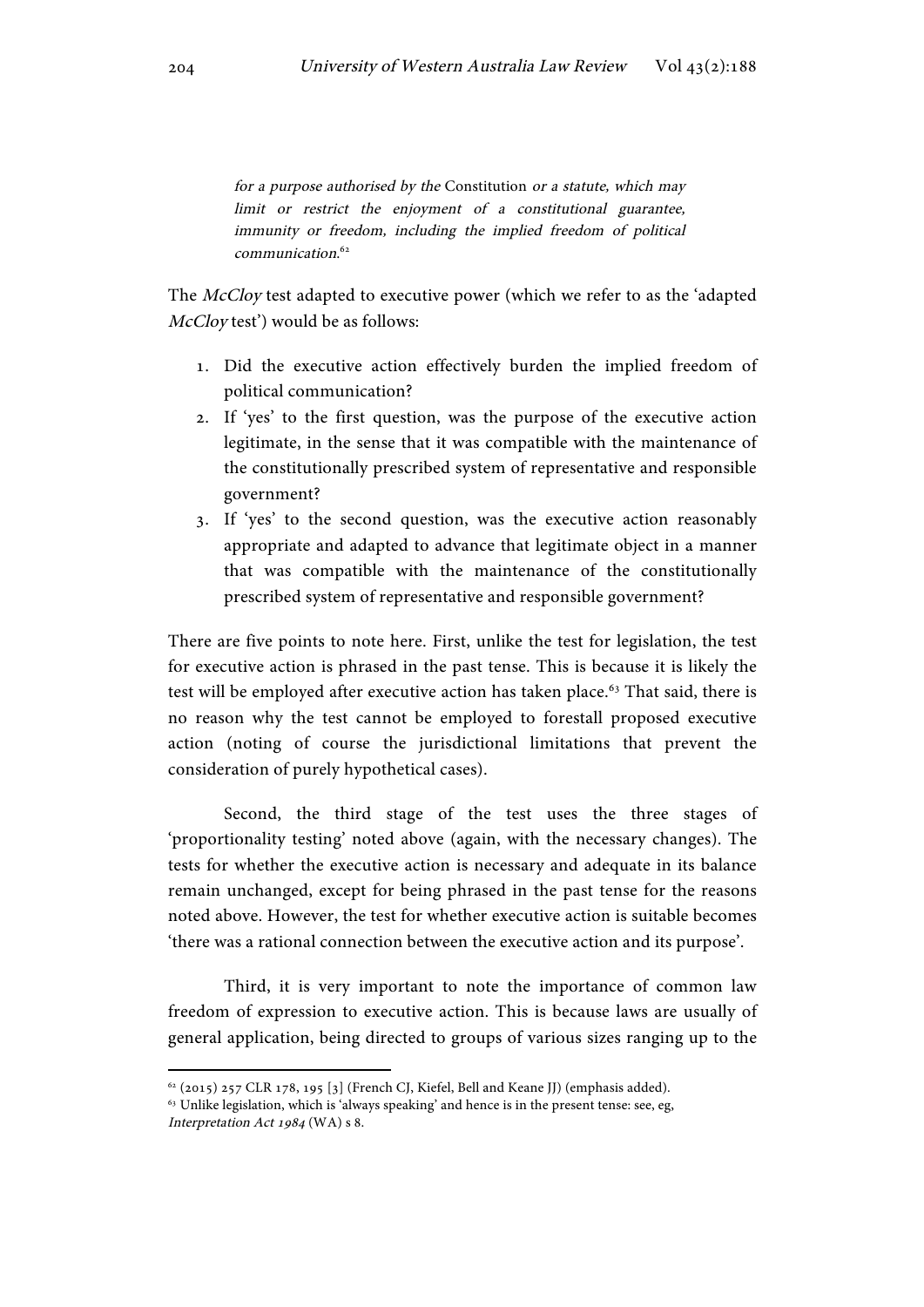> *for a purpose authorised by the* Constitution *or a statute, which may limit or restrict the enjoyment of a constitutional guarantee, immunity or freedom, including the implied freedom of political communication.*[62]

The *McCloy* test adapted to executive power (which we refer to as the 'adapted *McCloy* test') would be as follows:

1. Did the executive action effectively burden the implied freedom of political communication?
2. If 'yes' to the first question, was the purpose of the executive action legitimate, in the sense that it was compatible with the maintenance of the constitutionally prescribed system of representative and responsible government?
3. If 'yes' to the second question, was the executive action reasonably appropriate and adapted to advance that legitimate object in a manner that was compatible with the maintenance of the constitutionally prescribed system of representative and responsible government?

There are five points to note here. First, unlike the test for legislation, the test for executive action is phrased in the past tense. This is because it is likely the test will be employed after executive action has taken place.[63] That said, there is no reason why the test cannot be employed to forestall proposed executive action (noting of course the jurisdictional limitations that prevent the consideration of purely hypothetical cases).

Second, the third stage of the test uses the three stages of 'proportionality testing' noted above (again, with the necessary changes). The tests for whether the executive action is necessary and adequate in its balance remain unchanged, except for being phrased in the past tense for the reasons noted above. However, the test for whether executive action is suitable becomes 'there was a rational connection between the executive action and its purpose'.

Third, it is very important to note the importance of common law freedom of expression to executive action. This is because laws are usually of general application, being directed to groups of various sizes ranging up to the

---

[62] (2015) 257 CLR 178, 195 [3] (French CJ, Kiefel, Bell and Keane JJ) (emphasis added).

[63] Unlike legislation, which is 'always speaking' and hence is in the present tense: see, eg, *Interpretation Act 1984* (WA) s 8.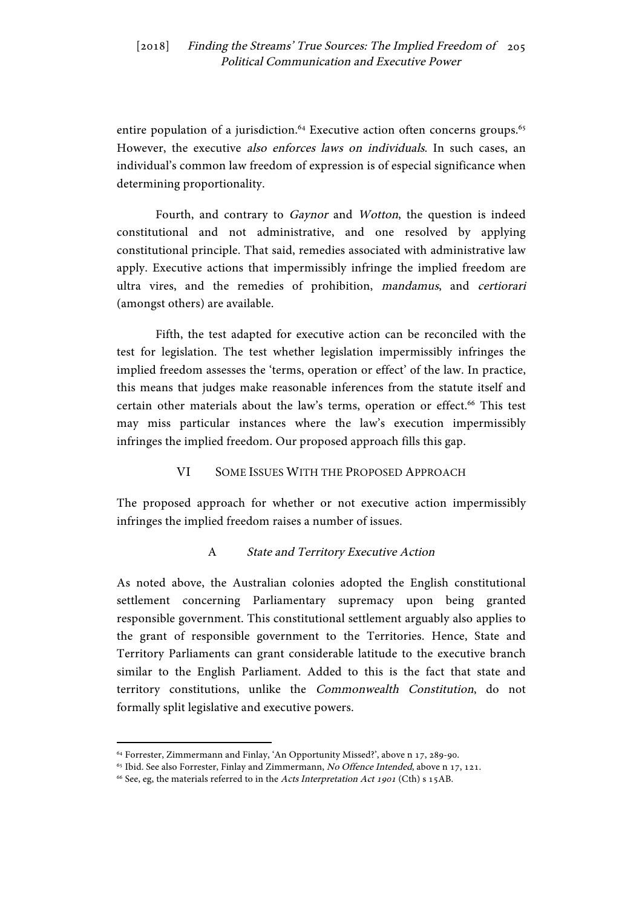entire population of a jurisdiction.[64] Executive action often concerns groups.[65] However, the executive *also enforces laws on individuals*. In such cases, an individual's common law freedom of expression is of especial significance when determining proportionality.

Fourth, and contrary to *Gaynor* and *Wotton*, the question is indeed constitutional and not administrative, and one resolved by applying constitutional principle. That said, remedies associated with administrative law apply. Executive actions that impermissibly infringe the implied freedom are ultra vires, and the remedies of prohibition, *mandamus*, and *certiorari* (amongst others) are available.

Fifth, the test adapted for executive action can be reconciled with the test for legislation. The test whether legislation impermissibly infringes the implied freedom assesses the 'terms, operation or effect' of the law. In practice, this means that judges make reasonable inferences from the statute itself and certain other materials about the law's terms, operation or effect.[66] This test may miss particular instances where the law's execution impermissibly infringes the implied freedom. Our proposed approach fills this gap.

## VI Some Issues With the Proposed Approach

The proposed approach for whether or not executive action impermissibly infringes the implied freedom raises a number of issues.

### A *State and Territory Executive Action*

As noted above, the Australian colonies adopted the English constitutional settlement concerning Parliamentary supremacy upon being granted responsible government. This constitutional settlement arguably also applies to the grant of responsible government to the Territories. Hence, State and Territory Parliaments can grant considerable latitude to the executive branch similar to the English Parliament. Added to this is the fact that state and territory constitutions, unlike the *Commonwealth Constitution*, do not formally split legislative and executive powers.

---

[64] Forrester, Zimmermann and Finlay, 'An Opportunity Missed?', above n 17, 289-90.

[65] Ibid. See also Forrester, Finlay and Zimmermann, *No Offence Intended*, above n 17, 121.

[66] See, eg, the materials referred to in the *Acts Interpretation Act 1901* (Cth) s 15AB.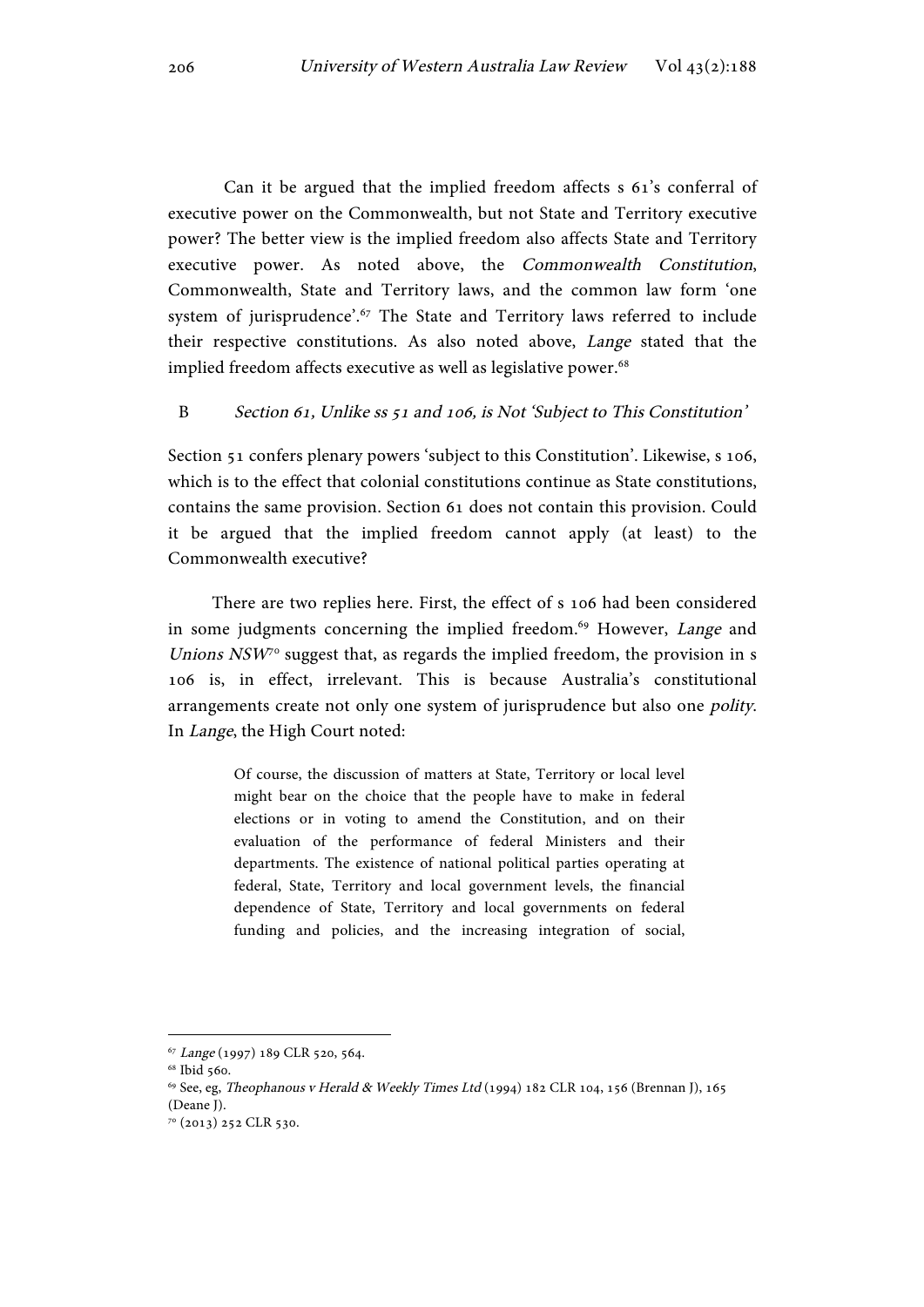Can it be argued that the implied freedom affects s 61's conferral of executive power on the Commonwealth, but not State and Territory executive power? The better view is the implied freedom also affects State and Territory executive power. As noted above, the *Commonwealth Constitution*, Commonwealth, State and Territory laws, and the common law form 'one system of jurisprudence'.[67] The State and Territory laws referred to include their respective constitutions. As also noted above, *Lange* stated that the implied freedom affects executive as well as legislative power.[68]

### B *Section 61, Unlike ss 51 and 106, is Not 'Subject to This Constitution'*

Section 51 confers plenary powers 'subject to this Constitution'. Likewise, s 106, which is to the effect that colonial constitutions continue as State constitutions, contains the same provision. Section 61 does not contain this provision. Could it be argued that the implied freedom cannot apply (at least) to the Commonwealth executive?

There are two replies here. First, the effect of s 106 had been considered in some judgments concerning the implied freedom.[69] However, *Lange* and *Unions NSW*[70] suggest that, as regards the implied freedom, the provision in s 106 is, in effect, irrelevant. This is because Australia's constitutional arrangements create not only one system of jurisprudence but also one *polity*. In *Lange*, the High Court noted:

> Of course, the discussion of matters at State, Territory or local level might bear on the choice that the people have to make in federal elections or in voting to amend the Constitution, and on their evaluation of the performance of federal Ministers and their departments. The existence of national political parties operating at federal, State, Territory and local government levels, the financial dependence of State, Territory and local governments on federal funding and policies, and the increasing integration of social,

---

[67] *Lange* (1997) 189 CLR 520, 564.

[68] Ibid 560.

[69] See, eg, *Theophanous v Herald & Weekly Times Ltd* (1994) 182 CLR 104, 156 (Brennan J), 165 (Deane J).

[70] (2013) 252 CLR 530.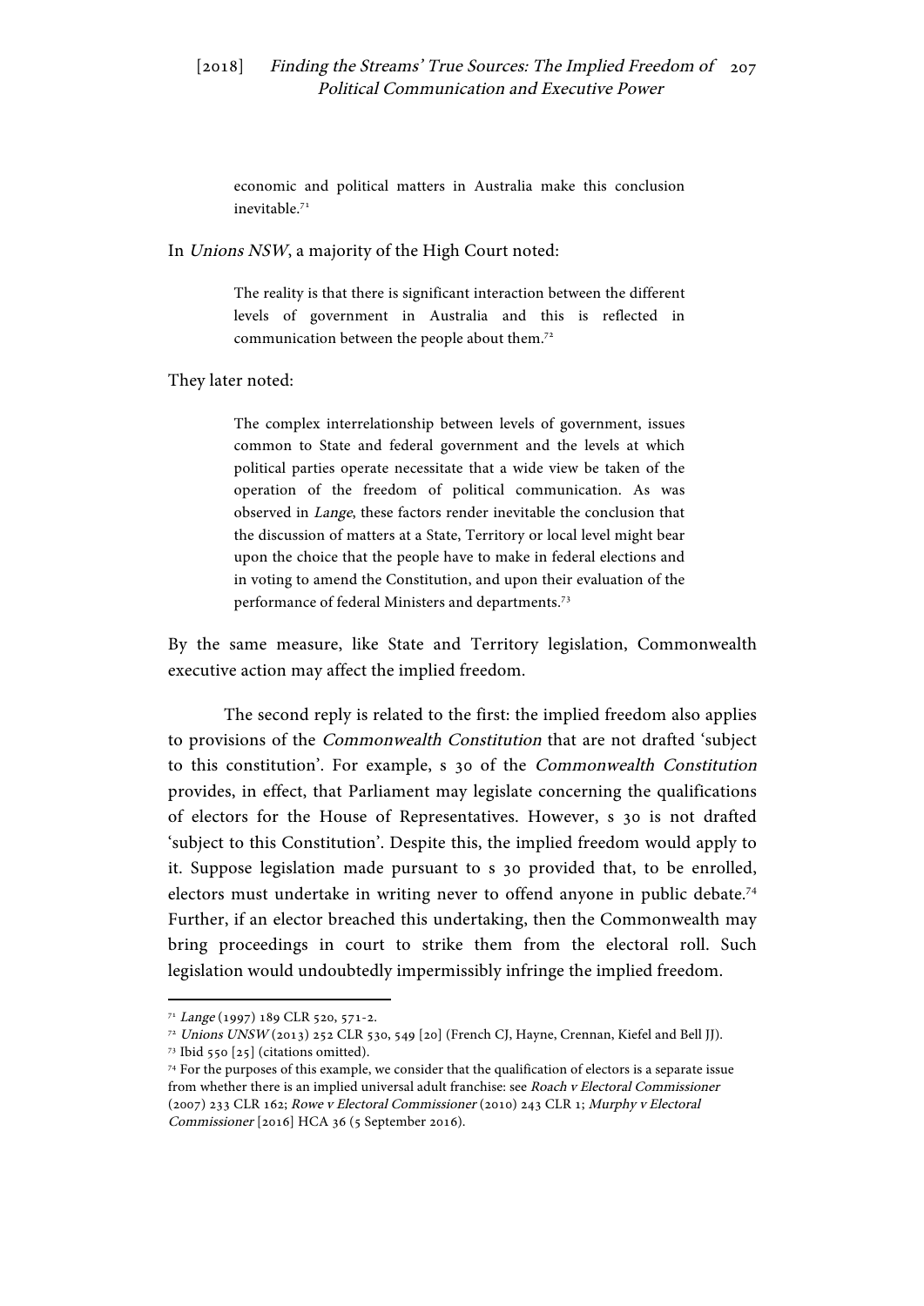> economic and political matters in Australia make this conclusion inevitable.[71]

In *Unions NSW*, a majority of the High Court noted:

> The reality is that there is significant interaction between the different levels of government in Australia and this is reflected in communication between the people about them.[72]

They later noted:

> The complex interrelationship between levels of government, issues common to State and federal government and the levels at which political parties operate necessitate that a wide view be taken of the operation of the freedom of political communication. As was observed in *Lange*, these factors render inevitable the conclusion that the discussion of matters at a State, Territory or local level might bear upon the choice that the people have to make in federal elections and in voting to amend the Constitution, and upon their evaluation of the performance of federal Ministers and departments.[73]

By the same measure, like State and Territory legislation, Commonwealth executive action may affect the implied freedom.

The second reply is related to the first: the implied freedom also applies to provisions of the *Commonwealth Constitution* that are not drafted 'subject to this constitution'. For example, s 30 of the *Commonwealth Constitution* provides, in effect, that Parliament may legislate concerning the qualifications of electors for the House of Representatives. However, s 30 is not drafted 'subject to this Constitution'. Despite this, the implied freedom would apply to it. Suppose legislation made pursuant to s 30 provided that, to be enrolled, electors must undertake in writing never to offend anyone in public debate.[74] Further, if an elector breached this undertaking, then the Commonwealth may bring proceedings in court to strike them from the electoral roll. Such legislation would undoubtedly impermissibly infringe the implied freedom.

---

[71] *Lange* (1997) 189 CLR 520, 571-2.

[72] *Unions UNSW* (2013) 252 CLR 530, 549 [20] (French CJ, Hayne, Crennan, Kiefel and Bell JJ).

[73] Ibid 550 [25] (citations omitted).

[74] For the purposes of this example, we consider that the qualification of electors is a separate issue from whether there is an implied universal adult franchise: see *Roach v Electoral Commissioner* (2007) 233 CLR 162; *Rowe v Electoral Commissioner* (2010) 243 CLR 1; *Murphy v Electoral Commissioner* [2016] HCA 36 (5 September 2016).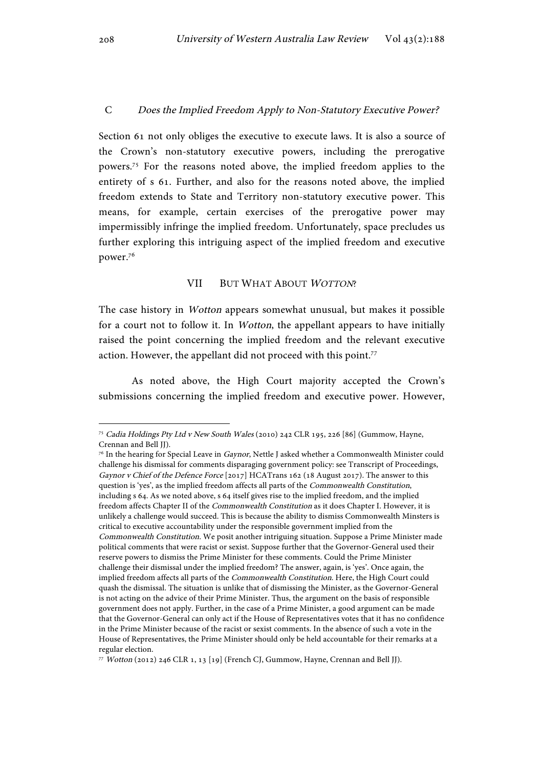### C *Does the Implied Freedom Apply to Non-Statutory Executive Power?*

Section 61 not only obliges the executive to execute laws. It is also a source of the Crown's non-statutory executive powers, including the prerogative powers.[75] For the reasons noted above, the implied freedom applies to the entirety of s 61. Further, and also for the reasons noted above, the implied freedom extends to State and Territory non-statutory executive power. This means, for example, certain exercises of the prerogative power may impermissibly infringe the implied freedom. Unfortunately, space precludes us further exploring this intriguing aspect of the implied freedom and executive power.[76]

## VII BUT WHAT ABOUT *WOTTON*?

The case history in *Wotton* appears somewhat unusual, but makes it possible for a court not to follow it. In *Wotton*, the appellant appears to have initially raised the point concerning the implied freedom and the relevant executive action. However, the appellant did not proceed with this point.[77]

As noted above, the High Court majority accepted the Crown's submissions concerning the implied freedom and executive power. However,

---

[75] *Cadia Holdings Pty Ltd v New South Wales* (2010) 242 CLR 195, 226 [86] (Gummow, Hayne, Crennan and Bell JJ).

[76] In the hearing for Special Leave in *Gaynor*, Nettle J asked whether a Commonwealth Minister could challenge his dismissal for comments disparaging government policy: see Transcript of Proceedings, *Gaynor v Chief of the Defence Force* [2017] HCATrans 162 (18 August 2017). The answer to this question is 'yes', as the implied freedom affects all parts of the *Commonwealth Constitution*, including s 64. As we noted above, s 64 itself gives rise to the implied freedom, and the implied freedom affects Chapter II of the *Commonwealth Constitution* as it does Chapter I. However, it is unlikely a challenge would succeed. This is because the ability to dismiss Commonwealth Ministers is critical to executive accountability under the responsible government implied from the *Commonwealth Constitution*. We posit another intriguing situation. Suppose a Prime Minister made political comments that were racist or sexist. Suppose further that the Governor-General used their reserve powers to dismiss the Prime Minister for these comments. Could the Prime Minister challenge their dismissal under the implied freedom? The answer, again, is 'yes'. Once again, the implied freedom affects all parts of the *Commonwealth Constitution*. Here, the High Court could quash the dismissal. The situation is unlike that of dismissing the Minister, as the Governor-General is not acting on the advice of their Prime Minister. Thus, the argument on the basis of responsible government does not apply. Further, in the case of a Prime Minister, a good argument can be made that the Governor-General can only act if the House of Representatives votes that it has no confidence in the Prime Minister because of the racist or sexist comments. In the absence of such a vote in the House of Representatives, the Prime Minister should only be held accountable for their remarks at a regular election.

[77] *Wotton* (2012) 246 CLR 1, 13 [19] (French CJ, Gummow, Hayne, Crennan and Bell JJ).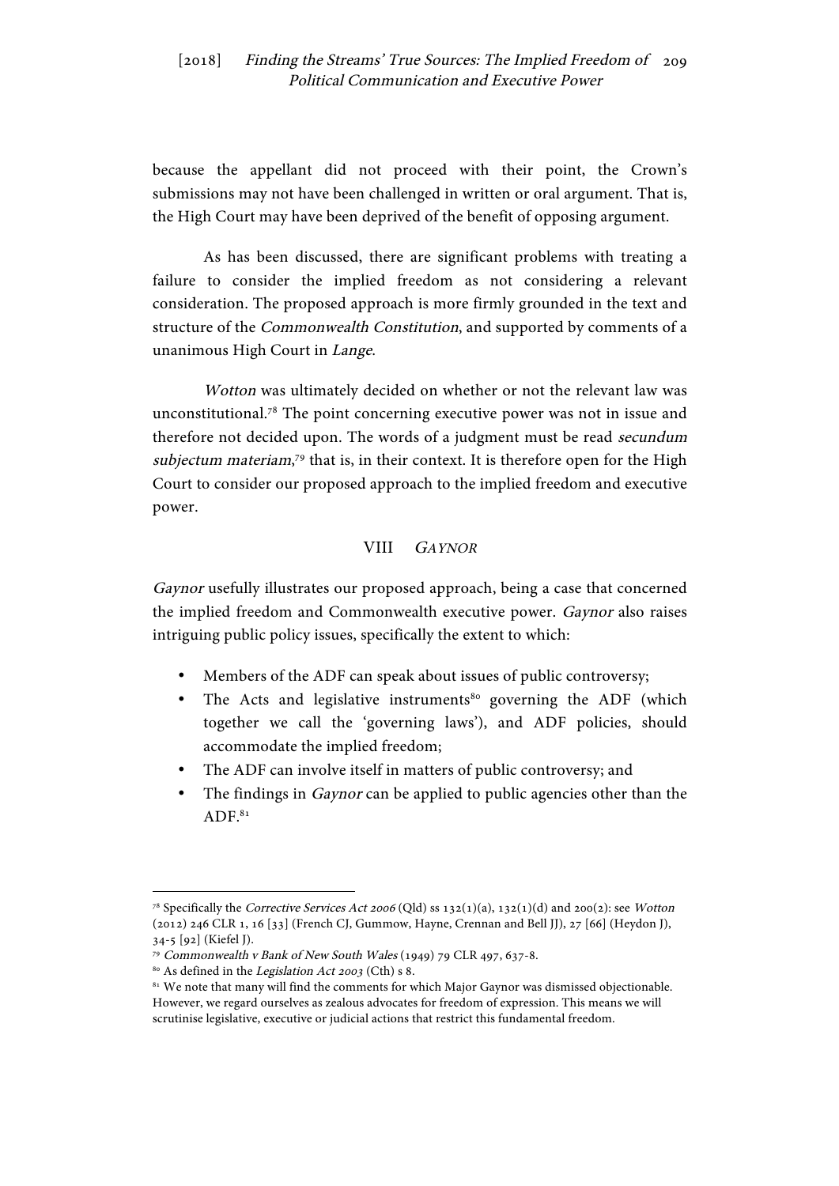because the appellant did not proceed with their point, the Crown's submissions may not have been challenged in written or oral argument. That is, the High Court may have been deprived of the benefit of opposing argument.

As has been discussed, there are significant problems with treating a failure to consider the implied freedom as not considering a relevant consideration. The proposed approach is more firmly grounded in the text and structure of the *Commonwealth Constitution*, and supported by comments of a unanimous High Court in *Lange*.

*Wotton* was ultimately decided on whether or not the relevant law was unconstitutional.[78] The point concerning executive power was not in issue and therefore not decided upon. The words of a judgment must be read *secundum subjectum materiam*,[79] that is, in their context. It is therefore open for the High Court to consider our proposed approach to the implied freedom and executive power.

## VIII *Gaynor*

*Gaynor* usefully illustrates our proposed approach, being a case that concerned the implied freedom and Commonwealth executive power. *Gaynor* also raises intriguing public policy issues, specifically the extent to which:

- Members of the ADF can speak about issues of public controversy;
- The Acts and legislative instruments[80] governing the ADF (which together we call the 'governing laws'), and ADF policies, should accommodate the implied freedom;
- The ADF can involve itself in matters of public controversy; and
- The findings in *Gaynor* can be applied to public agencies other than the ADF.[81]

---

[78] Specifically the *Corrective Services Act 2006* (Qld) ss 132(1)(a), 132(1)(d) and 200(2): see *Wotton* (2012) 246 CLR 1, 16 [33] (French CJ, Gummow, Hayne, Crennan and Bell JJ), 27 [66] (Heydon J), 34-5 [92] (Kiefel J).

[79] *Commonwealth v Bank of New South Wales* (1949) 79 CLR 497, 637-8.

[80] As defined in the *Legislation Act 2003* (Cth) s 8.

[81] We note that many will find the comments for which Major Gaynor was dismissed objectionable. However, we regard ourselves as zealous advocates for freedom of expression. This means we will scrutinise legislative, executive or judicial actions that restrict this fundamental freedom.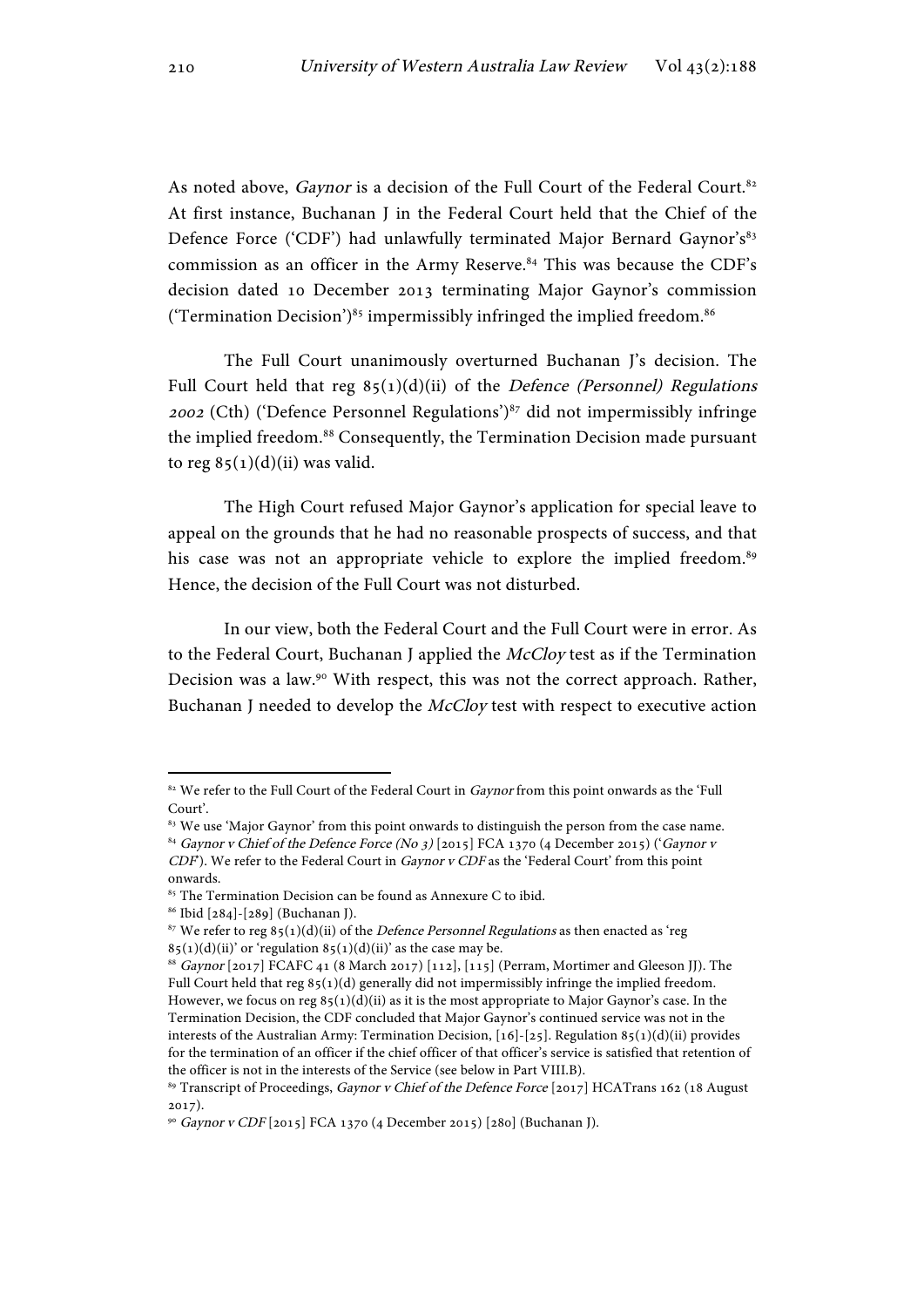As noted above, *Gaynor* is a decision of the Full Court of the Federal Court.[82] At first instance, Buchanan J in the Federal Court held that the Chief of the Defence Force ('CDF') had unlawfully terminated Major Bernard Gaynor's[83] commission as an officer in the Army Reserve.[84] This was because the CDF's decision dated 10 December 2013 terminating Major Gaynor's commission ('Termination Decision')[85] impermissibly infringed the implied freedom.[86]

The Full Court unanimously overturned Buchanan J's decision. The Full Court held that reg 85(1)(d)(ii) of the *Defence (Personnel) Regulations 2002* (Cth) ('Defence Personnel Regulations')[87] did not impermissibly infringe the implied freedom.[88] Consequently, the Termination Decision made pursuant to reg 85(1)(d)(ii) was valid.

The High Court refused Major Gaynor's application for special leave to appeal on the grounds that he had no reasonable prospects of success, and that his case was not an appropriate vehicle to explore the implied freedom.[89] Hence, the decision of the Full Court was not disturbed.

In our view, both the Federal Court and the Full Court were in error. As to the Federal Court, Buchanan J applied the *McCloy* test as if the Termination Decision was a law.[90] With respect, this was not the correct approach. Rather, Buchanan J needed to develop the *McCloy* test with respect to executive action

---

[82] We refer to the Full Court of the Federal Court in *Gaynor* from this point onwards as the 'Full Court'.

[83] We use 'Major Gaynor' from this point onwards to distinguish the person from the case name.

[84] *Gaynor v Chief of the Defence Force (No 3)* [2015] FCA 1370 (4 December 2015) ('*Gaynor v CDF*'). We refer to the Federal Court in *Gaynor v CDF* as the 'Federal Court' from this point onwards.

[85] The Termination Decision can be found as Annexure C to ibid.

[86] Ibid [284]-[289] (Buchanan J).

[87] We refer to reg 85(1)(d)(ii) of the *Defence Personnel Regulations* as then enacted as 'reg 85(1)(d)(ii)' or 'regulation 85(1)(d)(ii)' as the case may be.

[88] *Gaynor* [2017] FCAFC 41 (8 March 2017) [112], [115] (Perram, Mortimer and Gleeson JJ). The Full Court held that reg 85(1)(d) generally did not impermissibly infringe the implied freedom. However, we focus on reg 85(1)(d)(ii) as it is the most appropriate to Major Gaynor's case. In the Termination Decision, the CDF concluded that Major Gaynor's continued service was not in the interests of the Australian Army: Termination Decision, [16]-[25]. Regulation 85(1)(d)(ii) provides for the termination of an officer if the chief officer of that officer's service is satisfied that retention of the officer is not in the interests of the Service (see below in Part VIII.B).

[89] Transcript of Proceedings, *Gaynor v Chief of the Defence Force* [2017] HCATrans 162 (18 August 2017).

[90] *Gaynor v CDF* [2015] FCA 1370 (4 December 2015) [280] (Buchanan J).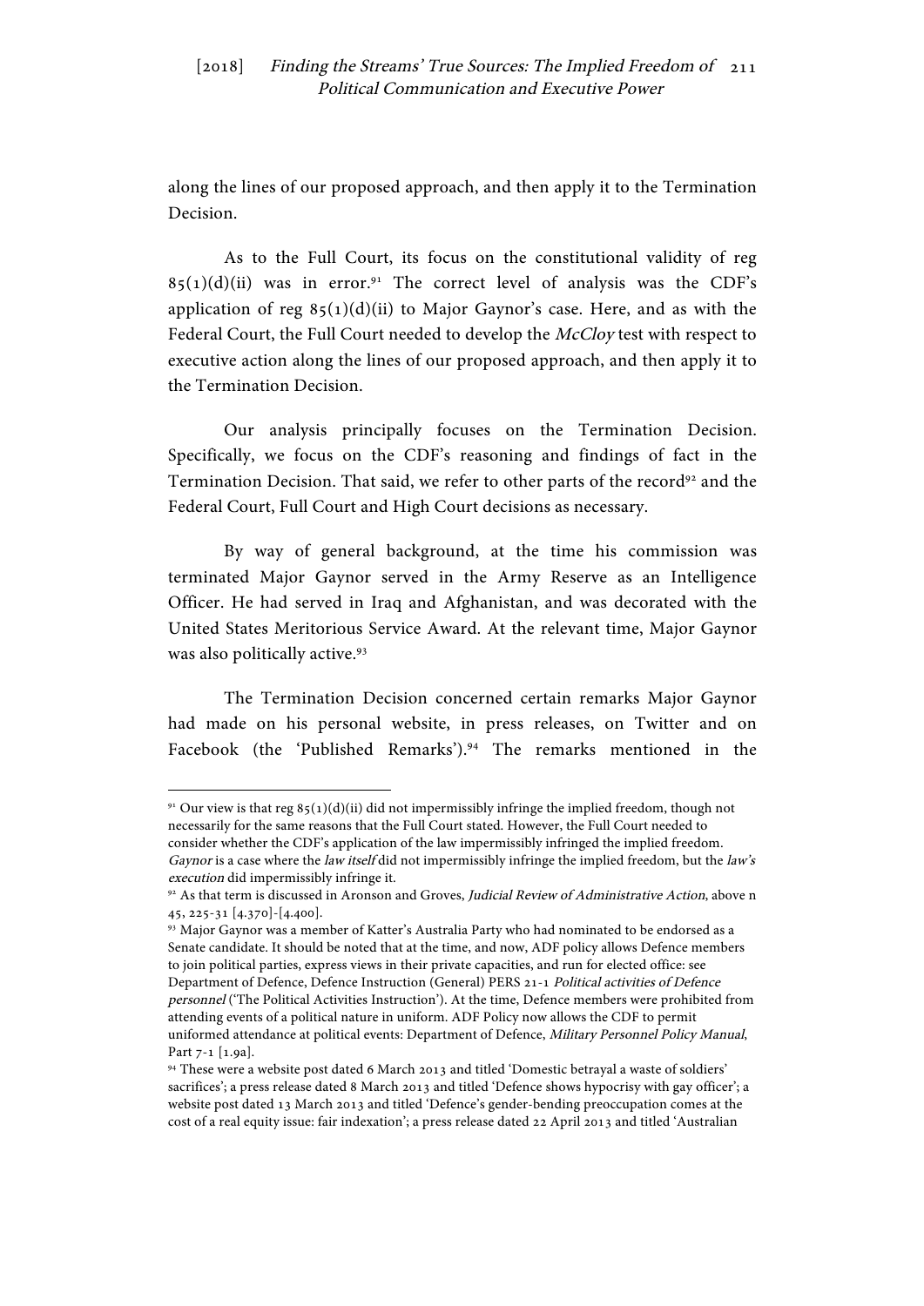along the lines of our proposed approach, and then apply it to the Termination Decision.

As to the Full Court, its focus on the constitutional validity of reg 85(1)(d)(ii) was in error.[91] The correct level of analysis was the CDF's application of reg 85(1)(d)(ii) to Major Gaynor's case. Here, and as with the Federal Court, the Full Court needed to develop the *McCloy* test with respect to executive action along the lines of our proposed approach, and then apply it to the Termination Decision.

Our analysis principally focuses on the Termination Decision. Specifically, we focus on the CDF's reasoning and findings of fact in the Termination Decision. That said, we refer to other parts of the record[92] and the Federal Court, Full Court and High Court decisions as necessary.

By way of general background, at the time his commission was terminated Major Gaynor served in the Army Reserve as an Intelligence Officer. He had served in Iraq and Afghanistan, and was decorated with the United States Meritorious Service Award. At the relevant time, Major Gaynor was also politically active.[93]

The Termination Decision concerned certain remarks Major Gaynor had made on his personal website, in press releases, on Twitter and on Facebook (the 'Published Remarks').[94] The remarks mentioned in the

---

[91] Our view is that reg 85(1)(d)(ii) did not impermissibly infringe the implied freedom, though not necessarily for the same reasons that the Full Court stated. However, the Full Court needed to consider whether the CDF's application of the law impermissibly infringed the implied freedom. *Gaynor* is a case where the *law itself* did not impermissibly infringe the implied freedom, but the *law's execution* did impermissibly infringe it.

[92] As that term is discussed in Aronson and Groves, *Judicial Review of Administrative Action*, above n 45, 225-31 [4.370]-[4.400].

[93] Major Gaynor was a member of Katter's Australia Party who had nominated to be endorsed as a Senate candidate. It should be noted that at the time, and now, ADF policy allows Defence members to join political parties, express views in their private capacities, and run for elected office: see Department of Defence, Defence Instruction (General) PERS 21-1 *Political activities of Defence personnel* ('The Political Activities Instruction'). At the time, Defence members were prohibited from attending events of a political nature in uniform. ADF Policy now allows the CDF to permit uniformed attendance at political events: Department of Defence, *Military Personnel Policy Manual*, Part 7-1 [1.9a].

[94] These were a website post dated 6 March 2013 and titled 'Domestic betrayal a waste of soldiers' sacrifices'; a press release dated 8 March 2013 and titled 'Defence shows hypocrisy with gay officer'; a website post dated 13 March 2013 and titled 'Defence's gender-bending preoccupation comes at the cost of a real equity issue: fair indexation'; a press release dated 22 April 2013 and titled 'Australian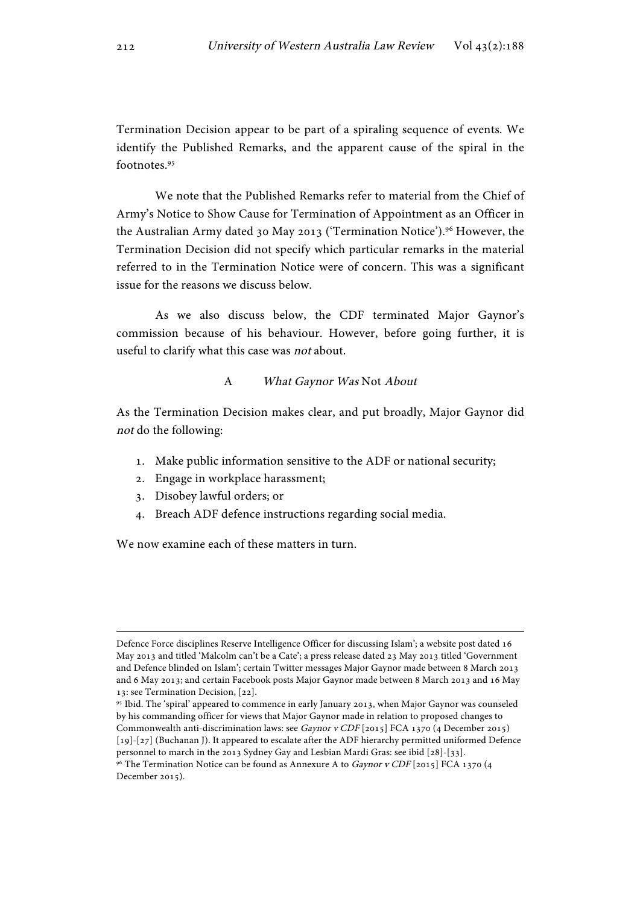Termination Decision appear to be part of a spiraling sequence of events. We identify the Published Remarks, and the apparent cause of the spiral in the footnotes.[95]

We note that the Published Remarks refer to material from the Chief of Army's Notice to Show Cause for Termination of Appointment as an Officer in the Australian Army dated 30 May 2013 ('Termination Notice').[96] However, the Termination Decision did not specify which particular remarks in the material referred to in the Termination Notice were of concern. This was a significant issue for the reasons we discuss below.

As we also discuss below, the CDF terminated Major Gaynor's commission because of his behaviour. However, before going further, it is useful to clarify what this case was *not* about.

### A *What Gaynor Was* Not *About*

As the Termination Decision makes clear, and put broadly, Major Gaynor did *not* do the following:

1. Make public information sensitive to the ADF or national security;
2. Engage in workplace harassment;
3. Disobey lawful orders; or
4. Breach ADF defence instructions regarding social media.

We now examine each of these matters in turn.

---

Defence Force disciplines Reserve Intelligence Officer for discussing Islam'; a website post dated 16 May 2013 and titled 'Malcolm can't be a Cate'; a press release dated 23 May 2013 titled 'Government and Defence blinded on Islam'; certain Twitter messages Major Gaynor made between 8 March 2013 and 6 May 2013; and certain Facebook posts Major Gaynor made between 8 March 2013 and 16 May 13: see Termination Decision, [22].

[95] Ibid. The 'spiral' appeared to commence in early January 2013, when Major Gaynor was counseled by his commanding officer for views that Major Gaynor made in relation to proposed changes to Commonwealth anti-discrimination laws: see *Gaynor v CDF* [2015] FCA 1370 (4 December 2015) [19]-[27] (Buchanan J). It appeared to escalate after the ADF hierarchy permitted uniformed Defence personnel to march in the 2013 Sydney Gay and Lesbian Mardi Gras: see ibid [28]-[33].

[96] The Termination Notice can be found as Annexure A to *Gaynor v CDF* [2015] FCA 1370 (4 December 2015).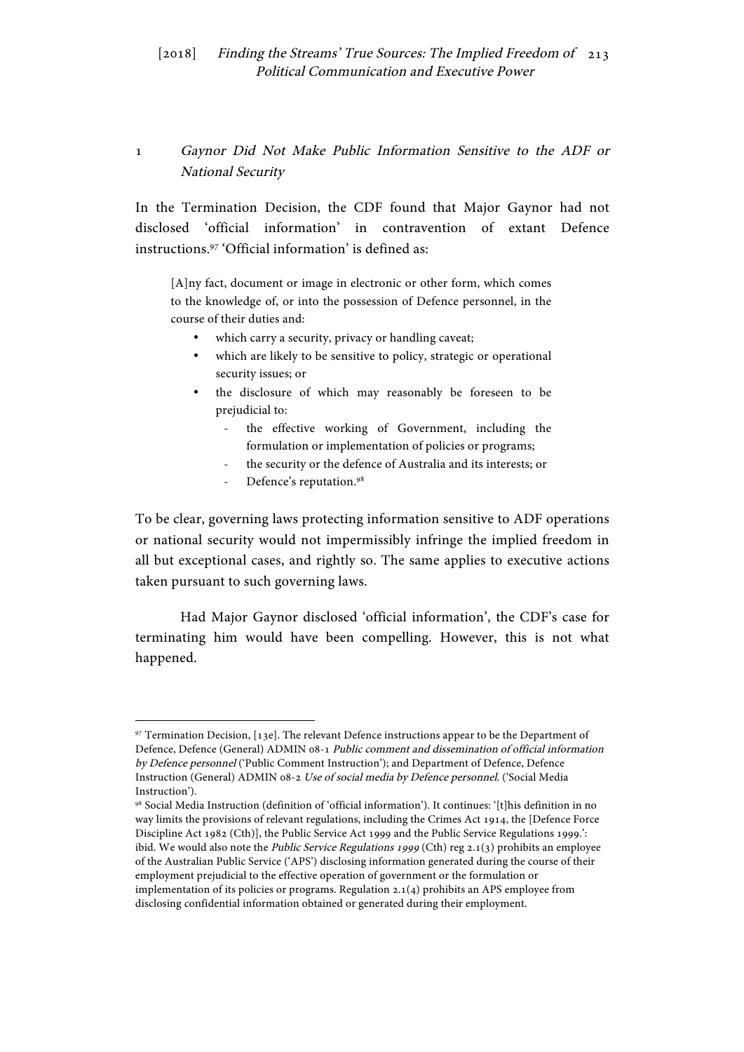### 1 *Gaynor Did Not Make Public Information Sensitive to the ADF or National Security*

In the Termination Decision, the CDF found that Major Gaynor had not disclosed 'official information' in contravention of extant Defence instructions.[97] 'Official information' is defined as:

> [A]ny fact, document or image in electronic or other form, which comes to the knowledge of, or into the possession of Defence personnel, in the course of their duties and:
>
> - which carry a security, privacy or handling caveat;
> - which are likely to be sensitive to policy, strategic or operational security issues; or
> - the disclosure of which may reasonably be foreseen to be prejudicial to:
>     - the effective working of Government, including the formulation or implementation of policies or programs;
>     - the security or the defence of Australia and its interests; or
>     - Defence's reputation.[98]

To be clear, governing laws protecting information sensitive to ADF operations or national security would not impermissibly infringe the implied freedom in all but exceptional cases, and rightly so. The same applies to executive actions taken pursuant to such governing laws.

Had Major Gaynor disclosed 'official information', the CDF's case for terminating him would have been compelling. However, this is not what happened.

---

[97] Termination Decision, [13e]. The relevant Defence instructions appear to be the Department of Defence, Defence (General) ADMIN 08-1 *Public comment and dissemination of official information by Defence personnel* ('Public Comment Instruction'); and Department of Defence, Defence Instruction (General) ADMIN 08-2 *Use of social media by Defence personnel*. ('Social Media Instruction').

[98] Social Media Instruction (definition of 'official information'). It continues: '[t]his definition in no way limits the provisions of relevant regulations, including the Crimes Act 1914, the [Defence Force Discipline Act 1982 (Cth)], the Public Service Act 1999 and the Public Service Regulations 1999.': ibid. We would also note the *Public Service Regulations 1999* (Cth) reg 2.1(3) prohibits an employee of the Australian Public Service ('APS') disclosing information generated during the course of their employment prejudicial to the effective operation of government or the formulation or implementation of its policies or programs. Regulation 2.1(4) prohibits an APS employee from disclosing confidential information obtained or generated during their employment.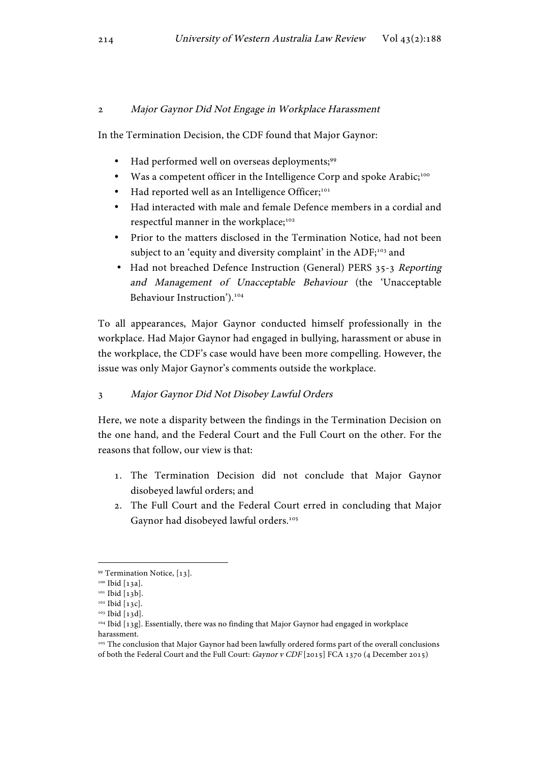### 2 *Major Gaynor Did Not Engage in Workplace Harassment*

In the Termination Decision, the CDF found that Major Gaynor:

- Had performed well on overseas deployments;[99]
- Was a competent officer in the Intelligence Corp and spoke Arabic;[100]
- Had reported well as an Intelligence Officer;[101]
- Had interacted with male and female Defence members in a cordial and respectful manner in the workplace;[102]
- Prior to the matters disclosed in the Termination Notice, had not been subject to an 'equity and diversity complaint' in the ADF;[103] and
- Had not breached Defence Instruction (General) PERS 35-3 *Reporting and Management of Unacceptable Behaviour* (the 'Unacceptable Behaviour Instruction').[104]

To all appearances, Major Gaynor conducted himself professionally in the workplace. Had Major Gaynor had engaged in bullying, harassment or abuse in the workplace, the CDF's case would have been more compelling. However, the issue was only Major Gaynor's comments outside the workplace.

### 3 *Major Gaynor Did Not Disobey Lawful Orders*

Here, we note a disparity between the findings in the Termination Decision on the one hand, and the Federal Court and the Full Court on the other. For the reasons that follow, our view is that:

1. The Termination Decision did not conclude that Major Gaynor disobeyed lawful orders; and
2. The Full Court and the Federal Court erred in concluding that Major Gaynor had disobeyed lawful orders.[105]

---

[99] Termination Notice, [13].

[100] Ibid [13a].

[101] Ibid [13b].

[102] Ibid [13c].

[103] Ibid [13d].

[104] Ibid [13g]. Essentially, there was no finding that Major Gaynor had engaged in workplace harassment.

[105] The conclusion that Major Gaynor had been lawfully ordered forms part of the overall conclusions of both the Federal Court and the Full Court: *Gaynor v CDF* [2015] FCA 1370 (4 December 2015)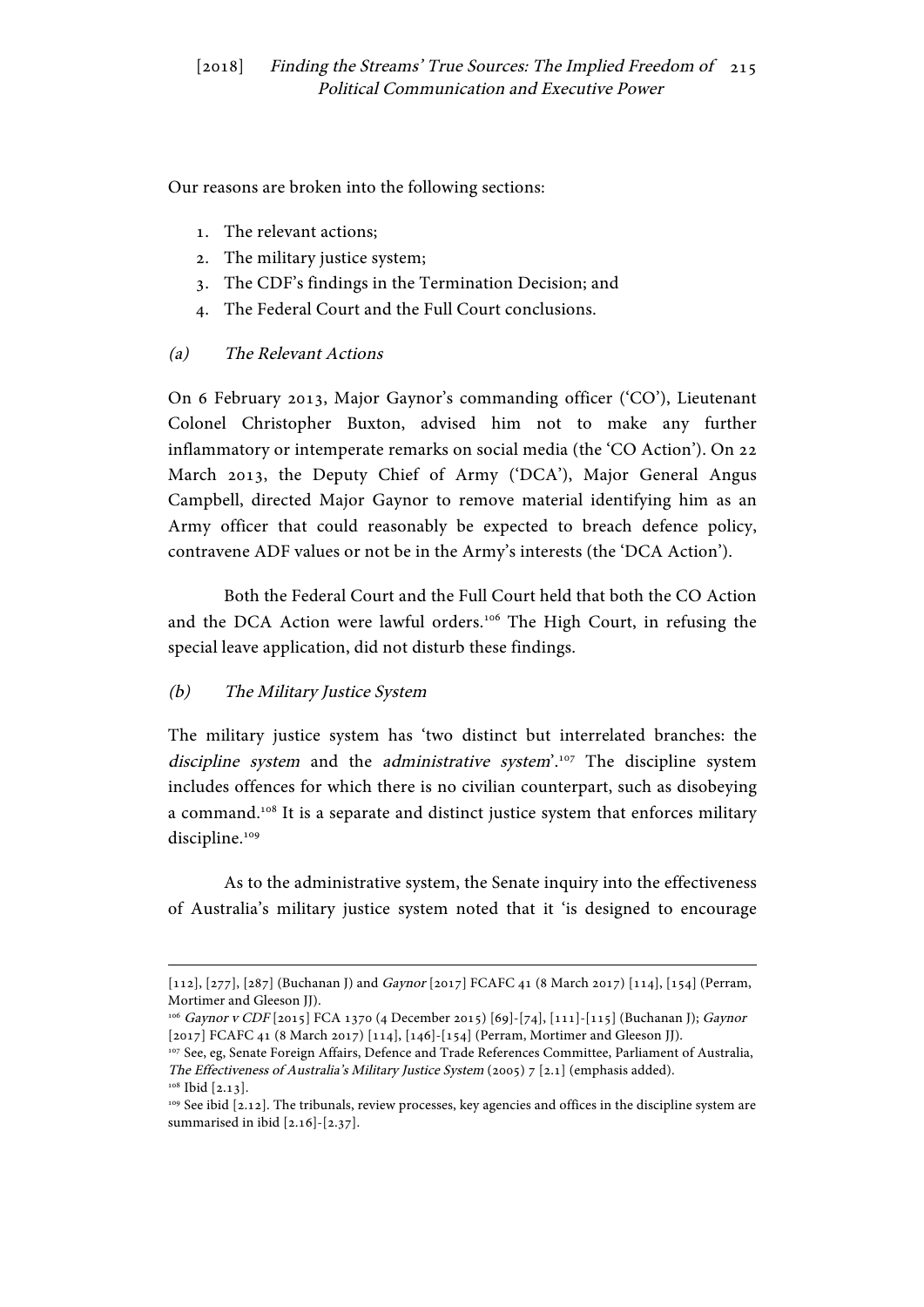Our reasons are broken into the following sections:

1. The relevant actions;
2. The military justice system;
3. The CDF's findings in the Termination Decision; and
4. The Federal Court and the Full Court conclusions.

### (a) *The Relevant Actions*

On 6 February 2013, Major Gaynor's commanding officer ('CO'), Lieutenant Colonel Christopher Buxton, advised him not to make any further inflammatory or intemperate remarks on social media (the 'CO Action'). On 22 March 2013, the Deputy Chief of Army ('DCA'), Major General Angus Campbell, directed Major Gaynor to remove material identifying him as an Army officer that could reasonably be expected to breach defence policy, contravene ADF values or not be in the Army's interests (the 'DCA Action').

Both the Federal Court and the Full Court held that both the CO Action and the DCA Action were lawful orders.[106] The High Court, in refusing the special leave application, did not disturb these findings.

### (b) *The Military Justice System*

The military justice system has 'two distinct but interrelated branches: the *discipline system* and the *administrative system*'.[107] The discipline system includes offences for which there is no civilian counterpart, such as disobeying a command.[108] It is a separate and distinct justice system that enforces military discipline.[109]

As to the administrative system, the Senate inquiry into the effectiveness of Australia's military justice system noted that it 'is designed to encourage

---

[112], [277], [287] (Buchanan J) and *Gaynor* [2017] FCAFC 41 (8 March 2017) [114], [154] (Perram, Mortimer and Gleeson JJ).

[106] *Gaynor v CDF* [2015] FCA 1370 (4 December 2015) [69]-[74], [111]-[115] (Buchanan J); *Gaynor* [2017] FCAFC 41 (8 March 2017) [114], [146]-[154] (Perram, Mortimer and Gleeson JJ).

[107] See, eg, Senate Foreign Affairs, Defence and Trade References Committee, Parliament of Australia, *The Effectiveness of Australia's Military Justice System* (2005) 7 [2.1] (emphasis added).

[108] Ibid [2.13].

[109] See ibid [2.12]. The tribunals, review processes, key agencies and offices in the discipline system are summarised in ibid [2.16]-[2.37].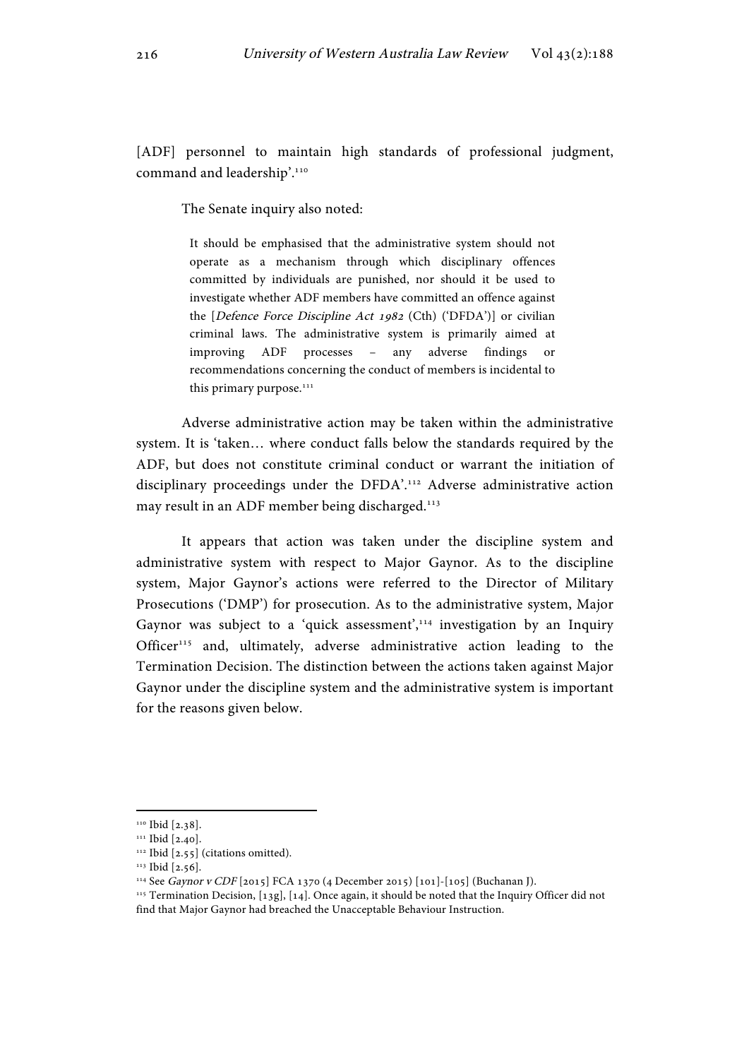[ADF] personnel to maintain high standards of professional judgment, command and leadership'.[110]

The Senate inquiry also noted:

> It should be emphasised that the administrative system should not operate as a mechanism through which disciplinary offences committed by individuals are punished, nor should it be used to investigate whether ADF members have committed an offence against the [*Defence Force Discipline Act 1982* (Cth) ('DFDA')] or civilian criminal laws. The administrative system is primarily aimed at improving ADF processes – any adverse findings or recommendations concerning the conduct of members is incidental to this primary purpose.[111]

Adverse administrative action may be taken within the administrative system. It is 'taken… where conduct falls below the standards required by the ADF, but does not constitute criminal conduct or warrant the initiation of disciplinary proceedings under the DFDA'.[112] Adverse administrative action may result in an ADF member being discharged.[113]

It appears that action was taken under the discipline system and administrative system with respect to Major Gaynor. As to the discipline system, Major Gaynor's actions were referred to the Director of Military Prosecutions ('DMP') for prosecution. As to the administrative system, Major Gaynor was subject to a 'quick assessment',[114] investigation by an Inquiry Officer[115] and, ultimately, adverse administrative action leading to the Termination Decision. The distinction between the actions taken against Major Gaynor under the discipline system and the administrative system is important for the reasons given below.

---

[110] Ibid [2.38].

[111] Ibid [2.40].

[112] Ibid [2.55] (citations omitted).

[113] Ibid [2.56].

[114] See *Gaynor v CDF* [2015] FCA 1370 (4 December 2015) [101]-[105] (Buchanan J).

[115] Termination Decision, [13g], [14]. Once again, it should be noted that the Inquiry Officer did not find that Major Gaynor had breached the Unacceptable Behaviour Instruction.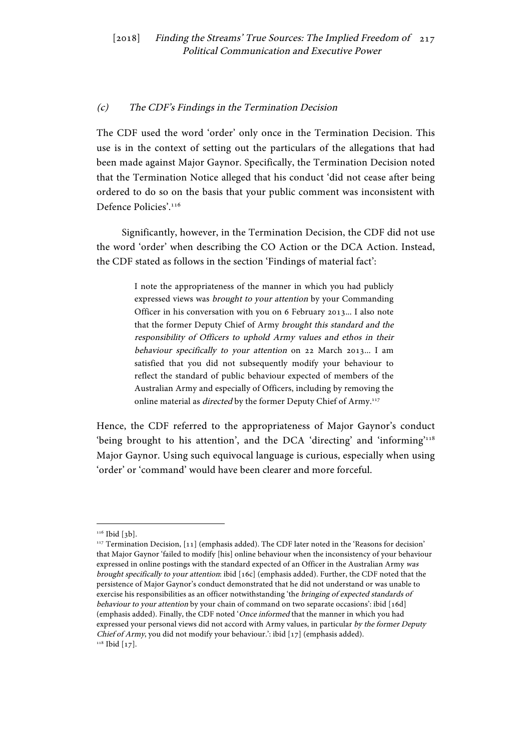### (c) *The CDF's Findings in the Termination Decision*

The CDF used the word 'order' only once in the Termination Decision. This use is in the context of setting out the particulars of the allegations that had been made against Major Gaynor. Specifically, the Termination Decision noted that the Termination Notice alleged that his conduct 'did not cease after being ordered to do so on the basis that your public comment was inconsistent with Defence Policies'.[116]

Significantly, however, in the Termination Decision, the CDF did not use the word 'order' when describing the CO Action or the DCA Action. Instead, the CDF stated as follows in the section 'Findings of material fact':

> I note the appropriateness of the manner in which you had publicly expressed views was *brought to your attention* by your Commanding Officer in his conversation with you on 6 February 2013... I also note that the former Deputy Chief of Army *brought this standard and the responsibility of Officers to uphold Army values and ethos in their behaviour specifically to your attention* on 22 March 2013... I am satisfied that you did not subsequently modify your behaviour to reflect the standard of public behaviour expected of members of the Australian Army and especially of Officers, including by removing the online material as *directed* by the former Deputy Chief of Army.[117]

Hence, the CDF referred to the appropriateness of Major Gaynor's conduct 'being brought to his attention', and the DCA 'directing' and 'informing'[118] Major Gaynor. Using such equivocal language is curious, especially when using 'order' or 'command' would have been clearer and more forceful.

---

[116] Ibid [3b].

[117] Termination Decision, [11] (emphasis added). The CDF later noted in the 'Reasons for decision' that Major Gaynor 'failed to modify [his] online behaviour when the inconsistency of your behaviour expressed in online postings with the standard expected of an Officer in the Australian Army *was brought specifically to your attention*: ibid [16c] (emphasis added). Further, the CDF noted that the persistence of Major Gaynor's conduct demonstrated that he did not understand or was unable to exercise his responsibilities as an officer notwithstanding 'the *bringing of expected standards of behaviour to your attention* by your chain of command on two separate occasions': ibid [16d] (emphasis added). Finally, the CDF noted '*Once informed* that the manner in which you had expressed your personal views did not accord with Army values, in particular *by the former Deputy Chief of Army*, you did not modify your behaviour.': ibid [17] (emphasis added).

[118] Ibid [17].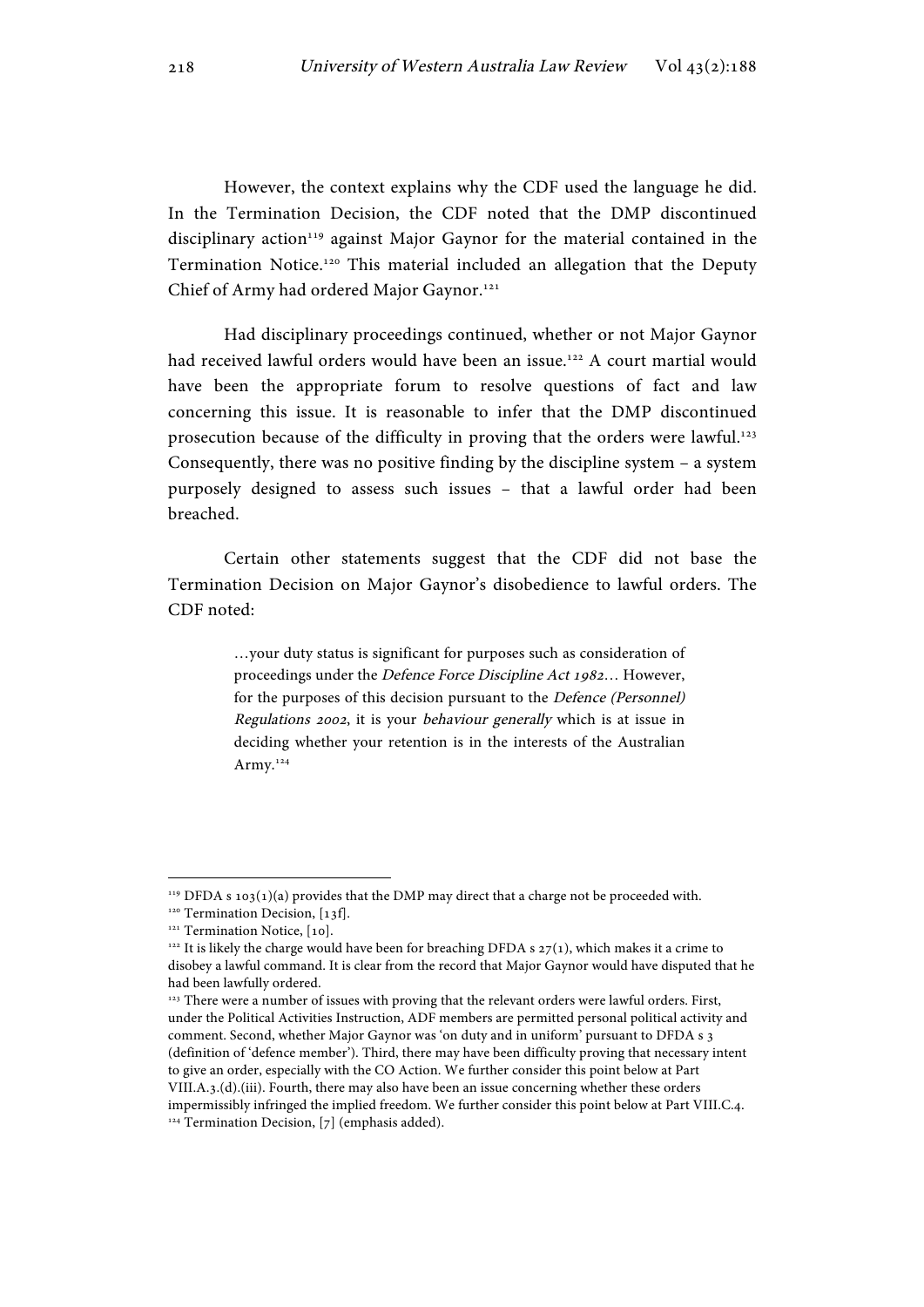However, the context explains why the CDF used the language he did. In the Termination Decision, the CDF noted that the DMP discontinued disciplinary action[119] against Major Gaynor for the material contained in the Termination Notice.[120] This material included an allegation that the Deputy Chief of Army had ordered Major Gaynor.[121]

Had disciplinary proceedings continued, whether or not Major Gaynor had received lawful orders would have been an issue.[122] A court martial would have been the appropriate forum to resolve questions of fact and law concerning this issue. It is reasonable to infer that the DMP discontinued prosecution because of the difficulty in proving that the orders were lawful.[123] Consequently, there was no positive finding by the discipline system – a system purposely designed to assess such issues – that a lawful order had been breached.

Certain other statements suggest that the CDF did not base the Termination Decision on Major Gaynor's disobedience to lawful orders. The CDF noted:

> …your duty status is significant for purposes such as consideration of proceedings under the *Defence Force Discipline Act 1982*… However, for the purposes of this decision pursuant to the *Defence (Personnel) Regulations 2002*, it is your *behaviour generally* which is at issue in deciding whether your retention is in the interests of the Australian Army.[124]

---

[119] DFDA s 103(1)(a) provides that the DMP may direct that a charge not be proceeded with.

[120] Termination Decision, [13f].

[121] Termination Notice, [10].

[122] It is likely the charge would have been for breaching DFDA s 27(1), which makes it a crime to disobey a lawful command. It is clear from the record that Major Gaynor would have disputed that he had been lawfully ordered.

[123] There were a number of issues with proving that the relevant orders were lawful orders. First, under the Political Activities Instruction, ADF members are permitted personal political activity and comment. Second, whether Major Gaynor was 'on duty and in uniform' pursuant to DFDA s 3 (definition of 'defence member'). Third, there may have been difficulty proving that necessary intent to give an order, especially with the CO Action. We further consider this point below at Part VIII.A.3.(d).(iii). Fourth, there may also have been an issue concerning whether these orders impermissibly infringed the implied freedom. We further consider this point below at Part VIII.C.4.

[124] Termination Decision, [7] (emphasis added).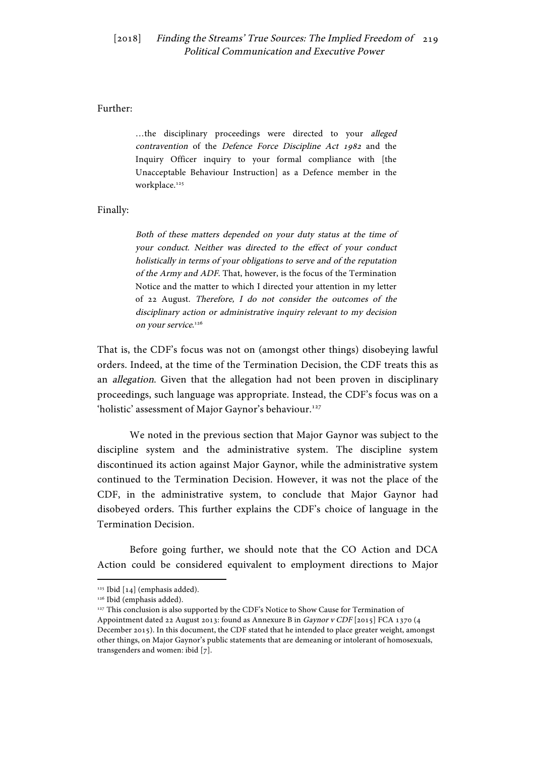Further:

> …the disciplinary proceedings were directed to your *alleged contravention* of the *Defence Force Discipline Act 1982* and the Inquiry Officer inquiry to your formal compliance with [the Unacceptable Behaviour Instruction] as a Defence member in the workplace.[125]

Finally:

> *Both of these matters depended on your duty status at the time of your conduct. Neither was directed to the effect of your conduct holistically in terms of your obligations to serve and of the reputation of the Army and ADF.* That, however, is the focus of the Termination Notice and the matter to which I directed your attention in my letter of 22 August. *Therefore, I do not consider the outcomes of the disciplinary action or administrative inquiry relevant to my decision on your service.*[126]

That is, the CDF's focus was not on (amongst other things) disobeying lawful orders. Indeed, at the time of the Termination Decision, the CDF treats this as an *allegation*. Given that the allegation had not been proven in disciplinary proceedings, such language was appropriate. Instead, the CDF's focus was on a 'holistic' assessment of Major Gaynor's behaviour.[127]

We noted in the previous section that Major Gaynor was subject to the discipline system and the administrative system. The discipline system discontinued its action against Major Gaynor, while the administrative system continued to the Termination Decision. However, it was not the place of the CDF, in the administrative system, to conclude that Major Gaynor had disobeyed orders. This further explains the CDF's choice of language in the Termination Decision.

Before going further, we should note that the CO Action and DCA Action could be considered equivalent to employment directions to Major

---

[125] Ibid [14] (emphasis added).

[126] Ibid (emphasis added).

[127] This conclusion is also supported by the CDF's Notice to Show Cause for Termination of Appointment dated 22 August 2013: found as Annexure B in *Gaynor v CDF* [2015] FCA 1370 (4 December 2015). In this document, the CDF stated that he intended to place greater weight, amongst other things, on Major Gaynor's public statements that are demeaning or intolerant of homosexuals, transgenders and women: ibid [7].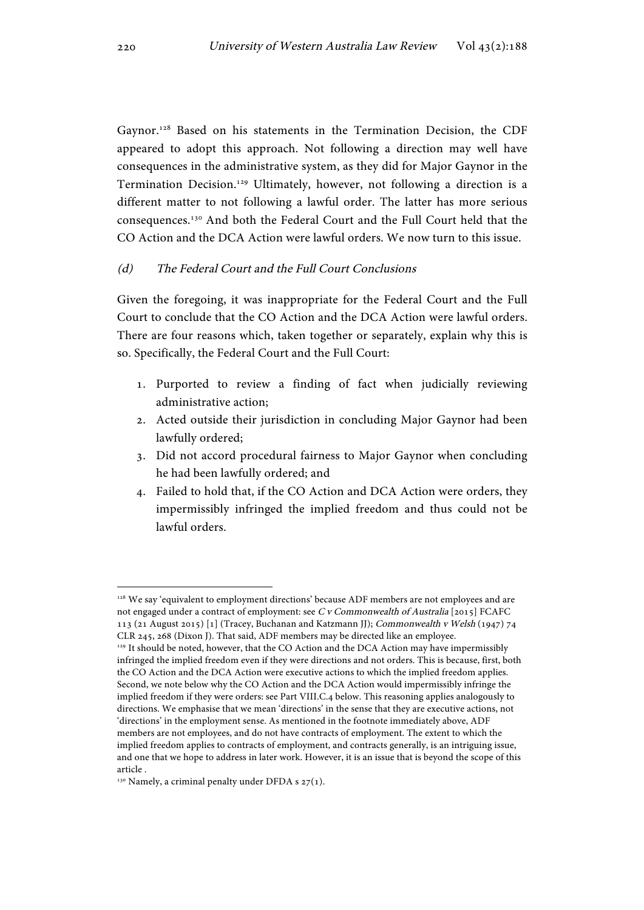Gaynor.[128] Based on his statements in the Termination Decision, the CDF appeared to adopt this approach. Not following a direction may well have consequences in the administrative system, as they did for Major Gaynor in the Termination Decision.[129] Ultimately, however, not following a direction is a different matter to not following a lawful order. The latter has more serious consequences.[130] And both the Federal Court and the Full Court held that the CO Action and the DCA Action were lawful orders. We now turn to this issue.

### (d) *The Federal Court and the Full Court Conclusions*

Given the foregoing, it was inappropriate for the Federal Court and the Full Court to conclude that the CO Action and the DCA Action were lawful orders. There are four reasons which, taken together or separately, explain why this is so. Specifically, the Federal Court and the Full Court:

1. Purported to review a finding of fact when judicially reviewing administrative action;
2. Acted outside their jurisdiction in concluding Major Gaynor had been lawfully ordered;
3. Did not accord procedural fairness to Major Gaynor when concluding he had been lawfully ordered; and
4. Failed to hold that, if the CO Action and DCA Action were orders, they impermissibly infringed the implied freedom and thus could not be lawful orders.

---

[128] We say 'equivalent to employment directions' because ADF members are not employees and are not engaged under a contract of employment: see *C v Commonwealth of Australia* [2015] FCAFC 113 (21 August 2015) [1] (Tracey, Buchanan and Katzmann JJ); *Commonwealth v Welsh* (1947) 74 CLR 245, 268 (Dixon J). That said, ADF members may be directed like an employee.

[129] It should be noted, however, that the CO Action and the DCA Action may have impermissibly infringed the implied freedom even if they were directions and not orders. This is because, first, both the CO Action and the DCA Action were executive actions to which the implied freedom applies. Second, we note below why the CO Action and the DCA Action would impermissibly infringe the implied freedom if they were orders: see Part VIII.C.4 below. This reasoning applies analogously to directions. We emphasise that we mean 'directions' in the sense that they are executive actions, not 'directions' in the employment sense. As mentioned in the footnote immediately above, ADF members are not employees, and do not have contracts of employment. The extent to which the implied freedom applies to contracts of employment, and contracts generally, is an intriguing issue, and one that we hope to address in later work. However, it is an issue that is beyond the scope of this article .

[130] Namely, a criminal penalty under DFDA s 27(1).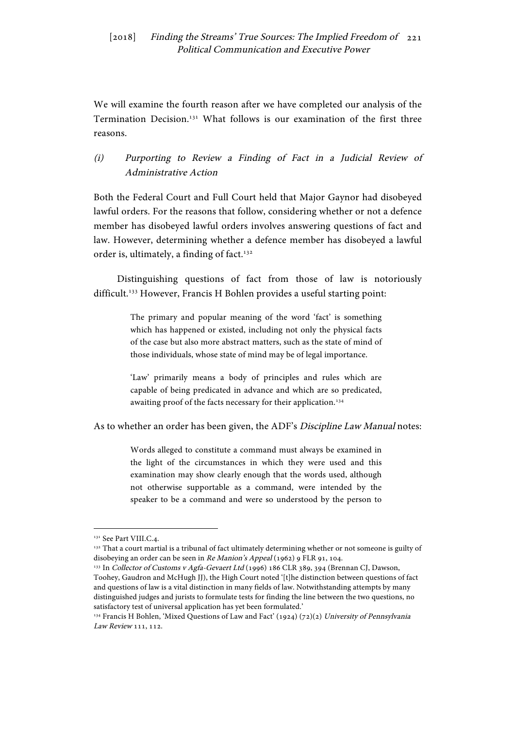We will examine the fourth reason after we have completed our analysis of the Termination Decision.[131] What follows is our examination of the first three reasons.

### *(i) Purporting to Review a Finding of Fact in a Judicial Review of Administrative Action*

Both the Federal Court and Full Court held that Major Gaynor had disobeyed lawful orders. For the reasons that follow, considering whether or not a defence member has disobeyed lawful orders involves answering questions of fact and law. However, determining whether a defence member has disobeyed a lawful order is, ultimately, a finding of fact.[132]

Distinguishing questions of fact from those of law is notoriously difficult.[133] However, Francis H Bohlen provides a useful starting point:

> The primary and popular meaning of the word 'fact' is something which has happened or existed, including not only the physical facts of the case but also more abstract matters, such as the state of mind of those individuals, whose state of mind may be of legal importance.
>
> 'Law' primarily means a body of principles and rules which are capable of being predicated in advance and which are so predicated, awaiting proof of the facts necessary for their application.[134]

As to whether an order has been given, the ADF's *Discipline Law Manual* notes:

> Words alleged to constitute a command must always be examined in the light of the circumstances in which they were used and this examination may show clearly enough that the words used, although not otherwise supportable as a command, were intended by the speaker to be a command and were so understood by the person to

---

[131] See Part VIII.C.4.

[132] That a court martial is a tribunal of fact ultimately determining whether or not someone is guilty of disobeying an order can be seen in *Re Manion's Appeal* (1962) 9 FLR 91, 104.

[133] In *Collector of Customs v Agfa-Gevaert Ltd* (1996) 186 CLR 389, 394 (Brennan CJ, Dawson, Toohey, Gaudron and McHugh JJ), the High Court noted '[t]he distinction between questions of fact and questions of law is a vital distinction in many fields of law. Notwithstanding attempts by many distinguished judges and jurists to formulate tests for finding the line between the two questions, no satisfactory test of universal application has yet been formulated.'

[134] Francis H Bohlen, 'Mixed Questions of Law and Fact' (1924) (72)(2) *University of Pennsylvania Law Review* 111, 112.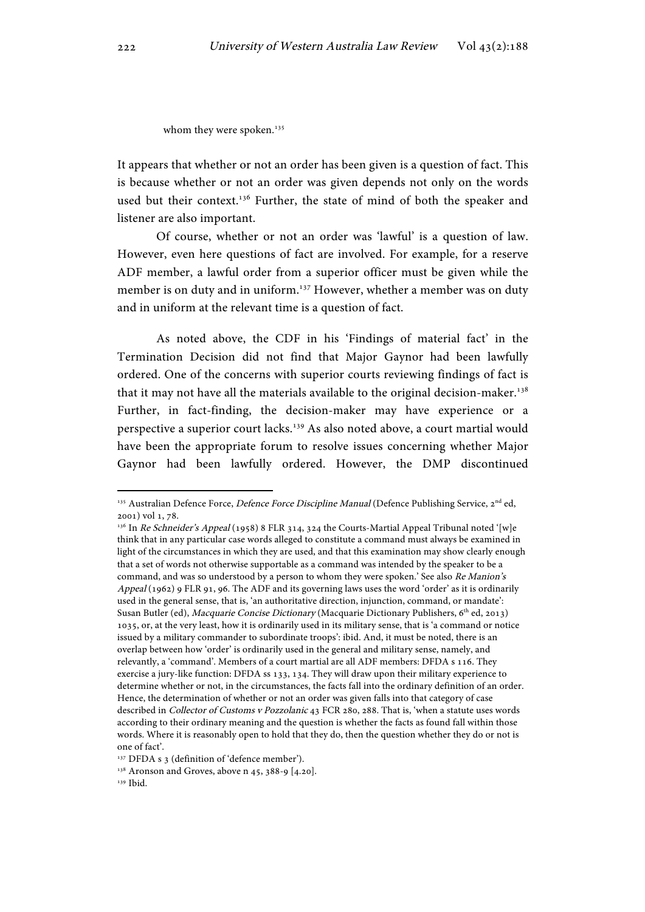whom they were spoken.[135]

It appears that whether or not an order has been given is a question of fact. This is because whether or not an order was given depends not only on the words used but their context.[136] Further, the state of mind of both the speaker and listener are also important.

Of course, whether or not an order was 'lawful' is a question of law. However, even here questions of fact are involved. For example, for a reserve ADF member, a lawful order from a superior officer must be given while the member is on duty and in uniform.[137] However, whether a member was on duty and in uniform at the relevant time is a question of fact.

As noted above, the CDF in his 'Findings of material fact' in the Termination Decision did not find that Major Gaynor had been lawfully ordered. One of the concerns with superior courts reviewing findings of fact is that it may not have all the materials available to the original decision-maker.[138] Further, in fact-finding, the decision-maker may have experience or a perspective a superior court lacks.[139] As also noted above, a court martial would have been the appropriate forum to resolve issues concerning whether Major Gaynor had been lawfully ordered. However, the DMP discontinued

---

[135] Australian Defence Force, *Defence Force Discipline Manual* (Defence Publishing Service, 2nd ed, 2001) vol 1, 78.

[136] In *Re Schneider's Appeal* (1958) 8 FLR 314, 324 the Courts-Martial Appeal Tribunal noted '[w]e think that in any particular case words alleged to constitute a command must always be examined in light of the circumstances in which they are used, and that this examination may show clearly enough that a set of words not otherwise supportable as a command was intended by the speaker to be a command, and was so understood by a person to whom they were spoken.' See also *Re Manion's Appeal* (1962) 9 FLR 91, 96. The ADF and its governing laws uses the word 'order' as it is ordinarily used in the general sense, that is, 'an authoritative direction, injunction, command, or mandate': Susan Butler (ed), *Macquarie Concise Dictionary* (Macquarie Dictionary Publishers, 6th ed, 2013) 1035, or, at the very least, how it is ordinarily used in its military sense, that is 'a command or notice issued by a military commander to subordinate troops': ibid. And, it must be noted, there is an overlap between how 'order' is ordinarily used in the general and military sense, namely, and relevantly, a 'command'. Members of a court martial are all ADF members: DFDA s 116. They exercise a jury-like function: DFDA ss 133, 134. They will draw upon their military experience to determine whether or not, in the circumstances, the facts fall into the ordinary definition of an order. Hence, the determination of whether or not an order was given falls into that category of case described in *Collector of Customs v Pozzolanic* 43 FCR 280, 288. That is, 'when a statute uses words according to their ordinary meaning and the question is whether the facts as found fall within those words. Where it is reasonably open to hold that they do, then the question whether they do or not is one of fact'.

[137] DFDA s 3 (definition of 'defence member').

[138] Aronson and Groves, above n 45, 388-9 [4.20].

[139] Ibid.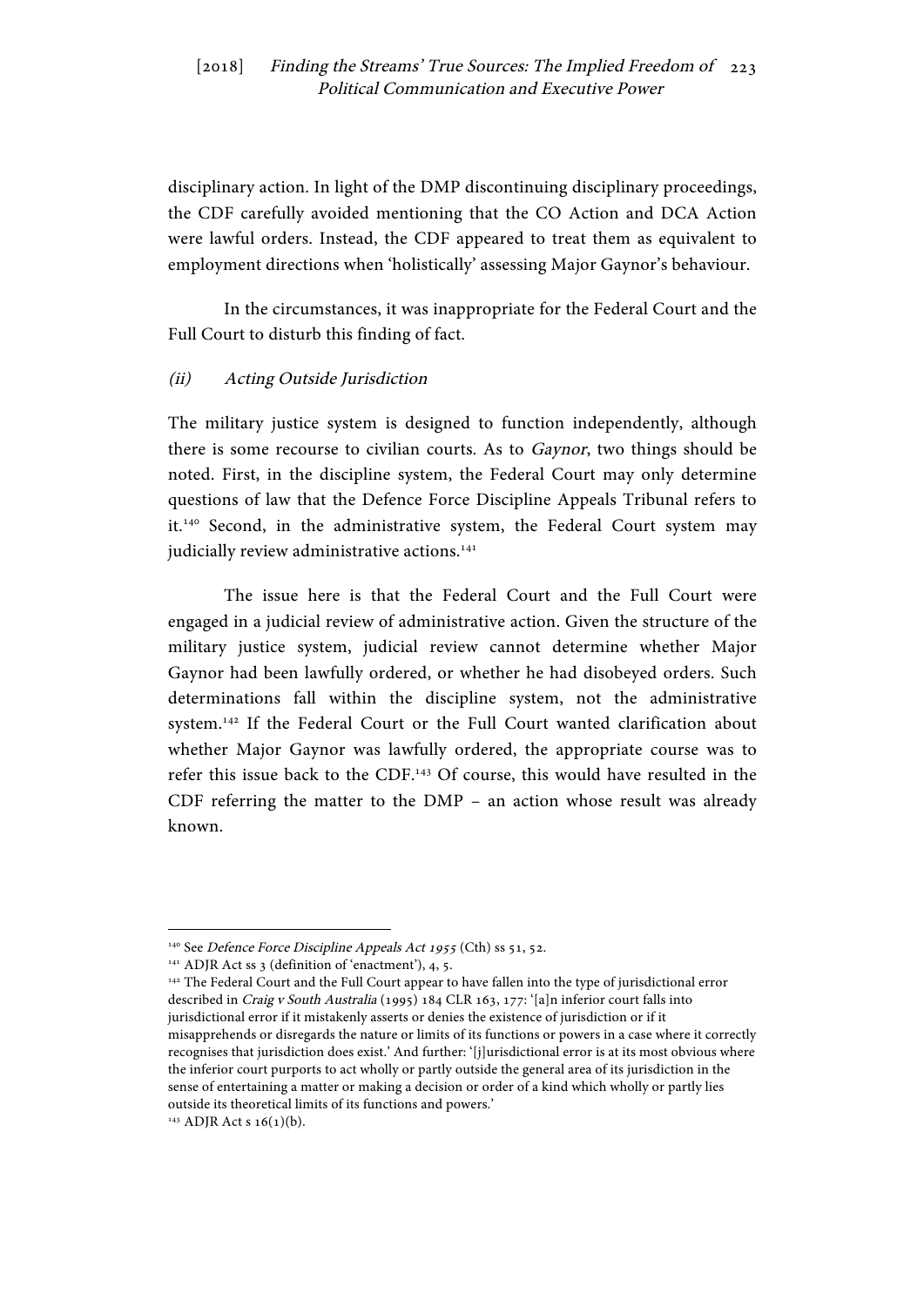disciplinary action. In light of the DMP discontinuing disciplinary proceedings, the CDF carefully avoided mentioning that the CO Action and DCA Action were lawful orders. Instead, the CDF appeared to treat them as equivalent to employment directions when 'holistically' assessing Major Gaynor's behaviour.

In the circumstances, it was inappropriate for the Federal Court and the Full Court to disturb this finding of fact.

### *(ii) Acting Outside Jurisdiction*

The military justice system is designed to function independently, although there is some recourse to civilian courts. As to *Gaynor*, two things should be noted. First, in the discipline system, the Federal Court may only determine questions of law that the Defence Force Discipline Appeals Tribunal refers to it.[140] Second, in the administrative system, the Federal Court system may judicially review administrative actions.[141]

The issue here is that the Federal Court and the Full Court were engaged in a judicial review of administrative action. Given the structure of the military justice system, judicial review cannot determine whether Major Gaynor had been lawfully ordered, or whether he had disobeyed orders. Such determinations fall within the discipline system, not the administrative system.[142] If the Federal Court or the Full Court wanted clarification about whether Major Gaynor was lawfully ordered, the appropriate course was to refer this issue back to the CDF.[143] Of course, this would have resulted in the CDF referring the matter to the DMP – an action whose result was already known.

---

[140] See *Defence Force Discipline Appeals Act 1955* (Cth) ss 51, 52.

[141] ADJR Act ss 3 (definition of 'enactment'), 4, 5.

[142] The Federal Court and the Full Court appear to have fallen into the type of jurisdictional error described in *Craig v South Australia* (1995) 184 CLR 163, 177: '[a]n inferior court falls into jurisdictional error if it mistakenly asserts or denies the existence of jurisdiction or if it misapprehends or disregards the nature or limits of its functions or powers in a case where it correctly recognises that jurisdiction does exist.' And further: '[j]urisdictional error is at its most obvious where the inferior court purports to act wholly or partly outside the general area of its jurisdiction in the sense of entertaining a matter or making a decision or order of a kind which wholly or partly lies outside its theoretical limits of its functions and powers.'

[143] ADJR Act s 16(1)(b).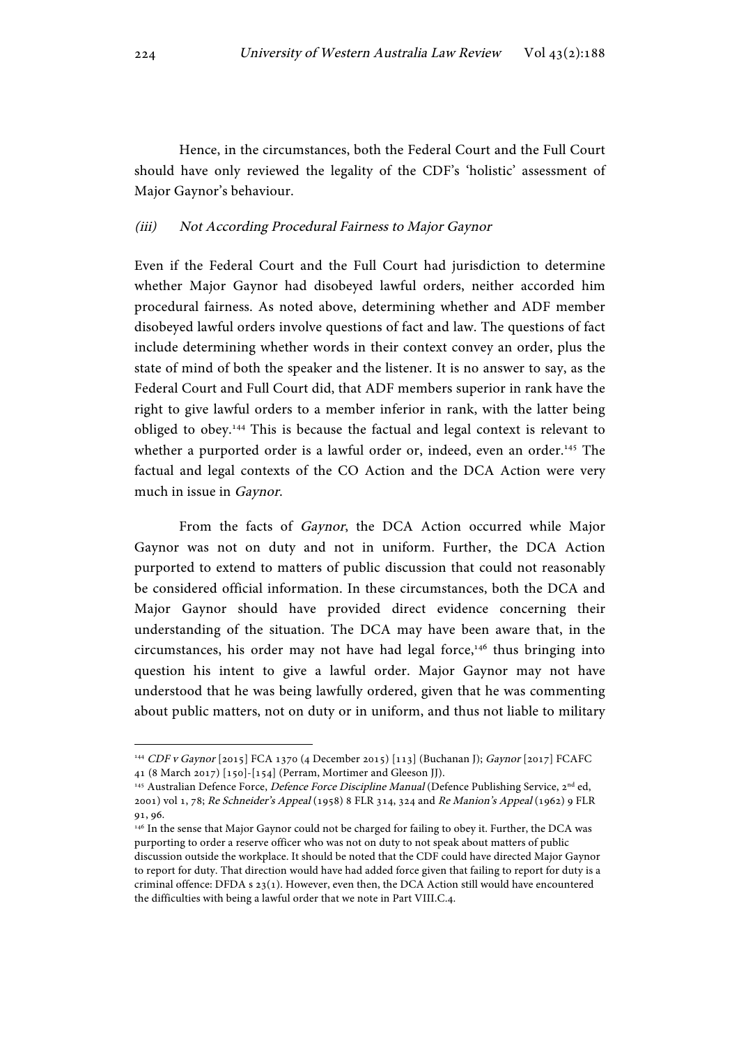Hence, in the circumstances, both the Federal Court and the Full Court should have only reviewed the legality of the CDF's 'holistic' assessment of Major Gaynor's behaviour.

### *(iii) Not According Procedural Fairness to Major Gaynor*

Even if the Federal Court and the Full Court had jurisdiction to determine whether Major Gaynor had disobeyed lawful orders, neither accorded him procedural fairness. As noted above, determining whether and ADF member disobeyed lawful orders involve questions of fact and law. The questions of fact include determining whether words in their context convey an order, plus the state of mind of both the speaker and the listener. It is no answer to say, as the Federal Court and Full Court did, that ADF members superior in rank have the right to give lawful orders to a member inferior in rank, with the latter being obliged to obey.[144] This is because the factual and legal context is relevant to whether a purported order is a lawful order or, indeed, even an order.[145] The factual and legal contexts of the CO Action and the DCA Action were very much in issue in *Gaynor*.

From the facts of *Gaynor*, the DCA Action occurred while Major Gaynor was not on duty and not in uniform. Further, the DCA Action purported to extend to matters of public discussion that could not reasonably be considered official information. In these circumstances, both the DCA and Major Gaynor should have provided direct evidence concerning their understanding of the situation. The DCA may have been aware that, in the circumstances, his order may not have had legal force,[146] thus bringing into question his intent to give a lawful order. Major Gaynor may not have understood that he was being lawfully ordered, given that he was commenting about public matters, not on duty or in uniform, and thus not liable to military

---

[144] *CDF v Gaynor* [2015] FCA 1370 (4 December 2015) [113] (Buchanan J); *Gaynor* [2017] FCAFC 41 (8 March 2017) [150]-[154] (Perram, Mortimer and Gleeson JJ).

[145] Australian Defence Force, *Defence Force Discipline Manual* (Defence Publishing Service, 2nd ed, 2001) vol 1, 78; *Re Schneider's Appeal* (1958) 8 FLR 314, 324 and *Re Manion's Appeal* (1962) 9 FLR 91, 96.

[146] In the sense that Major Gaynor could not be charged for failing to obey it. Further, the DCA was purporting to order a reserve officer who was not on duty to not speak about matters of public discussion outside the workplace. It should be noted that the CDF could have directed Major Gaynor to report for duty. That direction would have had added force given that failing to report for duty is a criminal offence: DFDA s 23(1). However, even then, the DCA Action still would have encountered the difficulties with being a lawful order that we note in Part VIII.C.4.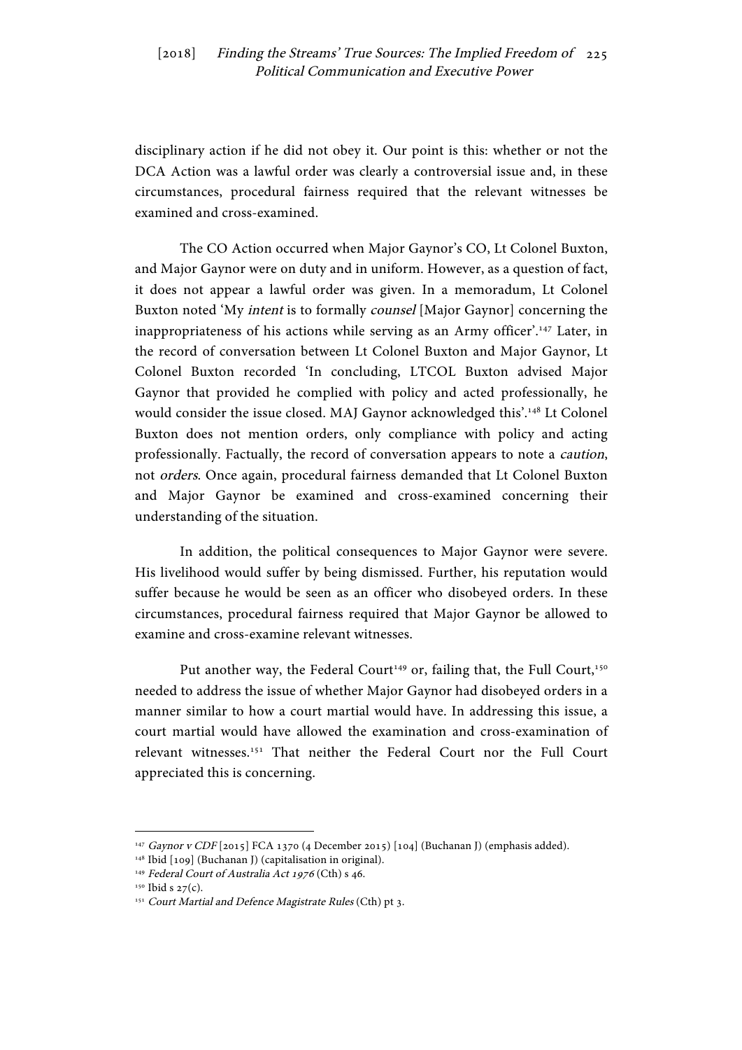disciplinary action if he did not obey it. Our point is this: whether or not the DCA Action was a lawful order was clearly a controversial issue and, in these circumstances, procedural fairness required that the relevant witnesses be examined and cross-examined.

The CO Action occurred when Major Gaynor's CO, Lt Colonel Buxton, and Major Gaynor were on duty and in uniform. However, as a question of fact, it does not appear a lawful order was given. In a memoradum, Lt Colonel Buxton noted 'My *intent* is to formally *counsel* [Major Gaynor] concerning the inappropriateness of his actions while serving as an Army officer'.[147] Later, in the record of conversation between Lt Colonel Buxton and Major Gaynor, Lt Colonel Buxton recorded 'In concluding, LTCOL Buxton advised Major Gaynor that provided he complied with policy and acted professionally, he would consider the issue closed. MAJ Gaynor acknowledged this'.[148] Lt Colonel Buxton does not mention orders, only compliance with policy and acting professionally. Factually, the record of conversation appears to note a *caution*, not *orders*. Once again, procedural fairness demanded that Lt Colonel Buxton and Major Gaynor be examined and cross-examined concerning their understanding of the situation.

In addition, the political consequences to Major Gaynor were severe. His livelihood would suffer by being dismissed. Further, his reputation would suffer because he would be seen as an officer who disobeyed orders. In these circumstances, procedural fairness required that Major Gaynor be allowed to examine and cross-examine relevant witnesses.

Put another way, the Federal Court[149] or, failing that, the Full Court,[150] needed to address the issue of whether Major Gaynor had disobeyed orders in a manner similar to how a court martial would have. In addressing this issue, a court martial would have allowed the examination and cross-examination of relevant witnesses.[151] That neither the Federal Court nor the Full Court appreciated this is concerning.

---

[147] *Gaynor v CDF* [2015] FCA 1370 (4 December 2015) [104] (Buchanan J) (emphasis added).

[148] Ibid [109] (Buchanan J) (capitalisation in original).

[149] *Federal Court of Australia Act 1976* (Cth) s 46.

[150] Ibid s 27(c).

[151] *Court Martial and Defence Magistrate Rules* (Cth) pt 3.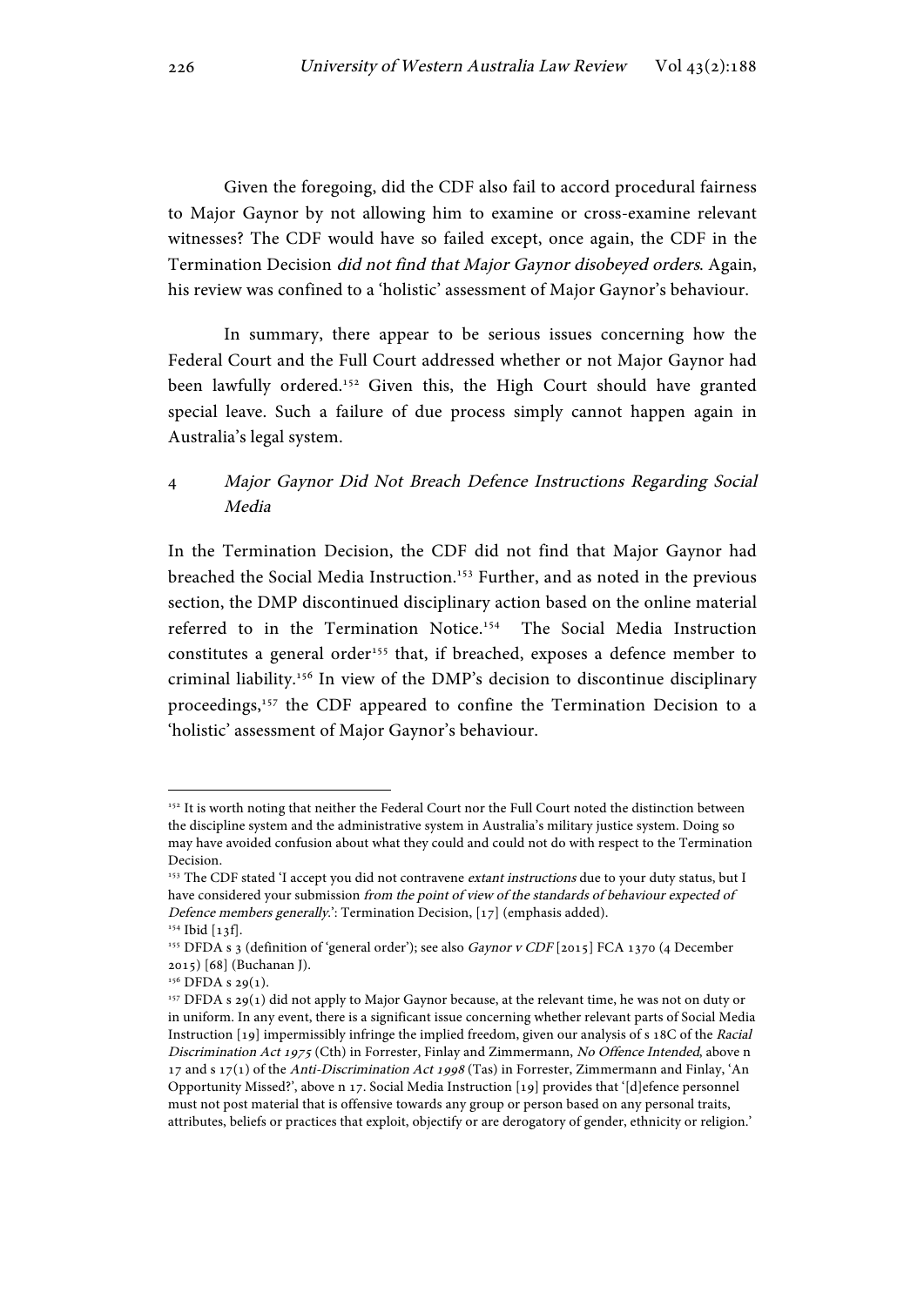Given the foregoing, did the CDF also fail to accord procedural fairness to Major Gaynor by not allowing him to examine or cross-examine relevant witnesses? The CDF would have so failed except, once again, the CDF in the Termination Decision *did not find that Major Gaynor disobeyed orders*. Again, his review was confined to a 'holistic' assessment of Major Gaynor's behaviour.

In summary, there appear to be serious issues concerning how the Federal Court and the Full Court addressed whether or not Major Gaynor had been lawfully ordered.[152] Given this, the High Court should have granted special leave. Such a failure of due process simply cannot happen again in Australia's legal system.

### 4 *Major Gaynor Did Not Breach Defence Instructions Regarding Social Media*

In the Termination Decision, the CDF did not find that Major Gaynor had breached the Social Media Instruction.[153] Further, and as noted in the previous section, the DMP discontinued disciplinary action based on the online material referred to in the Termination Notice.[154] The Social Media Instruction constitutes a general order[155] that, if breached, exposes a defence member to criminal liability.[156] In view of the DMP's decision to discontinue disciplinary proceedings,[157] the CDF appeared to confine the Termination Decision to a 'holistic' assessment of Major Gaynor's behaviour.

---

[152] It is worth noting that neither the Federal Court nor the Full Court noted the distinction between the discipline system and the administrative system in Australia's military justice system. Doing so may have avoided confusion about what they could and could not do with respect to the Termination Decision.

[153] The CDF stated 'I accept you did not contravene *extant instructions* due to your duty status, but I have considered your submission *from the point of view of the standards of behaviour expected of Defence members generally*.': Termination Decision, [17] (emphasis added).

[154] Ibid [13f].

[155] DFDA s 3 (definition of 'general order'); see also *Gaynor v CDF* [2015] FCA 1370 (4 December 2015) [68] (Buchanan J).

[156] DFDA s 29(1).

[157] DFDA s 29(1) did not apply to Major Gaynor because, at the relevant time, he was not on duty or in uniform. In any event, there is a significant issue concerning whether relevant parts of Social Media Instruction [19] impermissibly infringe the implied freedom, given our analysis of s 18C of the *Racial Discrimination Act 1975* (Cth) in Forrester, Finlay and Zimmermann, *No Offence Intended*, above n 17 and s 17(1) of the *Anti-Discrimination Act 1998* (Tas) in Forrester, Zimmermann and Finlay, 'An Opportunity Missed?', above n 17. Social Media Instruction [19] provides that '[d]efence personnel must not post material that is offensive towards any group or person based on any personal traits, attributes, beliefs or practices that exploit, objectify or are derogatory of gender, ethnicity or religion.'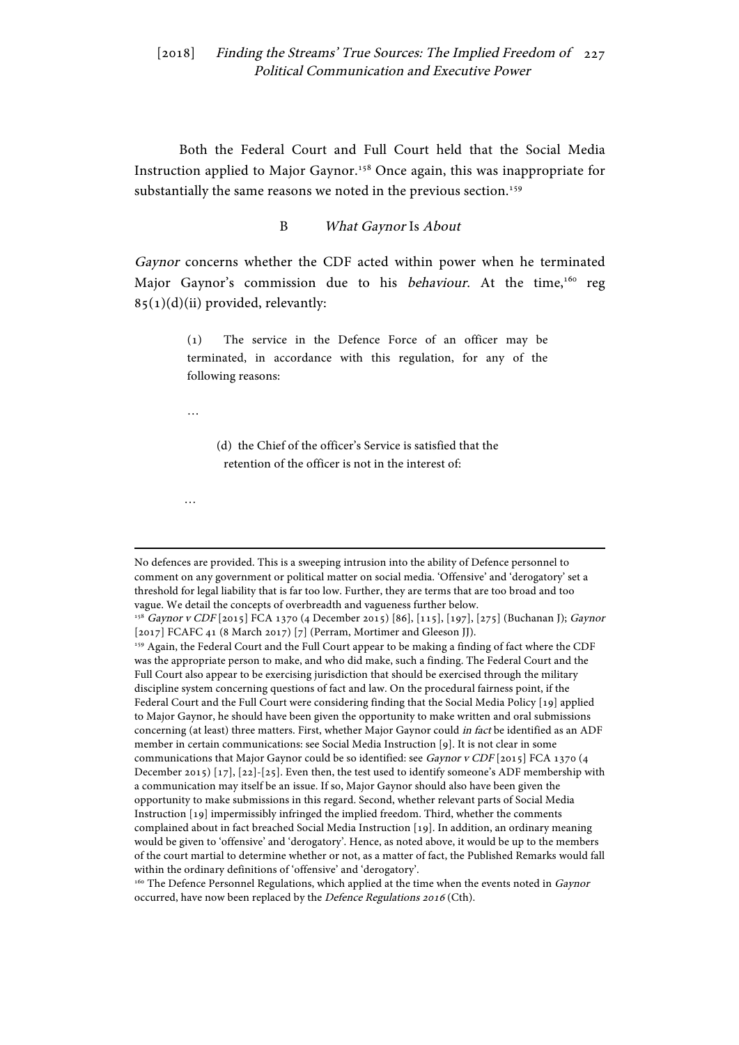Both the Federal Court and Full Court held that the Social Media Instruction applied to Major Gaynor.[158] Once again, this was inappropriate for substantially the same reasons we noted in the previous section.[159]

### B *What Gaynor* Is *About*

*Gaynor* concerns whether the CDF acted within power when he terminated Major Gaynor's commission due to his *behaviour*. At the time,[160] reg 85(1)(d)(ii) provided, relevantly:

> (1) The service in the Defence Force of an officer may be terminated, in accordance with this regulation, for any of the following reasons:
>
> …
>
> (d) the Chief of the officer's Service is satisfied that the retention of the officer is not in the interest of:
>
> …

---

No defences are provided. This is a sweeping intrusion into the ability of Defence personnel to comment on any government or political matter on social media. 'Offensive' and 'derogatory' set a threshold for legal liability that is far too low. Further, they are terms that are too broad and too vague. We detail the concepts of overbreadth and vagueness further below.

[158] *Gaynor v CDF* [2015] FCA 1370 (4 December 2015) [86], [115], [197], [275] (Buchanan J); *Gaynor* [2017] FCAFC 41 (8 March 2017) [7] (Perram, Mortimer and Gleeson JJ).

[159] Again, the Federal Court and the Full Court appear to be making a finding of fact where the CDF was the appropriate person to make, and who did make, such a finding. The Federal Court and the Full Court also appear to be exercising jurisdiction that should be exercised through the military discipline system concerning questions of fact and law. On the procedural fairness point, if the Federal Court and the Full Court were considering finding that the Social Media Policy [19] applied to Major Gaynor, he should have been given the opportunity to make written and oral submissions concerning (at least) three matters. First, whether Major Gaynor could *in fact* be identified as an ADF member in certain communications: see Social Media Instruction [9]. It is not clear in some communications that Major Gaynor could be so identified: see *Gaynor v CDF* [2015] FCA 1370 (4 December 2015) [17], [22]-[25]. Even then, the test used to identify someone's ADF membership with a communication may itself be an issue. If so, Major Gaynor should also have been given the opportunity to make submissions in this regard. Second, whether relevant parts of Social Media Instruction [19] impermissibly infringed the implied freedom. Third, whether the comments complained about in fact breached Social Media Instruction [19]. In addition, an ordinary meaning would be given to 'offensive' and 'derogatory'. Hence, as noted above, it would be up to the members of the court martial to determine whether or not, as a matter of fact, the Published Remarks would fall within the ordinary definitions of 'offensive' and 'derogatory'.

[160] The Defence Personnel Regulations, which applied at the time when the events noted in *Gaynor* occurred, have now been replaced by the *Defence Regulations 2016* (Cth).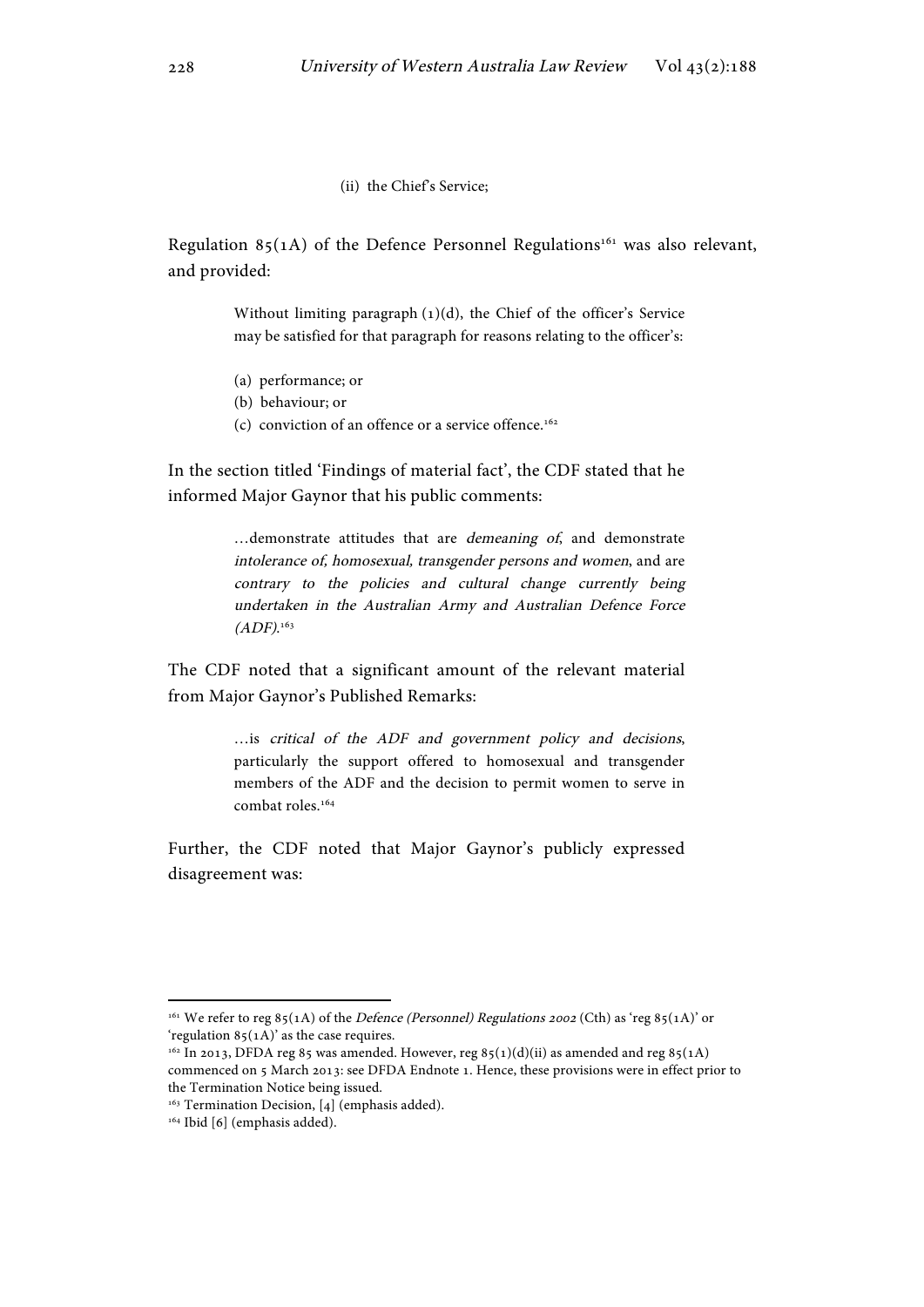(ii) the Chief's Service;

Regulation 85(1A) of the Defence Personnel Regulations[161] was also relevant, and provided:

> Without limiting paragraph (1)(d), the Chief of the officer's Service may be satisfied for that paragraph for reasons relating to the officer's:
>
> (a) performance; or
> (b) behaviour; or
> (c) conviction of an offence or a service offence.[162]

In the section titled 'Findings of material fact', the CDF stated that he informed Major Gaynor that his public comments:

> …demonstrate attitudes that are *demeaning of*, and demonstrate *intolerance of, homosexual, transgender persons and women*, and are *contrary to the policies and cultural change currently being undertaken in the Australian Army and Australian Defence Force (ADF)*.[163]

The CDF noted that a significant amount of the relevant material from Major Gaynor's Published Remarks:

> …is *critical of the ADF and government policy and decisions*, particularly the support offered to homosexual and transgender members of the ADF and the decision to permit women to serve in combat roles.[164]

Further, the CDF noted that Major Gaynor's publicly expressed disagreement was:

---

[161] We refer to reg 85(1A) of the *Defence (Personnel) Regulations 2002* (Cth) as 'reg 85(1A)' or 'regulation 85(1A)' as the case requires.

[162] In 2013, DFDA reg 85 was amended. However, reg 85(1)(d)(ii) as amended and reg 85(1A) commenced on 5 March 2013: see DFDA Endnote 1. Hence, these provisions were in effect prior to the Termination Notice being issued.

[163] Termination Decision, [4] (emphasis added).

[164] Ibid [6] (emphasis added).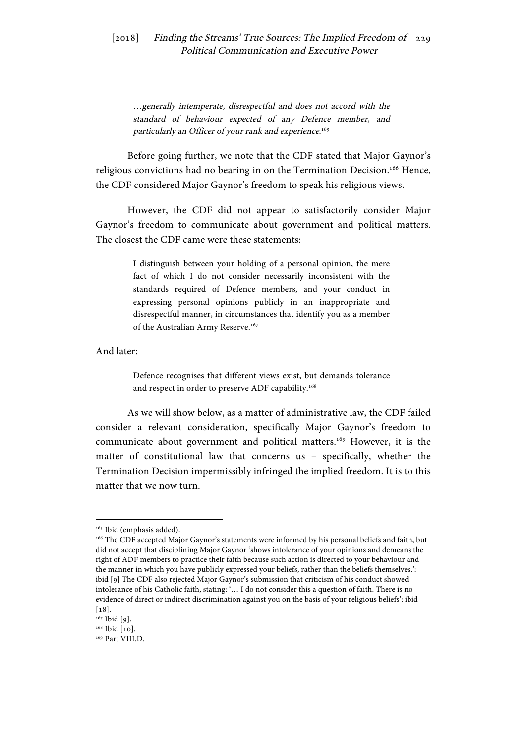> *…generally intemperate, disrespectful and does not accord with the standard of behaviour expected of any Defence member, and particularly an Officer of your rank and experience.*[165]

Before going further, we note that the CDF stated that Major Gaynor's religious convictions had no bearing in on the Termination Decision.[166] Hence, the CDF considered Major Gaynor's freedom to speak his religious views.

However, the CDF did not appear to satisfactorily consider Major Gaynor's freedom to communicate about government and political matters. The closest the CDF came were these statements:

> I distinguish between your holding of a personal opinion, the mere fact of which I do not consider necessarily inconsistent with the standards required of Defence members, and your conduct in expressing personal opinions publicly in an inappropriate and disrespectful manner, in circumstances that identify you as a member of the Australian Army Reserve.[167]

And later:

> Defence recognises that different views exist, but demands tolerance and respect in order to preserve ADF capability.[168]

As we will show below, as a matter of administrative law, the CDF failed consider a relevant consideration, specifically Major Gaynor's freedom to communicate about government and political matters.[169] However, it is the matter of constitutional law that concerns us – specifically, whether the Termination Decision impermissibly infringed the implied freedom. It is to this matter that we now turn.

---

[165] Ibid (emphasis added).

[166] The CDF accepted Major Gaynor's statements were informed by his personal beliefs and faith, but did not accept that disciplining Major Gaynor 'shows intolerance of your opinions and demeans the right of ADF members to practice their faith because such action is directed to your behaviour and the manner in which you have publicly expressed your beliefs, rather than the beliefs themselves.': ibid [9] The CDF also rejected Major Gaynor's submission that criticism of his conduct showed intolerance of his Catholic faith, stating: '… I do not consider this a question of faith. There is no evidence of direct or indirect discrimination against you on the basis of your religious beliefs': ibid [18].

[167] Ibid [9].

[168] Ibid [10].

[169] Part VIII.D.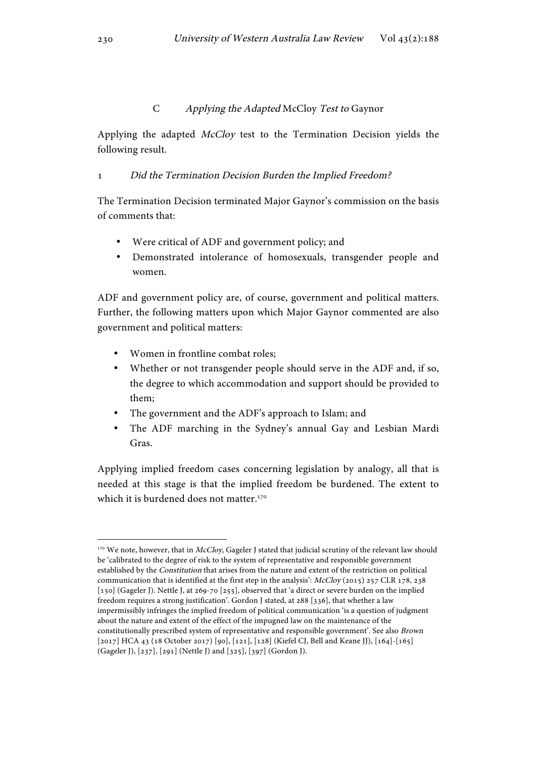### C *Applying the Adapted* McCloy *Test to* Gaynor

Applying the adapted *McCloy* test to the Termination Decision yields the following result.

#### 1 *Did the Termination Decision Burden the Implied Freedom?*

The Termination Decision terminated Major Gaynor's commission on the basis of comments that:

- Were critical of ADF and government policy; and
- Demonstrated intolerance of homosexuals, transgender people and women.

ADF and government policy are, of course, government and political matters. Further, the following matters upon which Major Gaynor commented are also government and political matters:

- Women in frontline combat roles;
- Whether or not transgender people should serve in the ADF and, if so, the degree to which accommodation and support should be provided to them;
- The government and the ADF's approach to Islam; and
- The ADF marching in the Sydney's annual Gay and Lesbian Mardi Gras.

Applying implied freedom cases concerning legislation by analogy, all that is needed at this stage is that the implied freedom be burdened. The extent to which it is burdened does not matter.[170]

---

[170] We note, however, that in *McCloy*, Gageler J stated that judicial scrutiny of the relevant law should be 'calibrated to the degree of risk to the system of representative and responsible government established by the *Constitution* that arises from the nature and extent of the restriction on political communication that is identified at the first step in the analysis': *McCloy* (2015) 257 CLR 178, 238 [150] (Gageler J). Nettle J, at 269-70 [255], observed that 'a direct or severe burden on the implied freedom requires a strong justification'. Gordon J stated, at 288 [336], that whether a law impermissibly infringes the implied freedom of political communication 'is a question of judgment about the nature and extent of the effect of the impugned law on the maintenance of the constitutionally prescribed system of representative and responsible government'. See also *Brown* [2017] HCA 43 (18 October 2017) [90], [121], [128] (Kiefel CJ, Bell and Keane JJ), [164]-[165] (Gageler J), [237], [291] (Nettle J) and [325], [397] (Gordon J).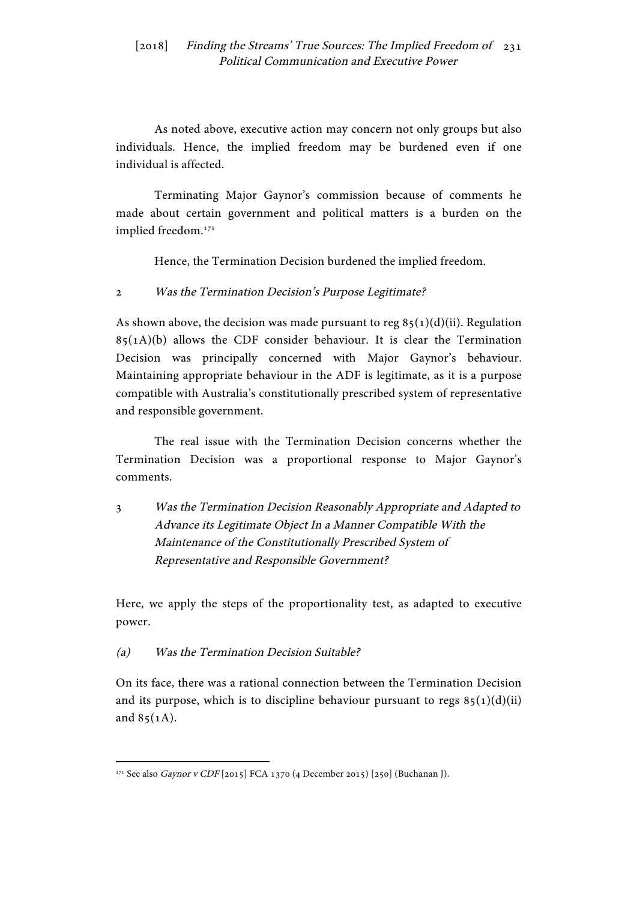As noted above, executive action may concern not only groups but also individuals. Hence, the implied freedom may be burdened even if one individual is affected.

Terminating Major Gaynor's commission because of comments he made about certain government and political matters is a burden on the implied freedom.[171]

Hence, the Termination Decision burdened the implied freedom.

### 2 *Was the Termination Decision's Purpose Legitimate?*

As shown above, the decision was made pursuant to reg 85(1)(d)(ii). Regulation 85(1A)(b) allows the CDF consider behaviour. It is clear the Termination Decision was principally concerned with Major Gaynor's behaviour. Maintaining appropriate behaviour in the ADF is legitimate, as it is a purpose compatible with Australia's constitutionally prescribed system of representative and responsible government.

The real issue with the Termination Decision concerns whether the Termination Decision was a proportional response to Major Gaynor's comments.

### 3 *Was the Termination Decision Reasonably Appropriate and Adapted to Advance its Legitimate Object In a Manner Compatible With the Maintenance of the Constitutionally Prescribed System of Representative and Responsible Government?*

Here, we apply the steps of the proportionality test, as adapted to executive power.

#### *(a) Was the Termination Decision Suitable?*

On its face, there was a rational connection between the Termination Decision and its purpose, which is to discipline behaviour pursuant to regs 85(1)(d)(ii) and 85(1A).

---

[171] See also *Gaynor v CDF* [2015] FCA 1370 (4 December 2015) [250] (Buchanan J).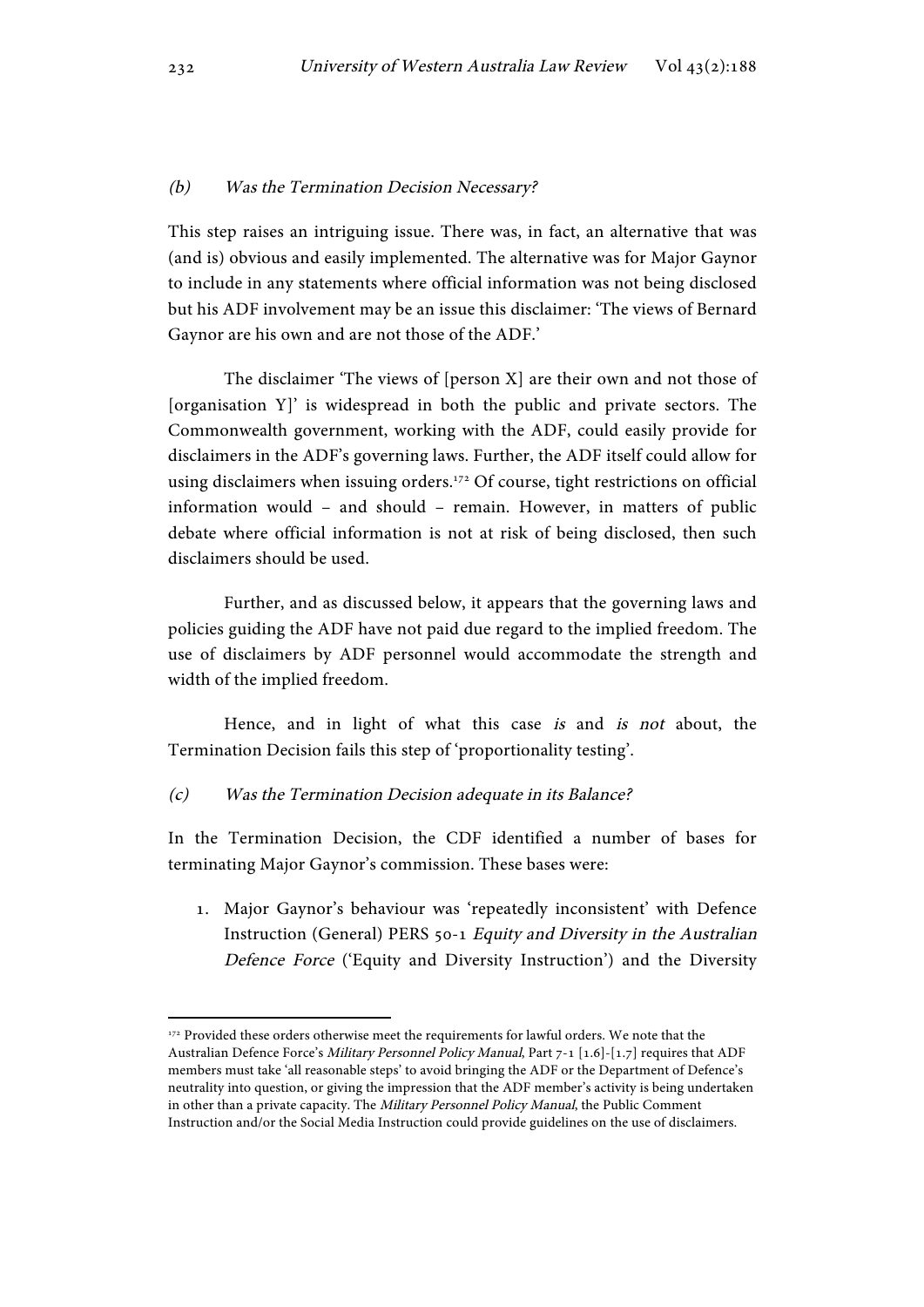### *(b) Was the Termination Decision Necessary?*

This step raises an intriguing issue. There was, in fact, an alternative that was (and is) obvious and easily implemented. The alternative was for Major Gaynor to include in any statements where official information was not being disclosed but his ADF involvement may be an issue this disclaimer: 'The views of Bernard Gaynor are his own and are not those of the ADF.'

The disclaimer 'The views of [person X] are their own and not those of [organisation Y]' is widespread in both the public and private sectors. The Commonwealth government, working with the ADF, could easily provide for disclaimers in the ADF's governing laws. Further, the ADF itself could allow for using disclaimers when issuing orders.[172] Of course, tight restrictions on official information would – and should – remain. However, in matters of public debate where official information is not at risk of being disclosed, then such disclaimers should be used.

Further, and as discussed below, it appears that the governing laws and policies guiding the ADF have not paid due regard to the implied freedom. The use of disclaimers by ADF personnel would accommodate the strength and width of the implied freedom.

Hence, and in light of what this case *is* and *is not* about, the Termination Decision fails this step of 'proportionality testing'.

### *(c) Was the Termination Decision adequate in its Balance?*

In the Termination Decision, the CDF identified a number of bases for terminating Major Gaynor's commission. These bases were:

1. Major Gaynor's behaviour was 'repeatedly inconsistent' with Defence Instruction (General) PERS 50-1 *Equity and Diversity in the Australian Defence Force* ('Equity and Diversity Instruction') and the Diversity

---

[172] Provided these orders otherwise meet the requirements for lawful orders. We note that the Australian Defence Force's *Military Personnel Policy Manual*, Part 7-1 [1.6]-[1.7] requires that ADF members must take 'all reasonable steps' to avoid bringing the ADF or the Department of Defence's neutrality into question, or giving the impression that the ADF member's activity is being undertaken in other than a private capacity. The *Military Personnel Policy Manual*, the Public Comment Instruction and/or the Social Media Instruction could provide guidelines on the use of disclaimers.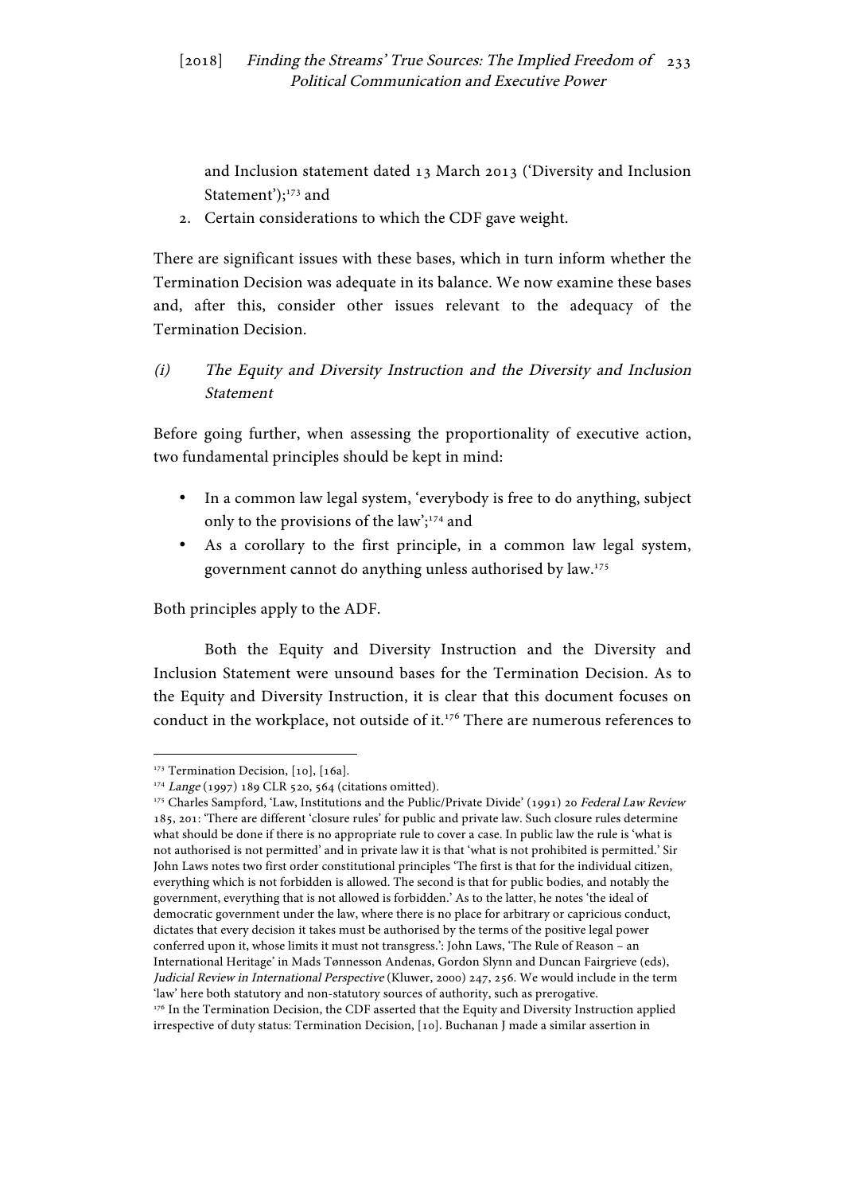and Inclusion statement dated 13 March 2013 ('Diversity and Inclusion Statement');[173] and

2. Certain considerations to which the CDF gave weight.

There are significant issues with these bases, which in turn inform whether the Termination Decision was adequate in its balance. We now examine these bases and, after this, consider other issues relevant to the adequacy of the Termination Decision.

### (i) *The Equity and Diversity Instruction and the Diversity and Inclusion Statement*

Before going further, when assessing the proportionality of executive action, two fundamental principles should be kept in mind:

- In a common law legal system, 'everybody is free to do anything, subject only to the provisions of the law';[174] and
- As a corollary to the first principle, in a common law legal system, government cannot do anything unless authorised by law.[175]

Both principles apply to the ADF.

Both the Equity and Diversity Instruction and the Diversity and Inclusion Statement were unsound bases for the Termination Decision. As to the Equity and Diversity Instruction, it is clear that this document focuses on conduct in the workplace, not outside of it.[176] There are numerous references to

---

[173] Termination Decision, [10], [16a].

[174] *Lange* (1997) 189 CLR 520, 564 (citations omitted).

[175] Charles Sampford, 'Law, Institutions and the Public/Private Divide' (1991) 20 *Federal Law Review* 185, 201: 'There are different 'closure rules' for public and private law. Such closure rules determine what should be done if there is no appropriate rule to cover a case. In public law the rule is 'what is not authorised is not permitted' and in private law it is that 'what is not prohibited is permitted.' Sir John Laws notes two first order constitutional principles 'The first is that for the individual citizen, everything which is not forbidden is allowed. The second is that for public bodies, and notably the government, everything that is not allowed is forbidden.' As to the latter, he notes 'the ideal of democratic government under the law, where there is no place for arbitrary or capricious conduct, dictates that every decision it takes must be authorised by the terms of the positive legal power conferred upon it, whose limits it must not transgress.': John Laws, 'The Rule of Reason – an International Heritage' in Mads Tønnesson Andenas, Gordon Slynn and Duncan Fairgrieve (eds), *Judicial Review in International Perspective* (Kluwer, 2000) 247, 256. We would include in the term 'law' here both statutory and non-statutory sources of authority, such as prerogative.

[176] In the Termination Decision, the CDF asserted that the Equity and Diversity Instruction applied irrespective of duty status: Termination Decision, [10]. Buchanan J made a similar assertion in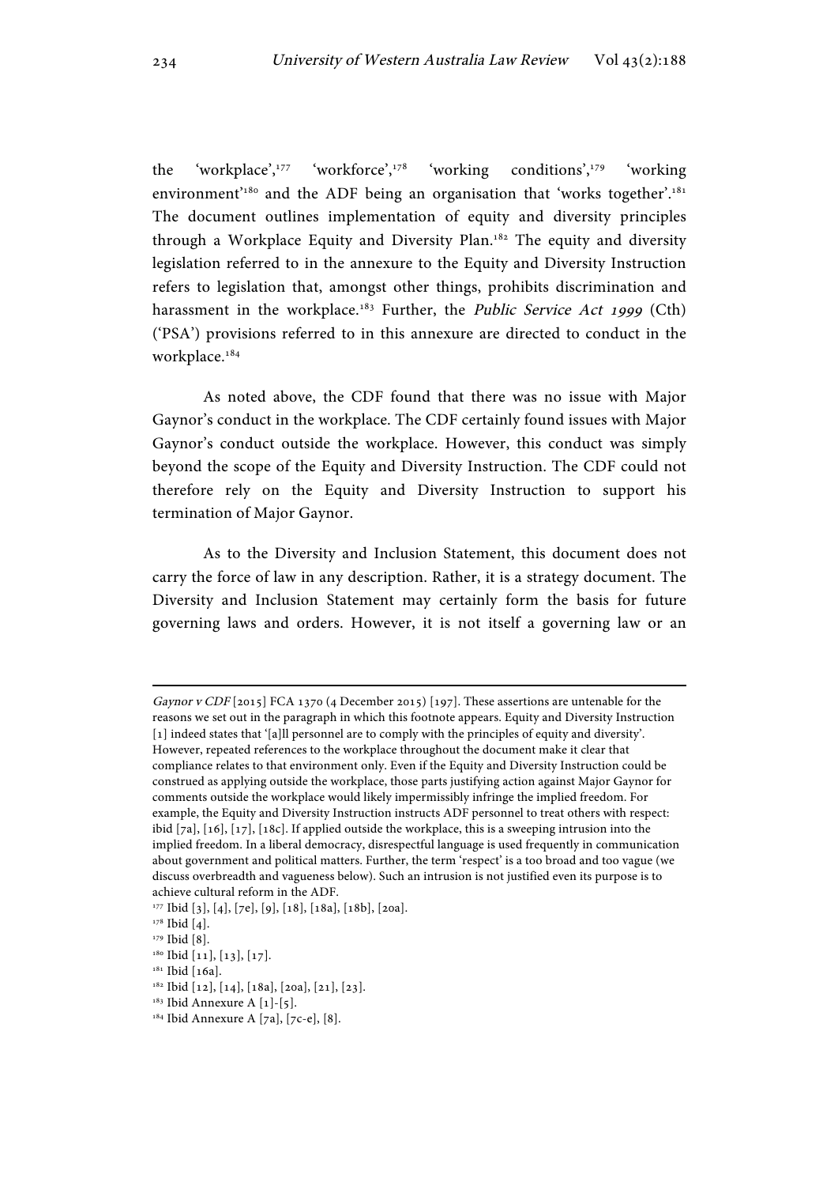the 'workplace',[177] 'workforce',[178] 'working conditions',[179] 'working environment'[180] and the ADF being an organisation that 'works together'.[181] The document outlines implementation of equity and diversity principles through a Workplace Equity and Diversity Plan.[182] The equity and diversity legislation referred to in the annexure to the Equity and Diversity Instruction refers to legislation that, amongst other things, prohibits discrimination and harassment in the workplace.[183] Further, the *Public Service Act 1999* (Cth) ('PSA') provisions referred to in this annexure are directed to conduct in the workplace.[184]

As noted above, the CDF found that there was no issue with Major Gaynor's conduct in the workplace. The CDF certainly found issues with Major Gaynor's conduct outside the workplace. However, this conduct was simply beyond the scope of the Equity and Diversity Instruction. The CDF could not therefore rely on the Equity and Diversity Instruction to support his termination of Major Gaynor.

As to the Diversity and Inclusion Statement, this document does not carry the force of law in any description. Rather, it is a strategy document. The Diversity and Inclusion Statement may certainly form the basis for future governing laws and orders. However, it is not itself a governing law or an

---

*Gaynor v CDF* [2015] FCA 1370 (4 December 2015) [197]. These assertions are untenable for the reasons we set out in the paragraph in which this footnote appears. Equity and Diversity Instruction [1] indeed states that '[a]ll personnel are to comply with the principles of equity and diversity'. However, repeated references to the workplace throughout the document make it clear that compliance relates to that environment only. Even if the Equity and Diversity Instruction could be construed as applying outside the workplace, those parts justifying action against Major Gaynor for comments outside the workplace would likely impermissibly infringe the implied freedom. For example, the Equity and Diversity Instruction instructs ADF personnel to treat others with respect: ibid [7a], [16], [17], [18c]. If applied outside the workplace, this is a sweeping intrusion into the implied freedom. In a liberal democracy, disrespectful language is used frequently in communication about government and political matters. Further, the term 'respect' is a too broad and too vague (we discuss overbreadth and vagueness below). Such an intrusion is not justified even its purpose is to achieve cultural reform in the ADF.

[177] Ibid [3], [4], [7e], [9], [18], [18a], [18b], [20a].

[178] Ibid [4].

[179] Ibid [8].

[180] Ibid [11], [13], [17].

[181] Ibid [16a].

[182] Ibid [12], [14], [18a], [20a], [21], [23].

[183] Ibid Annexure A [1]-[5].

[184] Ibid Annexure A [7a], [7c-e], [8].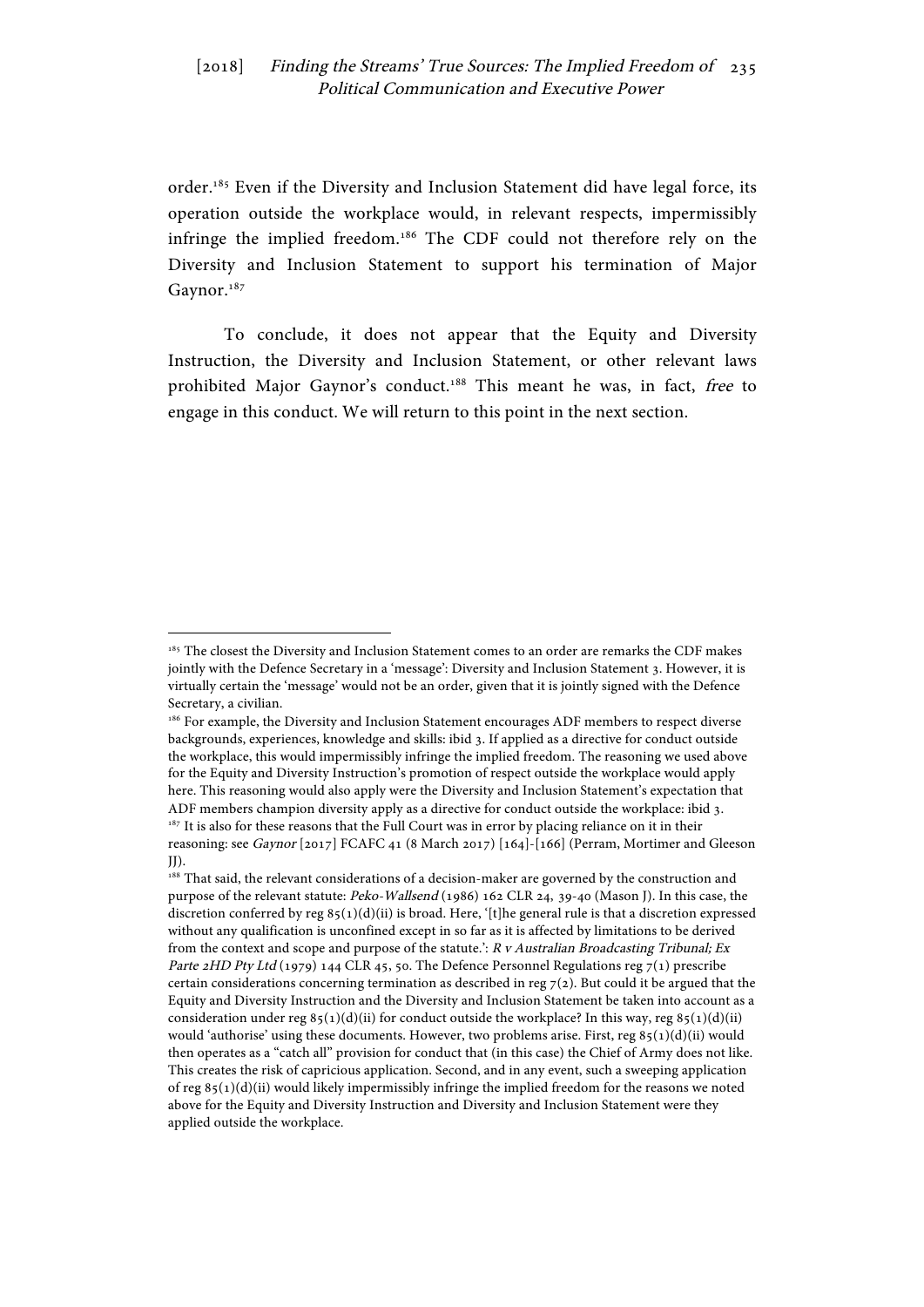order.[185] Even if the Diversity and Inclusion Statement did have legal force, its operation outside the workplace would, in relevant respects, impermissibly infringe the implied freedom.[186] The CDF could not therefore rely on the Diversity and Inclusion Statement to support his termination of Major Gaynor.[187]

To conclude, it does not appear that the Equity and Diversity Instruction, the Diversity and Inclusion Statement, or other relevant laws prohibited Major Gaynor's conduct.[188] This meant he was, in fact, *free* to engage in this conduct. We will return to this point in the next section.

---

[185] The closest the Diversity and Inclusion Statement comes to an order are remarks the CDF makes jointly with the Defence Secretary in a 'message': Diversity and Inclusion Statement 3. However, it is virtually certain the 'message' would not be an order, given that it is jointly signed with the Defence Secretary, a civilian.

[186] For example, the Diversity and Inclusion Statement encourages ADF members to respect diverse backgrounds, experiences, knowledge and skills: ibid 3. If applied as a directive for conduct outside the workplace, this would impermissibly infringe the implied freedom. The reasoning we used above for the Equity and Diversity Instruction's promotion of respect outside the workplace would apply here. This reasoning would also apply were the Diversity and Inclusion Statement's expectation that ADF members champion diversity apply as a directive for conduct outside the workplace: ibid 3.

[187] It is also for these reasons that the Full Court was in error by placing reliance on it in their reasoning: see *Gaynor* [2017] FCAFC 41 (8 March 2017) [164]-[166] (Perram, Mortimer and Gleeson JJ).

[188] That said, the relevant considerations of a decision-maker are governed by the construction and purpose of the relevant statute: *Peko-Wallsend* (1986) 162 CLR 24, 39-40 (Mason J). In this case, the discretion conferred by reg 85(1)(d)(ii) is broad. Here, '[t]he general rule is that a discretion expressed without any qualification is unconfined except in so far as it is affected by limitations to be derived from the context and scope and purpose of the statute.': *R v Australian Broadcasting Tribunal; Ex Parte 2HD Pty Ltd* (1979) 144 CLR 45, 50. The Defence Personnel Regulations reg 7(1) prescribe certain considerations concerning termination as described in reg 7(2). But could it be argued that the Equity and Diversity Instruction and the Diversity and Inclusion Statement be taken into account as a consideration under reg 85(1)(d)(ii) for conduct outside the workplace? In this way, reg 85(1)(d)(ii) would 'authorise' using these documents. However, two problems arise. First, reg 85(1)(d)(ii) would then operates as a "catch all" provision for conduct that (in this case) the Chief of Army does not like. This creates the risk of capricious application. Second, and in any event, such a sweeping application of reg 85(1)(d)(ii) would likely impermissibly infringe the implied freedom for the reasons we noted above for the Equity and Diversity Instruction and Diversity and Inclusion Statement were they applied outside the workplace.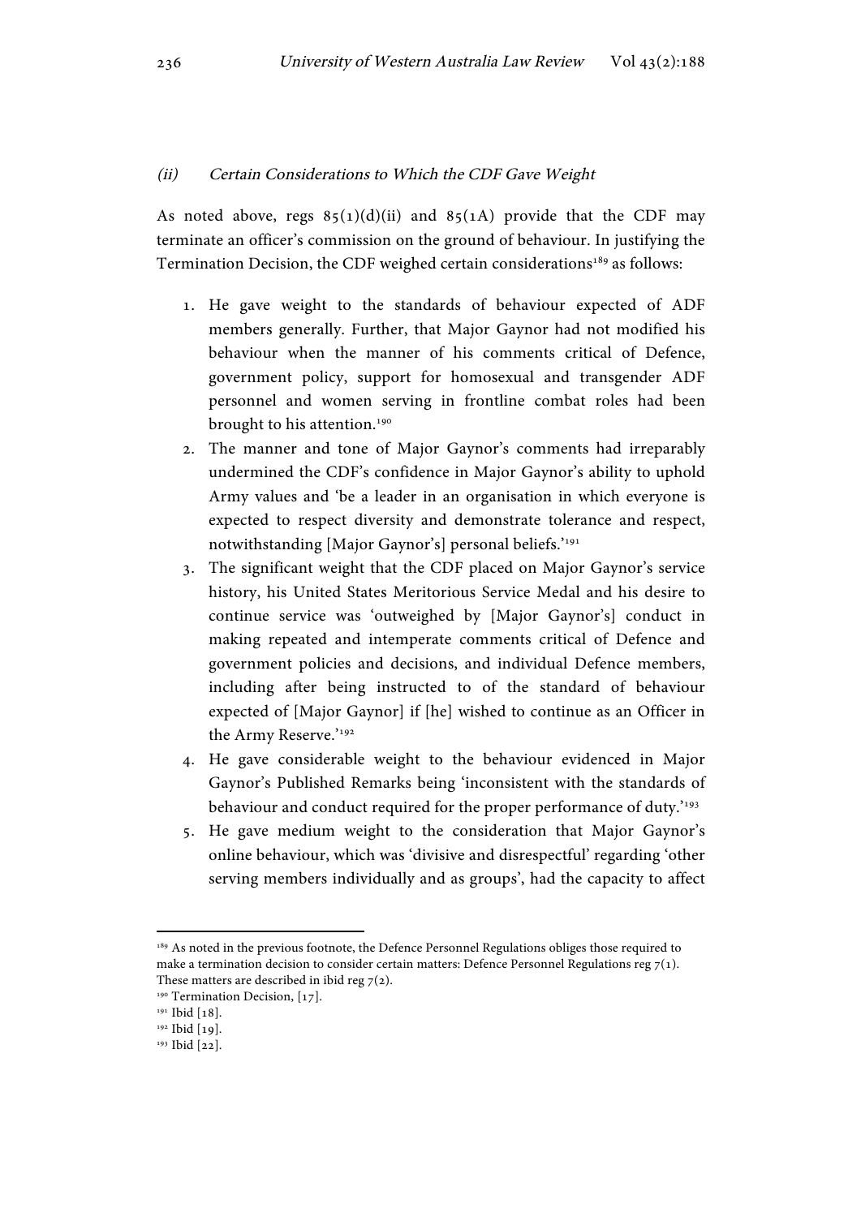### *(ii) Certain Considerations to Which the CDF Gave Weight*

As noted above, regs 85(1)(d)(ii) and 85(1A) provide that the CDF may terminate an officer's commission on the ground of behaviour. In justifying the Termination Decision, the CDF weighed certain considerations[189] as follows:

1. He gave weight to the standards of behaviour expected of ADF members generally. Further, that Major Gaynor had not modified his behaviour when the manner of his comments critical of Defence, government policy, support for homosexual and transgender ADF personnel and women serving in frontline combat roles had been brought to his attention.[190]
2. The manner and tone of Major Gaynor's comments had irreparably undermined the CDF's confidence in Major Gaynor's ability to uphold Army values and 'be a leader in an organisation in which everyone is expected to respect diversity and demonstrate tolerance and respect, notwithstanding [Major Gaynor's] personal beliefs.'[191]
3. The significant weight that the CDF placed on Major Gaynor's service history, his United States Meritorious Service Medal and his desire to continue service was 'outweighed by [Major Gaynor's] conduct in making repeated and intemperate comments critical of Defence and government policies and decisions, and individual Defence members, including after being instructed to of the standard of behaviour expected of [Major Gaynor] if [he] wished to continue as an Officer in the Army Reserve.'[192]
4. He gave considerable weight to the behaviour evidenced in Major Gaynor's Published Remarks being 'inconsistent with the standards of behaviour and conduct required for the proper performance of duty.'[193]
5. He gave medium weight to the consideration that Major Gaynor's online behaviour, which was 'divisive and disrespectful' regarding 'other serving members individually and as groups', had the capacity to affect

---

[189] As noted in the previous footnote, the Defence Personnel Regulations obliges those required to make a termination decision to consider certain matters: Defence Personnel Regulations reg 7(1). These matters are described in ibid reg 7(2).

[190] Termination Decision, [17].

[191] Ibid [18].

[192] Ibid [19].

[193] Ibid [22].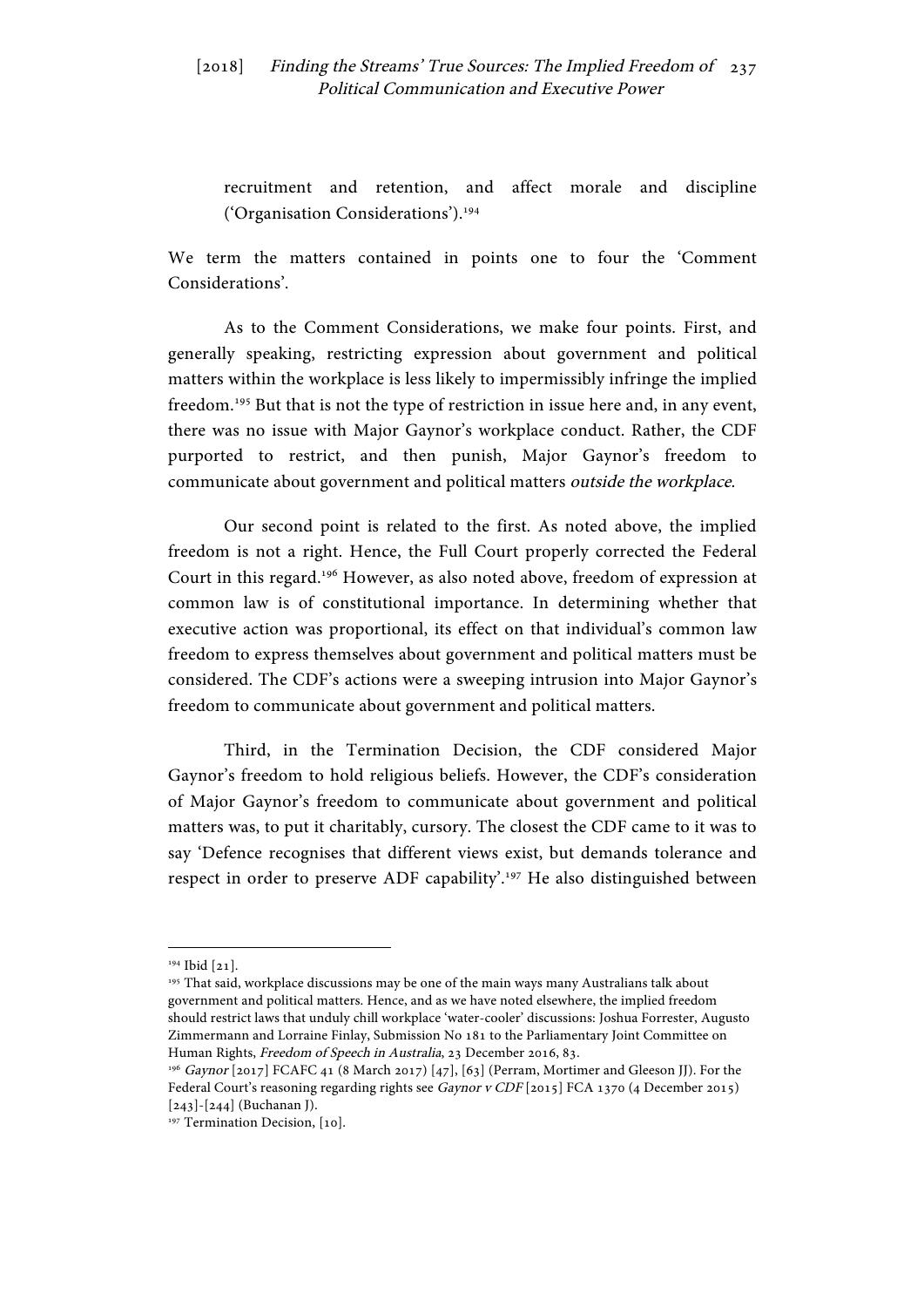recruitment and retention, and affect morale and discipline ('Organisation Considerations').[194]

We term the matters contained in points one to four the 'Comment Considerations'.

As to the Comment Considerations, we make four points. First, and generally speaking, restricting expression about government and political matters within the workplace is less likely to impermissibly infringe the implied freedom.[195] But that is not the type of restriction in issue here and, in any event, there was no issue with Major Gaynor's workplace conduct. Rather, the CDF purported to restrict, and then punish, Major Gaynor's freedom to communicate about government and political matters *outside the workplace*.

Our second point is related to the first. As noted above, the implied freedom is not a right. Hence, the Full Court properly corrected the Federal Court in this regard.[196] However, as also noted above, freedom of expression at common law is of constitutional importance. In determining whether that executive action was proportional, its effect on that individual's common law freedom to express themselves about government and political matters must be considered. The CDF's actions were a sweeping intrusion into Major Gaynor's freedom to communicate about government and political matters.

Third, in the Termination Decision, the CDF considered Major Gaynor's freedom to hold religious beliefs. However, the CDF's consideration of Major Gaynor's freedom to communicate about government and political matters was, to put it charitably, cursory. The closest the CDF came to it was to say 'Defence recognises that different views exist, but demands tolerance and respect in order to preserve ADF capability'.[197] He also distinguished between

---

[194] Ibid [21].

[195] That said, workplace discussions may be one of the main ways many Australians talk about government and political matters. Hence, and as we have noted elsewhere, the implied freedom should restrict laws that unduly chill workplace 'water-cooler' discussions: Joshua Forrester, Augusto Zimmermann and Lorraine Finlay, Submission No 181 to the Parliamentary Joint Committee on Human Rights, *Freedom of Speech in Australia*, 23 December 2016, 83.

[196] *Gaynor* [2017] FCAFC 41 (8 March 2017) [47], [63] (Perram, Mortimer and Gleeson JJ). For the Federal Court's reasoning regarding rights see *Gaynor v CDF* [2015] FCA 1370 (4 December 2015) [243]-[244] (Buchanan J).

[197] Termination Decision, [10].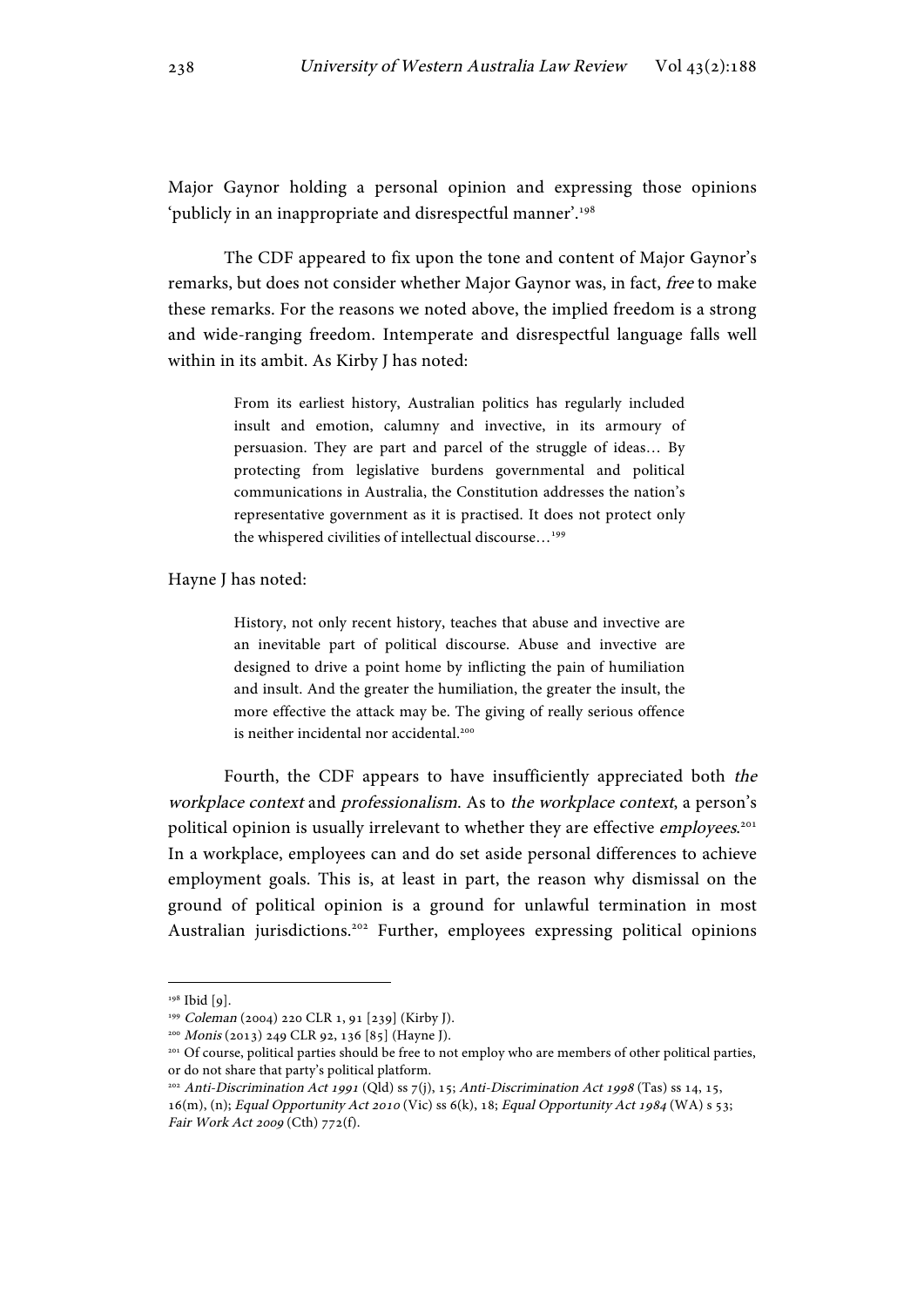Major Gaynor holding a personal opinion and expressing those opinions 'publicly in an inappropriate and disrespectful manner'.[198]

The CDF appeared to fix upon the tone and content of Major Gaynor's remarks, but does not consider whether Major Gaynor was, in fact, *free* to make these remarks. For the reasons we noted above, the implied freedom is a strong and wide-ranging freedom. Intemperate and disrespectful language falls well within in its ambit. As Kirby J has noted:

> From its earliest history, Australian politics has regularly included insult and emotion, calumny and invective, in its armoury of persuasion. They are part and parcel of the struggle of ideas… By protecting from legislative burdens governmental and political communications in Australia, the Constitution addresses the nation's representative government as it is practised. It does not protect only the whispered civilities of intellectual discourse…[199]

Hayne J has noted:

> History, not only recent history, teaches that abuse and invective are an inevitable part of political discourse. Abuse and invective are designed to drive a point home by inflicting the pain of humiliation and insult. And the greater the humiliation, the greater the insult, the more effective the attack may be. The giving of really serious offence is neither incidental nor accidental.[200]

Fourth, the CDF appears to have insufficiently appreciated both *the workplace context* and *professionalism*. As to *the workplace context*, a person's political opinion is usually irrelevant to whether they are effective *employees*.[201] In a workplace, employees can and do set aside personal differences to achieve employment goals. This is, at least in part, the reason why dismissal on the ground of political opinion is a ground for unlawful termination in most Australian jurisdictions.[202] Further, employees expressing political opinions

---

[198] Ibid [9].

[199] *Coleman* (2004) 220 CLR 1, 91 [239] (Kirby J).

[200] *Monis* (2013) 249 CLR 92, 136 [85] (Hayne J).

[201] Of course, political parties should be free to not employ who are members of other political parties, or do not share that party's political platform.

[202] *Anti-Discrimination Act 1991* (Qld) ss 7(j), 15; *Anti-Discrimination Act 1998* (Tas) ss 14, 15, 16(m), (n); *Equal Opportunity Act 2010* (Vic) ss 6(k), 18; *Equal Opportunity Act 1984* (WA) s 53; *Fair Work Act 2009* (Cth) 772(f).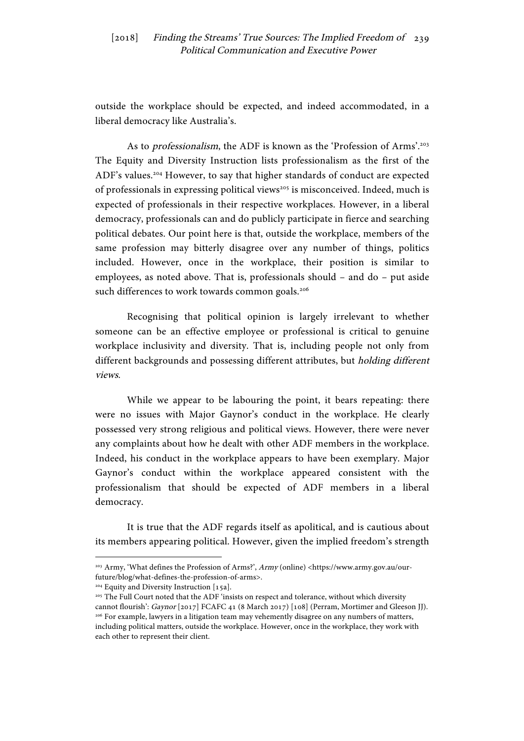outside the workplace should be expected, and indeed accommodated, in a liberal democracy like Australia's.

As to *professionalism*, the ADF is known as the 'Profession of Arms'.[203] The Equity and Diversity Instruction lists professionalism as the first of the ADF's values.[204] However, to say that higher standards of conduct are expected of professionals in expressing political views[205] is misconceived. Indeed, much is expected of professionals in their respective workplaces. However, in a liberal democracy, professionals can and do publicly participate in fierce and searching political debates. Our point here is that, outside the workplace, members of the same profession may bitterly disagree over any number of things, politics included. However, once in the workplace, their position is similar to employees, as noted above. That is, professionals should – and do – put aside such differences to work towards common goals.[206]

Recognising that political opinion is largely irrelevant to whether someone can be an effective employee or professional is critical to genuine workplace inclusivity and diversity. That is, including people not only from different backgrounds and possessing different attributes, but *holding different views*.

While we appear to be labouring the point, it bears repeating: there were no issues with Major Gaynor's conduct in the workplace. He clearly possessed very strong religious and political views. However, there were never any complaints about how he dealt with other ADF members in the workplace. Indeed, his conduct in the workplace appears to have been exemplary. Major Gaynor's conduct within the workplace appeared consistent with the professionalism that should be expected of ADF members in a liberal democracy.

It is true that the ADF regards itself as apolitical, and is cautious about its members appearing political. However, given the implied freedom's strength

---

[203] Army, 'What defines the Profession of Arms?', *Army* (online) <https://www.army.gov.au/our-future/blog/what-defines-the-profession-of-arms>.

[204] Equity and Diversity Instruction [15a].

[205] The Full Court noted that the ADF 'insists on respect and tolerance, without which diversity cannot flourish': *Gaynor* [2017] FCAFC 41 (8 March 2017) [108] (Perram, Mortimer and Gleeson JJ).

[206] For example, lawyers in a litigation team may vehemently disagree on any numbers of matters, including political matters, outside the workplace. However, once in the workplace, they work with each other to represent their client.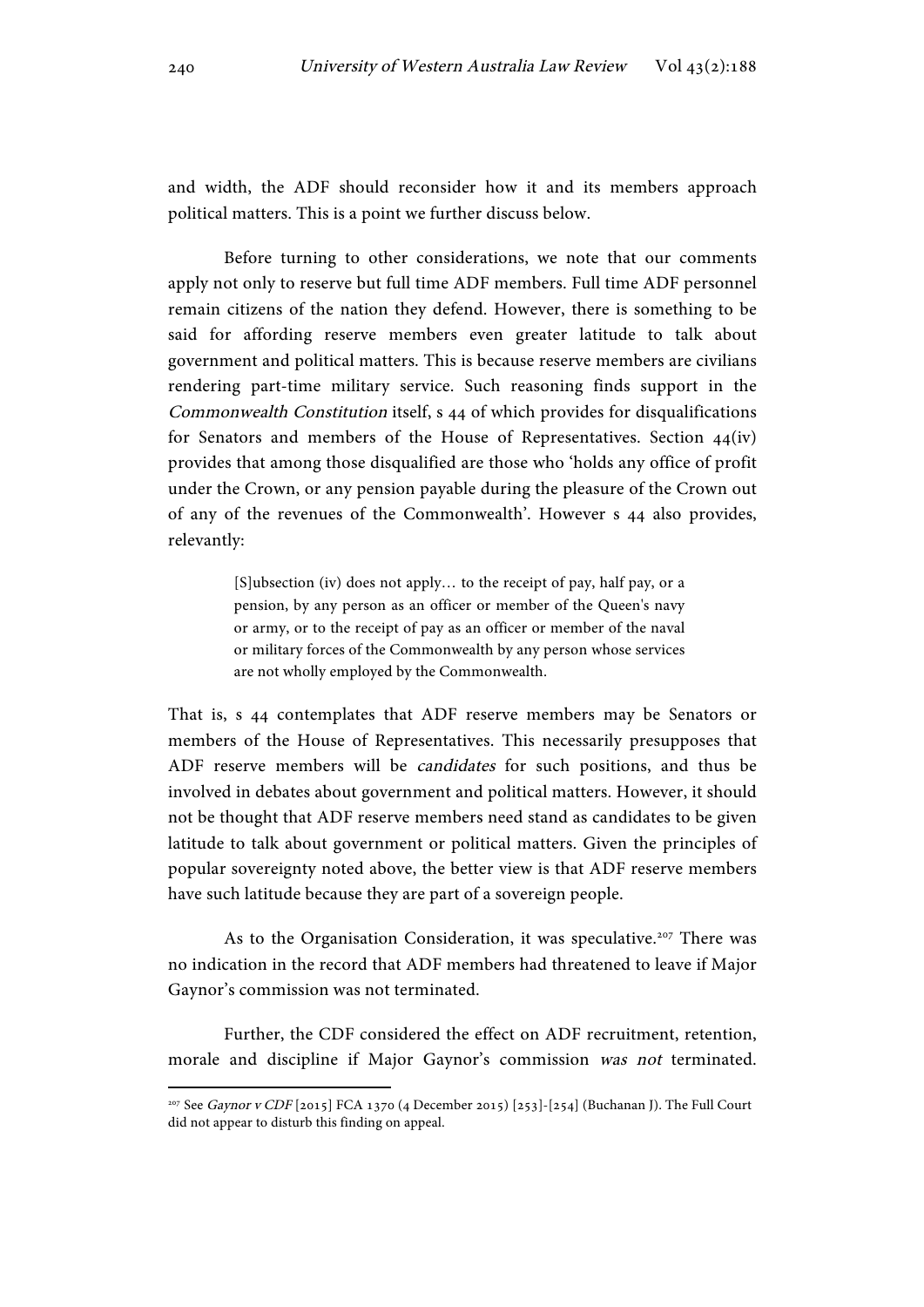and width, the ADF should reconsider how it and its members approach political matters. This is a point we further discuss below.

Before turning to other considerations, we note that our comments apply not only to reserve but full time ADF members. Full time ADF personnel remain citizens of the nation they defend. However, there is something to be said for affording reserve members even greater latitude to talk about government and political matters. This is because reserve members are civilians rendering part-time military service. Such reasoning finds support in the *Commonwealth Constitution* itself, s 44 of which provides for disqualifications for Senators and members of the House of Representatives. Section 44(iv) provides that among those disqualified are those who 'holds any office of profit under the Crown, or any pension payable during the pleasure of the Crown out of any of the revenues of the Commonwealth'. However s 44 also provides, relevantly:

> [S]ubsection (iv) does not apply… to the receipt of pay, half pay, or a pension, by any person as an officer or member of the Queen's navy or army, or to the receipt of pay as an officer or member of the naval or military forces of the Commonwealth by any person whose services are not wholly employed by the Commonwealth.

That is, s 44 contemplates that ADF reserve members may be Senators or members of the House of Representatives. This necessarily presupposes that ADF reserve members will be *candidates* for such positions, and thus be involved in debates about government and political matters. However, it should not be thought that ADF reserve members need stand as candidates to be given latitude to talk about government or political matters. Given the principles of popular sovereignty noted above, the better view is that ADF reserve members have such latitude because they are part of a sovereign people.

As to the Organisation Consideration, it was speculative.[207] There was no indication in the record that ADF members had threatened to leave if Major Gaynor's commission was not terminated.

Further, the CDF considered the effect on ADF recruitment, retention, morale and discipline if Major Gaynor's commission *was not* terminated.

---

[207] See *Gaynor v CDF* [2015] FCA 1370 (4 December 2015) [253]-[254] (Buchanan J). The Full Court did not appear to disturb this finding on appeal.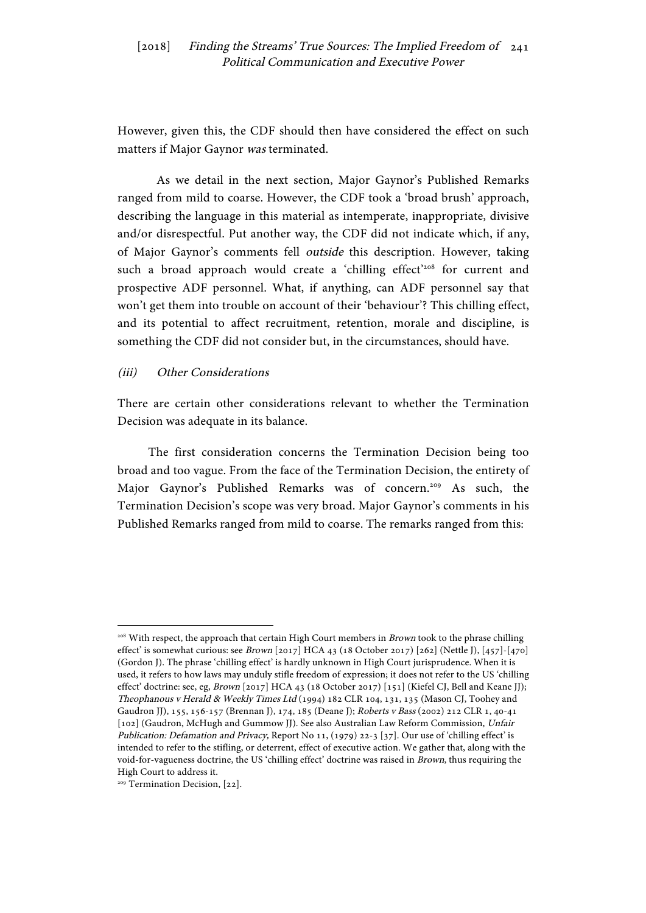However, given this, the CDF should then have considered the effect on such matters if Major Gaynor *was* terminated.

As we detail in the next section, Major Gaynor's Published Remarks ranged from mild to coarse. However, the CDF took a 'broad brush' approach, describing the language in this material as intemperate, inappropriate, divisive and/or disrespectful. Put another way, the CDF did not indicate which, if any, of Major Gaynor's comments fell *outside* this description. However, taking such a broad approach would create a 'chilling effect'[208] for current and prospective ADF personnel. What, if anything, can ADF personnel say that won't get them into trouble on account of their 'behaviour'? This chilling effect, and its potential to affect recruitment, retention, morale and discipline, is something the CDF did not consider but, in the circumstances, should have.

*(iii) Other Considerations*

There are certain other considerations relevant to whether the Termination Decision was adequate in its balance.

The first consideration concerns the Termination Decision being too broad and too vague. From the face of the Termination Decision, the entirety of Major Gaynor's Published Remarks was of concern.[209] As such, the Termination Decision's scope was very broad. Major Gaynor's comments in his Published Remarks ranged from mild to coarse. The remarks ranged from this:

---

[208] With respect, the approach that certain High Court members in *Brown* took to the phrase chilling effect' is somewhat curious: see *Brown* [2017] HCA 43 (18 October 2017) [262] (Nettle J), [457]-[470] (Gordon J). The phrase 'chilling effect' is hardly unknown in High Court jurisprudence. When it is used, it refers to how laws may unduly stifle freedom of expression; it does not refer to the US 'chilling effect' doctrine: see, eg, *Brown* [2017] HCA 43 (18 October 2017) [151] (Kiefel CJ, Bell and Keane JJ); *Theophanous v Herald & Weekly Times Ltd* (1994) 182 CLR 104, 131, 135 (Mason CJ, Toohey and Gaudron JJ), 155, 156-157 (Brennan J), 174, 185 (Deane J); *Roberts v Bass* (2002) 212 CLR 1, 40-41 [102] (Gaudron, McHugh and Gummow JJ). See also Australian Law Reform Commission, *Unfair Publication: Defamation and Privacy,* Report No 11, (1979) 22-3 [37]. Our use of 'chilling effect' is intended to refer to the stifling, or deterrent, effect of executive action. We gather that, along with the void-for-vagueness doctrine, the US 'chilling effect' doctrine was raised in *Brown*, thus requiring the High Court to address it.

[209] Termination Decision, [22].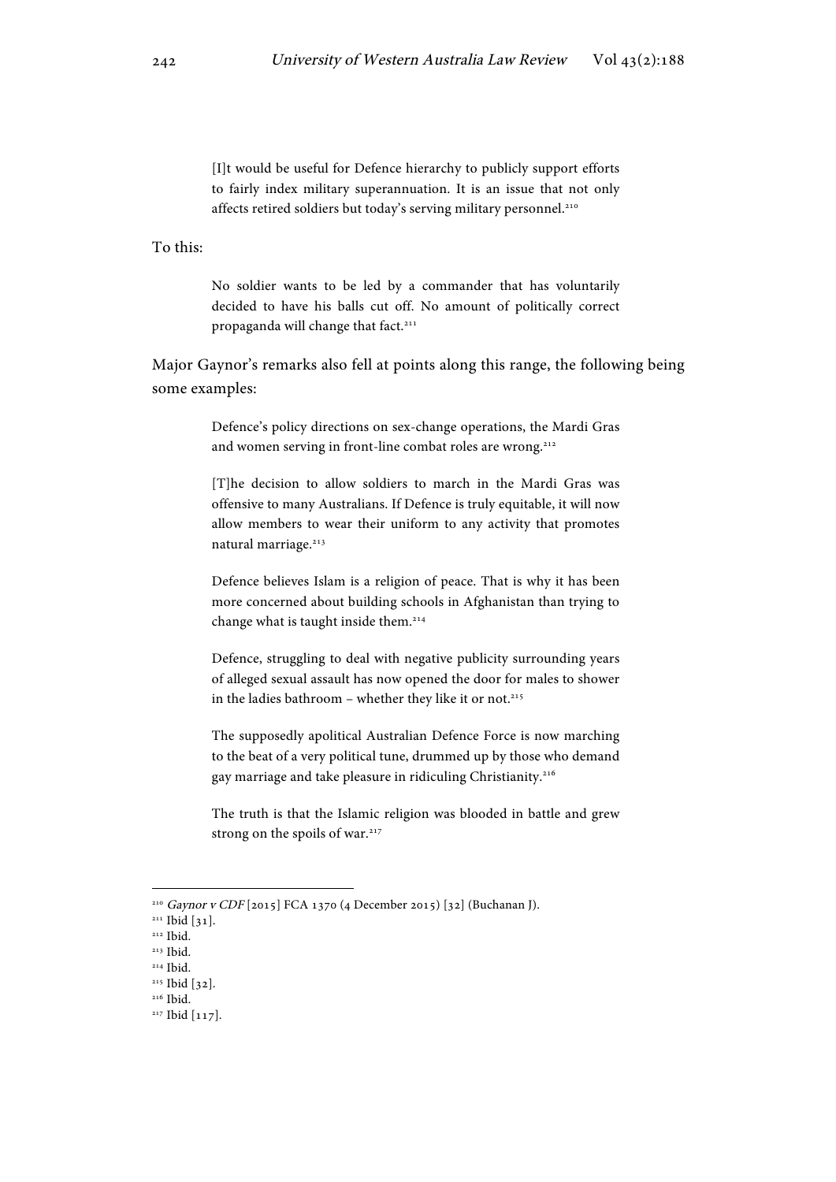> [I]t would be useful for Defence hierarchy to publicly support efforts to fairly index military superannuation. It is an issue that not only affects retired soldiers but today's serving military personnel.[210]

To this:

> No soldier wants to be led by a commander that has voluntarily decided to have his balls cut off. No amount of politically correct propaganda will change that fact.[211]

Major Gaynor's remarks also fell at points along this range, the following being some examples:

> Defence's policy directions on sex-change operations, the Mardi Gras and women serving in front-line combat roles are wrong.[212]

> [T]he decision to allow soldiers to march in the Mardi Gras was offensive to many Australians. If Defence is truly equitable, it will now allow members to wear their uniform to any activity that promotes natural marriage.[213]

> Defence believes Islam is a religion of peace. That is why it has been more concerned about building schools in Afghanistan than trying to change what is taught inside them.[214]

> Defence, struggling to deal with negative publicity surrounding years of alleged sexual assault has now opened the door for males to shower in the ladies bathroom – whether they like it or not.[215]

> The supposedly apolitical Australian Defence Force is now marching to the beat of a very political tune, drummed up by those who demand gay marriage and take pleasure in ridiculing Christianity.[216]

> The truth is that the Islamic religion was blooded in battle and grew strong on the spoils of war.[217]

---

[210] *Gaynor v CDF* [2015] FCA 1370 (4 December 2015) [32] (Buchanan J).

[211] Ibid [31].

[212] Ibid.

[213] Ibid.

[214] Ibid.

[215] Ibid [32].

[216] Ibid.

[217] Ibid [117].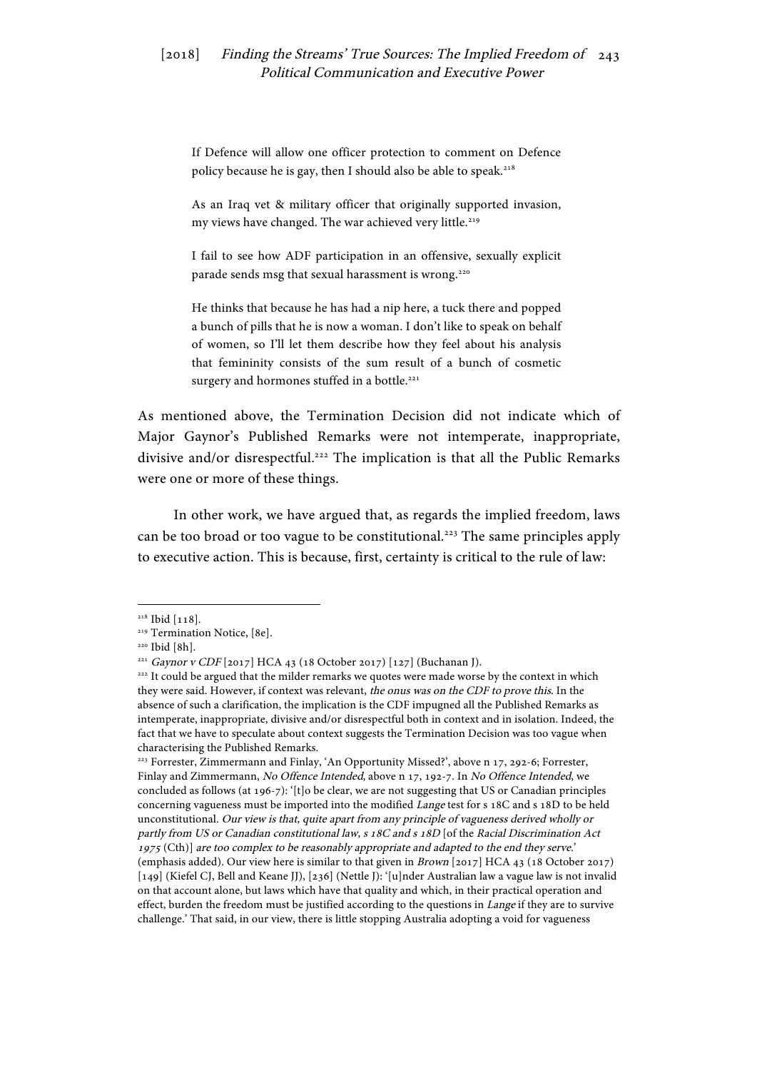> If Defence will allow one officer protection to comment on Defence policy because he is gay, then I should also be able to speak.[218]
>
> As an Iraq vet & military officer that originally supported invasion, my views have changed. The war achieved very little.[219]
>
> I fail to see how ADF participation in an offensive, sexually explicit parade sends msg that sexual harassment is wrong.[220]
>
> He thinks that because he has had a nip here, a tuck there and popped a bunch of pills that he is now a woman. I don't like to speak on behalf of women, so I'll let them describe how they feel about his analysis that femininity consists of the sum result of a bunch of cosmetic surgery and hormones stuffed in a bottle.[221]

As mentioned above, the Termination Decision did not indicate which of Major Gaynor's Published Remarks were not intemperate, inappropriate, divisive and/or disrespectful.[222] The implication is that all the Public Remarks were one or more of these things.

In other work, we have argued that, as regards the implied freedom, laws can be too broad or too vague to be constitutional.[223] The same principles apply to executive action. This is because, first, certainty is critical to the rule of law:

---

[218] Ibid [118].

[219] Termination Notice, [8e].

[220] Ibid [8h].

[221] *Gaynor v CDF* [2017] HCA 43 (18 October 2017) [127] (Buchanan J).

[222] It could be argued that the milder remarks we quotes were made worse by the context in which they were said. However, if context was relevant, *the onus was on the CDF to prove this*. In the absence of such a clarification, the implication is the CDF impugned all the Published Remarks as intemperate, inappropriate, divisive and/or disrespectful both in context and in isolation. Indeed, the fact that we have to speculate about context suggests the Termination Decision was too vague when characterising the Published Remarks.

[223] Forrester, Zimmermann and Finlay, 'An Opportunity Missed?', above n 17, 292-6; Forrester, Finlay and Zimmermann, *No Offence Intended*, above n 17, 192-7. In *No Offence Intended*, we concluded as follows (at 196-7): '[t]o be clear, we are not suggesting that US or Canadian principles concerning vagueness must be imported into the modified *Lange* test for s 18C and s 18D to be held unconstitutional. *Our view is that, quite apart from any principle of vagueness derived wholly or partly from US or Canadian constitutional law, s 18C and s 18D* [of the *Racial Discrimination Act 1975* (Cth)] *are too complex to be reasonably appropriate and adapted to the end they serve*.' (emphasis added). Our view here is similar to that given in *Brown* [2017] HCA 43 (18 October 2017) [149] (Kiefel CJ, Bell and Keane JJ), [236] (Nettle J): '[u]nder Australian law a vague law is not invalid on that account alone, but laws which have that quality and which, in their practical operation and effect, burden the freedom must be justified according to the questions in *Lange* if they are to survive challenge.' That said, in our view, there is little stopping Australia adopting a void for vagueness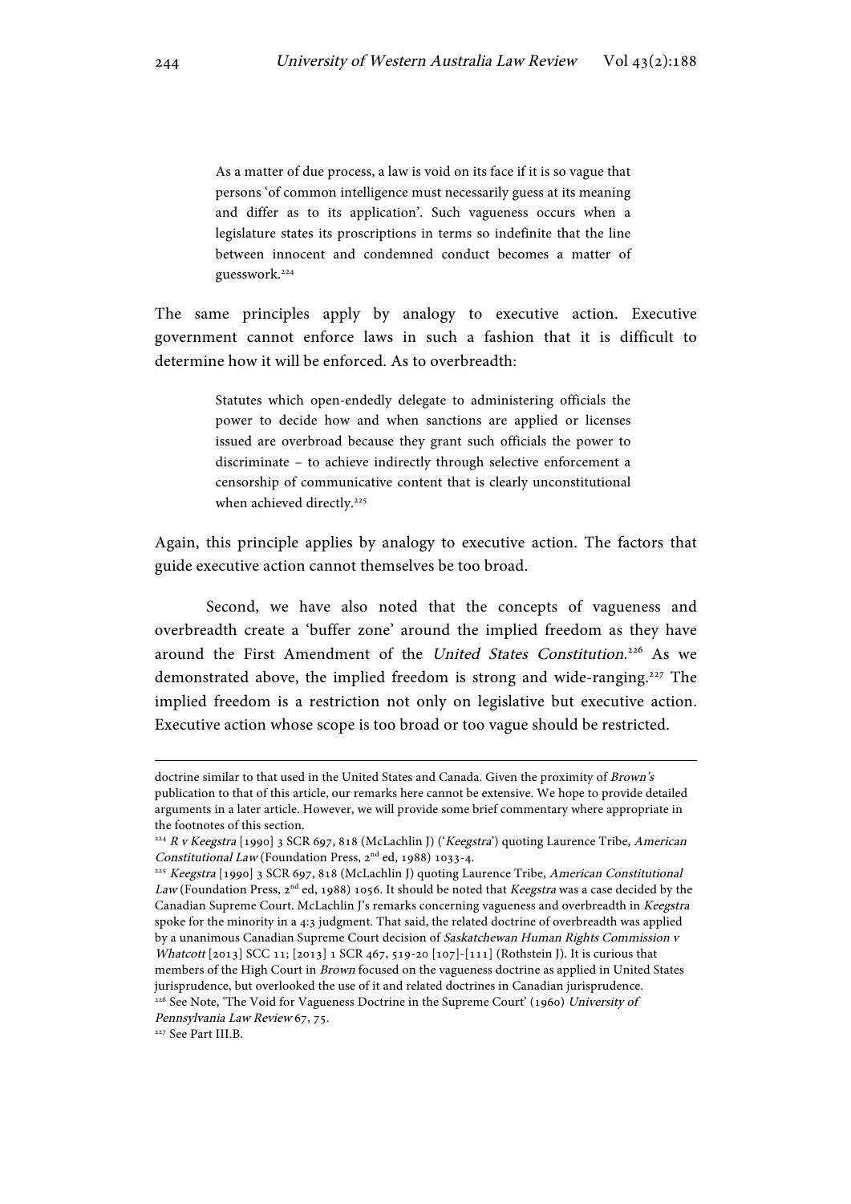> As a matter of due process, a law is void on its face if it is so vague that persons 'of common intelligence must necessarily guess at its meaning and differ as to its application'. Such vagueness occurs when a legislature states its proscriptions in terms so indefinite that the line between innocent and condemned conduct becomes a matter of guesswork.[224]

The same principles apply by analogy to executive action. Executive government cannot enforce laws in such a fashion that it is difficult to determine how it will be enforced. As to overbreadth:

> Statutes which open-endedly delegate to administering officials the power to decide how and when sanctions are applied or licenses issued are overbroad because they grant such officials the power to discriminate – to achieve indirectly through selective enforcement a censorship of communicative content that is clearly unconstitutional when achieved directly.[225]

Again, this principle applies by analogy to executive action. The factors that guide executive action cannot themselves be too broad.

Second, we have also noted that the concepts of vagueness and overbreadth create a 'buffer zone' around the implied freedom as they have around the First Amendment of the *United States Constitution*.[226] As we demonstrated above, the implied freedom is strong and wide-ranging.[227] The implied freedom is a restriction not only on legislative but executive action. Executive action whose scope is too broad or too vague should be restricted.

---

doctrine similar to that used in the United States and Canada. Given the proximity of *Brown's* publication to that of this article, our remarks here cannot be extensive. We hope to provide detailed arguments in a later article. However, we will provide some brief commentary where appropriate in the footnotes of this section.

[224] *R v Keegstra* [1990] 3 SCR 697, 818 (McLachlin J) ('*Keegstra*') quoting Laurence Tribe, *American Constitutional Law* (Foundation Press, 2nd ed, 1988) 1033-4.

[225] *Keegstra* [1990] 3 SCR 697, 818 (McLachlin J) quoting Laurence Tribe, *American Constitutional Law* (Foundation Press, 2nd ed, 1988) 1056. It should be noted that *Keegstra* was a case decided by the Canadian Supreme Court. McLachlin J's remarks concerning vagueness and overbreadth in *Keegstra* spoke for the minority in a 4:3 judgment. That said, the related doctrine of overbreadth was applied by a unanimous Canadian Supreme Court decision of *Saskatchewan Human Rights Commission v Whatcott* [2013] SCC 11; [2013] 1 SCR 467, 519-20 [107]-[111] (Rothstein J). It is curious that members of the High Court in *Brown* focused on the vagueness doctrine as applied in United States jurisprudence, but overlooked the use of it and related doctrines in Canadian jurisprudence.

[226] See Note, 'The Void for Vagueness Doctrine in the Supreme Court' (1960) *University of Pennsylvania Law Review* 67, 75.

[227] See Part III.B.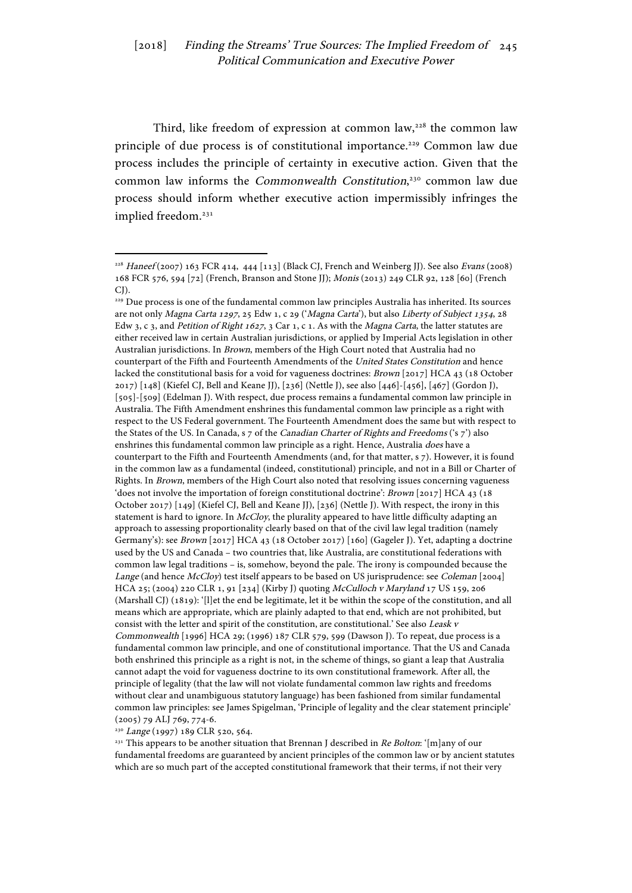Third, like freedom of expression at common law,[228] the common law principle of due process is of constitutional importance.[229] Common law due process includes the principle of certainty in executive action. Given that the common law informs the *Commonwealth Constitution*,[230] common law due process should inform whether executive action impermissibly infringes the implied freedom.[231]

---

[228] *Haneef* (2007) 163 FCR 414, 444 [113] (Black CJ, French and Weinberg JJ). See also *Evans* (2008) 168 FCR 576, 594 [72] (French, Branson and Stone JJ); *Monis* (2013) 249 CLR 92, 128 [60] (French CJ).

[229] Due process is one of the fundamental common law principles Australia has inherited. Its sources are not only *Magna Carta 1297*, 25 Edw 1, c 29 ('*Magna Carta*'), but also *Liberty of Subject 1354*, 28 Edw 3, c 3, and *Petition of Right 1627*, 3 Car 1, c 1. As with the *Magna Carta*, the latter statutes are either received law in certain Australian jurisdictions, or applied by Imperial Acts legislation in other Australian jurisdictions. In *Brown*, members of the High Court noted that Australia had no counterpart of the Fifth and Fourteenth Amendments of the *United States Constitution* and hence lacked the constitutional basis for a void for vagueness doctrines: *Brown* [2017] HCA 43 (18 October 2017) [148] (Kiefel CJ, Bell and Keane JJ), [236] (Nettle J), see also [446]-[456], [467] (Gordon J), [505]-[509] (Edelman J). With respect, due process remains a fundamental common law principle in Australia. The Fifth Amendment enshrines this fundamental common law principle as a right with respect to the US Federal government. The Fourteenth Amendment does the same but with respect to the States of the US. In Canada, s 7 of the *Canadian Charter of Rights and Freedoms* ('s 7') also enshrines this fundamental common law principle as a right. Hence, Australia *does* have a counterpart to the Fifth and Fourteenth Amendments (and, for that matter, s 7). However, it is found in the common law as a fundamental (indeed, constitutional) principle, and not in a Bill or Charter of Rights. In *Brown*, members of the High Court also noted that resolving issues concerning vagueness 'does not involve the importation of foreign constitutional doctrine': *Brown* [2017] HCA 43 (18 October 2017) [149] (Kiefel CJ, Bell and Keane JJ), [236] (Nettle J). With respect, the irony in this statement is hard to ignore. In *McCloy*, the plurality appeared to have little difficulty adapting an approach to assessing proportionality clearly based on that of the civil law legal tradition (namely Germany's): see *Brown* [2017] HCA 43 (18 October 2017) [160] (Gageler J). Yet, adapting a doctrine used by the US and Canada – two countries that, like Australia, are constitutional federations with common law legal traditions – is, somehow, beyond the pale. The irony is compounded because the *Lange* (and hence *McCloy*) test itself appears to be based on US jurisprudence: see *Coleman* [2004] HCA 25; (2004) 220 CLR 1, 91 [234] (Kirby J) quoting *McCulloch v Maryland* 17 US 159, 206 (Marshall CJ) (1819): '[l]et the end be legitimate, let it be within the scope of the constitution, and all means which are appropriate, which are plainly adapted to that end, which are not prohibited, but consist with the letter and spirit of the constitution, are constitutional.' See also *Leask v Commonwealth* [1996] HCA 29; (1996) 187 CLR 579, 599 (Dawson J). To repeat, due process is a fundamental common law principle, and one of constitutional importance. That the US and Canada both enshrined this principle as a right is not, in the scheme of things, so giant a leap that Australia cannot adapt the void for vagueness doctrine to its own constitutional framework. After all, the principle of legality (that the law will not violate fundamental common law rights and freedoms without clear and unambiguous statutory language) has been fashioned from similar fundamental common law principles: see James Spigelman, 'Principle of legality and the clear statement principle' (2005) 79 ALJ 769, 774-6.

[230] *Lange* (1997) 189 CLR 520, 564.

[231] This appears to be another situation that Brennan J described in *Re Bolton*: '[m]any of our fundamental freedoms are guaranteed by ancient principles of the common law or by ancient statutes which are so much part of the accepted constitutional framework that their terms, if not their very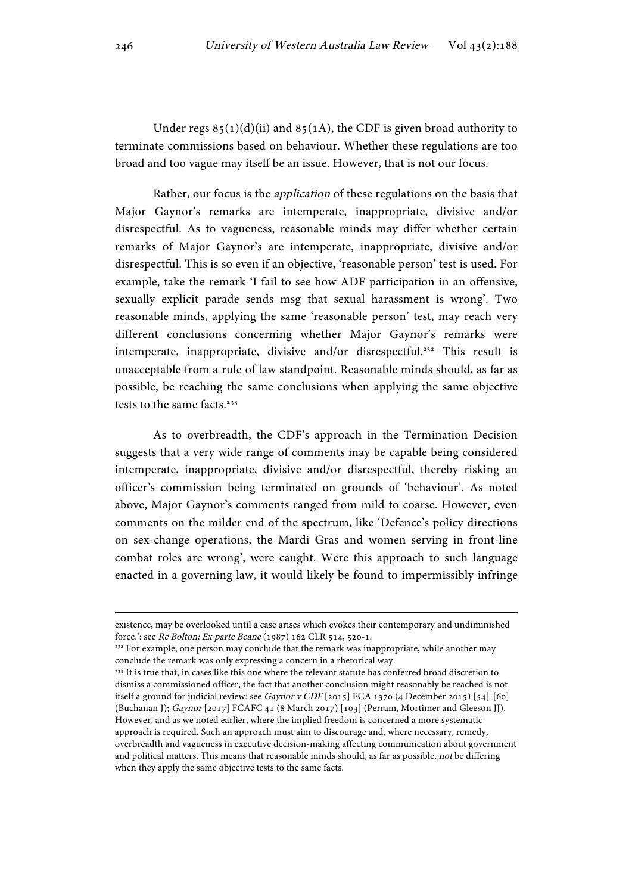Under regs 85(1)(d)(ii) and 85(1A), the CDF is given broad authority to terminate commissions based on behaviour. Whether these regulations are too broad and too vague may itself be an issue. However, that is not our focus.

Rather, our focus is the *application* of these regulations on the basis that Major Gaynor's remarks are intemperate, inappropriate, divisive and/or disrespectful. As to vagueness, reasonable minds may differ whether certain remarks of Major Gaynor's are intemperate, inappropriate, divisive and/or disrespectful. This is so even if an objective, 'reasonable person' test is used. For example, take the remark 'I fail to see how ADF participation in an offensive, sexually explicit parade sends msg that sexual harassment is wrong'. Two reasonable minds, applying the same 'reasonable person' test, may reach very different conclusions concerning whether Major Gaynor's remarks were intemperate, inappropriate, divisive and/or disrespectful.[232] This result is unacceptable from a rule of law standpoint. Reasonable minds should, as far as possible, be reaching the same conclusions when applying the same objective tests to the same facts.[233]

As to overbreadth, the CDF's approach in the Termination Decision suggests that a very wide range of comments may be capable being considered intemperate, inappropriate, divisive and/or disrespectful, thereby risking an officer's commission being terminated on grounds of 'behaviour'. As noted above, Major Gaynor's comments ranged from mild to coarse. However, even comments on the milder end of the spectrum, like 'Defence's policy directions on sex-change operations, the Mardi Gras and women serving in front-line combat roles are wrong', were caught. Were this approach to such language enacted in a governing law, it would likely be found to impermissibly infringe

---

existence, may be overlooked until a case arises which evokes their contemporary and undiminished force.': see *Re Bolton; Ex parte Beane* (1987) 162 CLR 514, 520-1.

[232] For example, one person may conclude that the remark was inappropriate, while another may conclude the remark was only expressing a concern in a rhetorical way.

[233] It is true that, in cases like this one where the relevant statute has conferred broad discretion to dismiss a commissioned officer, the fact that another conclusion might reasonably be reached is not itself a ground for judicial review: see *Gaynor v CDF* [2015] FCA 1370 (4 December 2015) [54]-[60] (Buchanan J); *Gaynor* [2017] FCAFC 41 (8 March 2017) [103] (Perram, Mortimer and Gleeson JJ). However, and as we noted earlier, where the implied freedom is concerned a more systematic approach is required. Such an approach must aim to discourage and, where necessary, remedy, overbreadth and vagueness in executive decision-making affecting communication about government and political matters. This means that reasonable minds should, as far as possible, *not* be differing when they apply the same objective tests to the same facts.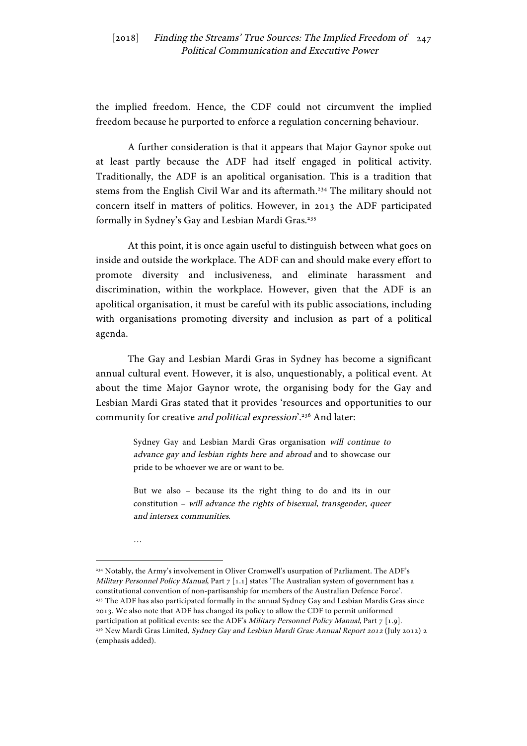the implied freedom. Hence, the CDF could not circumvent the implied freedom because he purported to enforce a regulation concerning behaviour.

A further consideration is that it appears that Major Gaynor spoke out at least partly because the ADF had itself engaged in political activity. Traditionally, the ADF is an apolitical organisation. This is a tradition that stems from the English Civil War and its aftermath.[234] The military should not concern itself in matters of politics. However, in 2013 the ADF participated formally in Sydney's Gay and Lesbian Mardi Gras.[235]

At this point, it is once again useful to distinguish between what goes on inside and outside the workplace. The ADF can and should make every effort to promote diversity and inclusiveness, and eliminate harassment and discrimination, within the workplace. However, given that the ADF is an apolitical organisation, it must be careful with its public associations, including with organisations promoting diversity and inclusion as part of a political agenda.

The Gay and Lesbian Mardi Gras in Sydney has become a significant annual cultural event. However, it is also, unquestionably, a political event. At about the time Major Gaynor wrote, the organising body for the Gay and Lesbian Mardi Gras stated that it provides 'resources and opportunities to our community for creative *and political expression*'.[236] And later:

> Sydney Gay and Lesbian Mardi Gras organisation *will continue to advance gay and lesbian rights here and abroad* and to showcase our pride to be whoever we are or want to be.
>
> But we also – because its the right thing to do and its in our constitution – *will advance the rights of bisexual, transgender, queer and intersex communities*.
>
> …

---

[234] Notably, the Army's involvement in Oliver Cromwell's usurpation of Parliament. The ADF's *Military Personnel Policy Manual*, Part 7 [1.1] states 'The Australian system of government has a constitutional convention of non-partisanship for members of the Australian Defence Force'.

[235] The ADF has also participated formally in the annual Sydney Gay and Lesbian Mardis Gras since 2013. We also note that ADF has changed its policy to allow the CDF to permit uniformed participation at political events: see the ADF's *Military Personnel Policy Manual*, Part 7 [1.9].

[236] New Mardi Gras Limited, *Sydney Gay and Lesbian Mardi Gras: Annual Report 2012* (July 2012) 2 (emphasis added).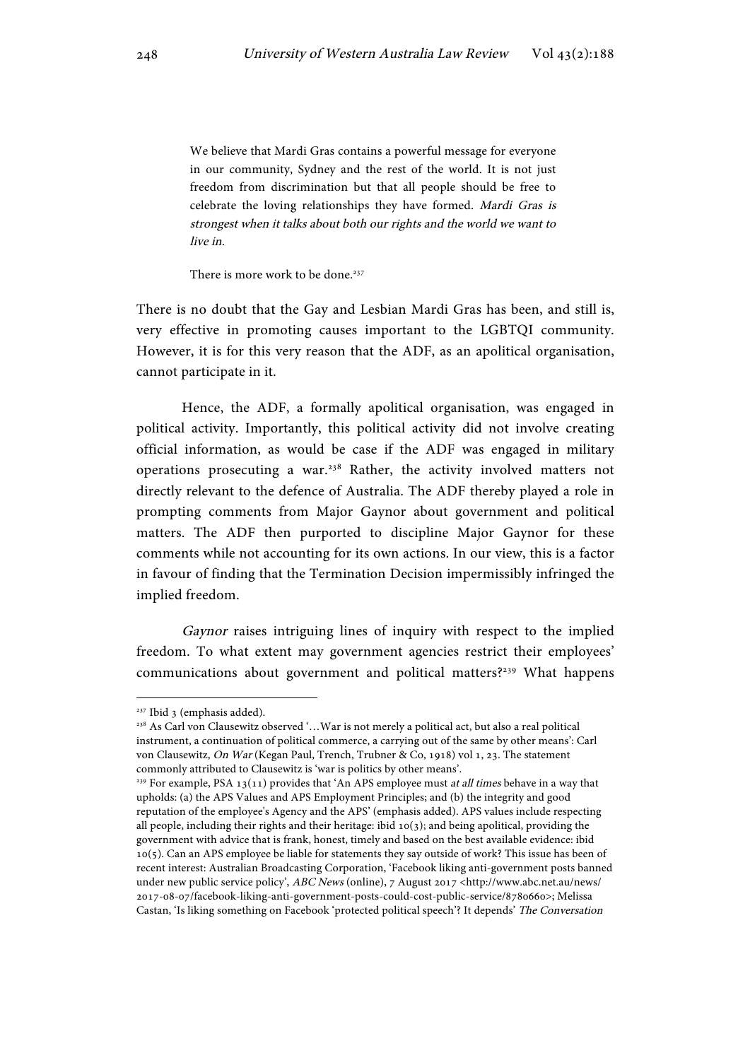> We believe that Mardi Gras contains a powerful message for everyone in our community, Sydney and the rest of the world. It is not just freedom from discrimination but that all people should be free to celebrate the loving relationships they have formed. *Mardi Gras is strongest when it talks about both our rights and the world we want to live in.*
>
> There is more work to be done.[237]

There is no doubt that the Gay and Lesbian Mardi Gras has been, and still is, very effective in promoting causes important to the LGBTQI community. However, it is for this very reason that the ADF, as an apolitical organisation, cannot participate in it.

Hence, the ADF, a formally apolitical organisation, was engaged in political activity. Importantly, this political activity did not involve creating official information, as would be case if the ADF was engaged in military operations prosecuting a war.[238] Rather, the activity involved matters not directly relevant to the defence of Australia. The ADF thereby played a role in prompting comments from Major Gaynor about government and political matters. The ADF then purported to discipline Major Gaynor for these comments while not accounting for its own actions. In our view, this is a factor in favour of finding that the Termination Decision impermissibly infringed the implied freedom.

*Gaynor* raises intriguing lines of inquiry with respect to the implied freedom. To what extent may government agencies restrict their employees' communications about government and political matters?[239] What happens

---

[237] Ibid 3 (emphasis added).

[238] As Carl von Clausewitz observed '…War is not merely a political act, but also a real political instrument, a continuation of political commerce, a carrying out of the same by other means': Carl von Clausewitz, *On War* (Kegan Paul, Trench, Trubner & Co, 1918) vol 1, 23. The statement commonly attributed to Clausewitz is 'war is politics by other means'.

[239] For example, PSA 13(11) provides that 'An APS employee must *at all times* behave in a way that upholds: (a) the APS Values and APS Employment Principles; and (b) the integrity and good reputation of the employee's Agency and the APS' (emphasis added). APS values include respecting all people, including their rights and their heritage: ibid 10(3); and being apolitical, providing the government with advice that is frank, honest, timely and based on the best available evidence: ibid 10(5). Can an APS employee be liable for statements they say outside of work? This issue has been of recent interest: Australian Broadcasting Corporation, 'Facebook liking anti-government posts banned under new public service policy', *ABC News* (online), 7 August 2017 <http://www.abc.net.au/news/2017-08-07/facebook-liking-anti-government-posts-could-cost-public-service/8780660>; Melissa Castan, 'Is liking something on Facebook 'protected political speech'? It depends' *The Conversation*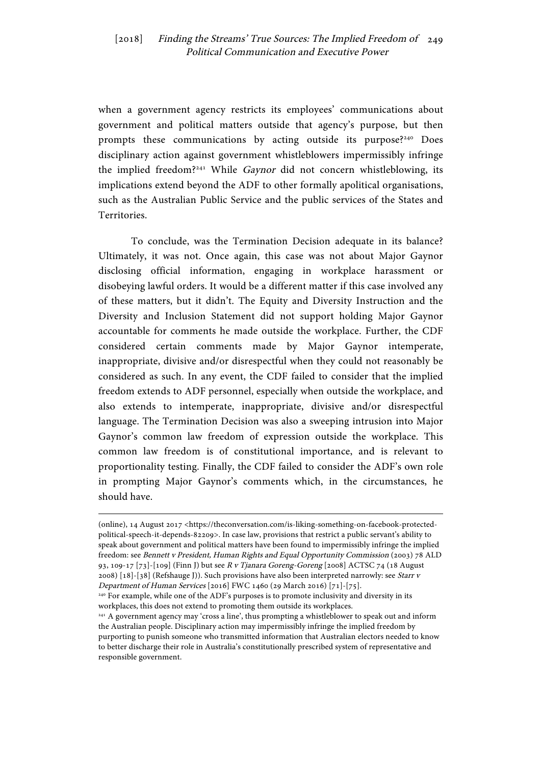when a government agency restricts its employees' communications about government and political matters outside that agency's purpose, but then prompts these communications by acting outside its purpose?[240] Does disciplinary action against government whistleblowers impermissibly infringe the implied freedom?[241] While *Gaynor* did not concern whistleblowing, its implications extend beyond the ADF to other formally apolitical organisations, such as the Australian Public Service and the public services of the States and Territories.

To conclude, was the Termination Decision adequate in its balance? Ultimately, it was not. Once again, this case was not about Major Gaynor disclosing official information, engaging in workplace harassment or disobeying lawful orders. It would be a different matter if this case involved any of these matters, but it didn't. The Equity and Diversity Instruction and the Diversity and Inclusion Statement did not support holding Major Gaynor accountable for comments he made outside the workplace. Further, the CDF considered certain comments made by Major Gaynor intemperate, inappropriate, divisive and/or disrespectful when they could not reasonably be considered as such. In any event, the CDF failed to consider that the implied freedom extends to ADF personnel, especially when outside the workplace, and also extends to intemperate, inappropriate, divisive and/or disrespectful language. The Termination Decision was also a sweeping intrusion into Major Gaynor's common law freedom of expression outside the workplace. This common law freedom is of constitutional importance, and is relevant to proportionality testing. Finally, the CDF failed to consider the ADF's own role in prompting Major Gaynor's comments which, in the circumstances, he should have.

---

(online), 14 August 2017 <https://theconversation.com/is-liking-something-on-facebook-protected-political-speech-it-depends-82209>. In case law, provisions that restrict a public servant's ability to speak about government and political matters have been found to impermissibly infringe the implied freedom: see *Bennett v President, Human Rights and Equal Opportunity Commission* (2003) 78 ALD 93, 109-17 [73]-[109] (Finn J) but see *R v Tjanara Goreng-Goreng* [2008] ACTSC 74 (18 August 2008) [18]-[38] (Refshauge J)). Such provisions have also been interpreted narrowly: see *Starr v Department of Human Services* [2016] FWC 1460 (29 March 2016) [71]-[75].

[240] For example, while one of the ADF's purposes is to promote inclusivity and diversity in its workplaces, this does not extend to promoting them outside its workplaces.

[241] A government agency may 'cross a line', thus prompting a whistleblower to speak out and inform the Australian people. Disciplinary action may impermissibly infringe the implied freedom by purporting to punish someone who transmitted information that Australian electors needed to know to better discharge their role in Australia's constitutionally prescribed system of representative and responsible government.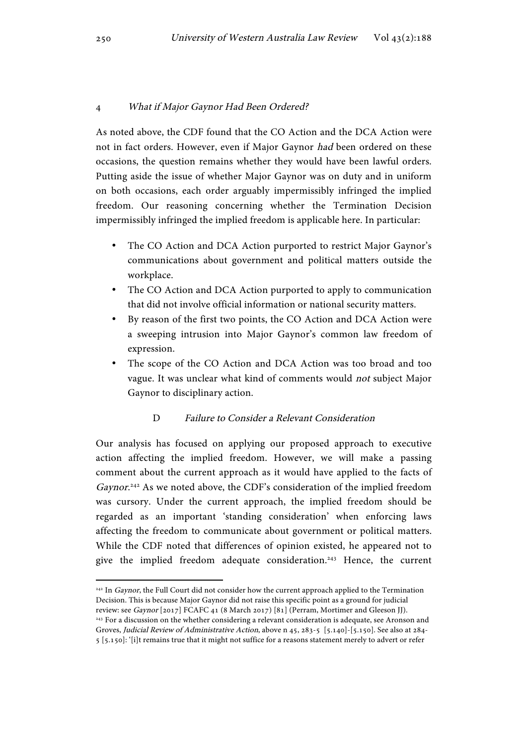#### 4 *What if Major Gaynor Had Been Ordered?*

As noted above, the CDF found that the CO Action and the DCA Action were not in fact orders. However, even if Major Gaynor *had* been ordered on these occasions, the question remains whether they would have been lawful orders. Putting aside the issue of whether Major Gaynor was on duty and in uniform on both occasions, each order arguably impermissibly infringed the implied freedom. Our reasoning concerning whether the Termination Decision impermissibly infringed the implied freedom is applicable here. In particular:

- The CO Action and DCA Action purported to restrict Major Gaynor's communications about government and political matters outside the workplace.
- The CO Action and DCA Action purported to apply to communication that did not involve official information or national security matters.
- By reason of the first two points, the CO Action and DCA Action were a sweeping intrusion into Major Gaynor's common law freedom of expression.
- The scope of the CO Action and DCA Action was too broad and too vague. It was unclear what kind of comments would *not* subject Major Gaynor to disciplinary action.

### D *Failure to Consider a Relevant Consideration*

Our analysis has focused on applying our proposed approach to executive action affecting the implied freedom. However, we will make a passing comment about the current approach as it would have applied to the facts of *Gaynor*.[242] As we noted above, the CDF's consideration of the implied freedom was cursory. Under the current approach, the implied freedom should be regarded as an important 'standing consideration' when enforcing laws affecting the freedom to communicate about government or political matters. While the CDF noted that differences of opinion existed, he appeared not to give the implied freedom adequate consideration.[243] Hence, the current

---

[242] In *Gaynor*, the Full Court did not consider how the current approach applied to the Termination Decision. This is because Major Gaynor did not raise this specific point as a ground for judicial review: see *Gaynor* [2017] FCAFC 41 (8 March 2017) [81] (Perram, Mortimer and Gleeson JJ).

[243] For a discussion on the whether considering a relevant consideration is adequate, see Aronson and Groves, *Judicial Review of Administrative Action*, above n 45, 283-5 [5.140]-[5.150]. See also at 284-5 [5.150]: '[i]t remains true that it might not suffice for a reasons statement merely to advert or refer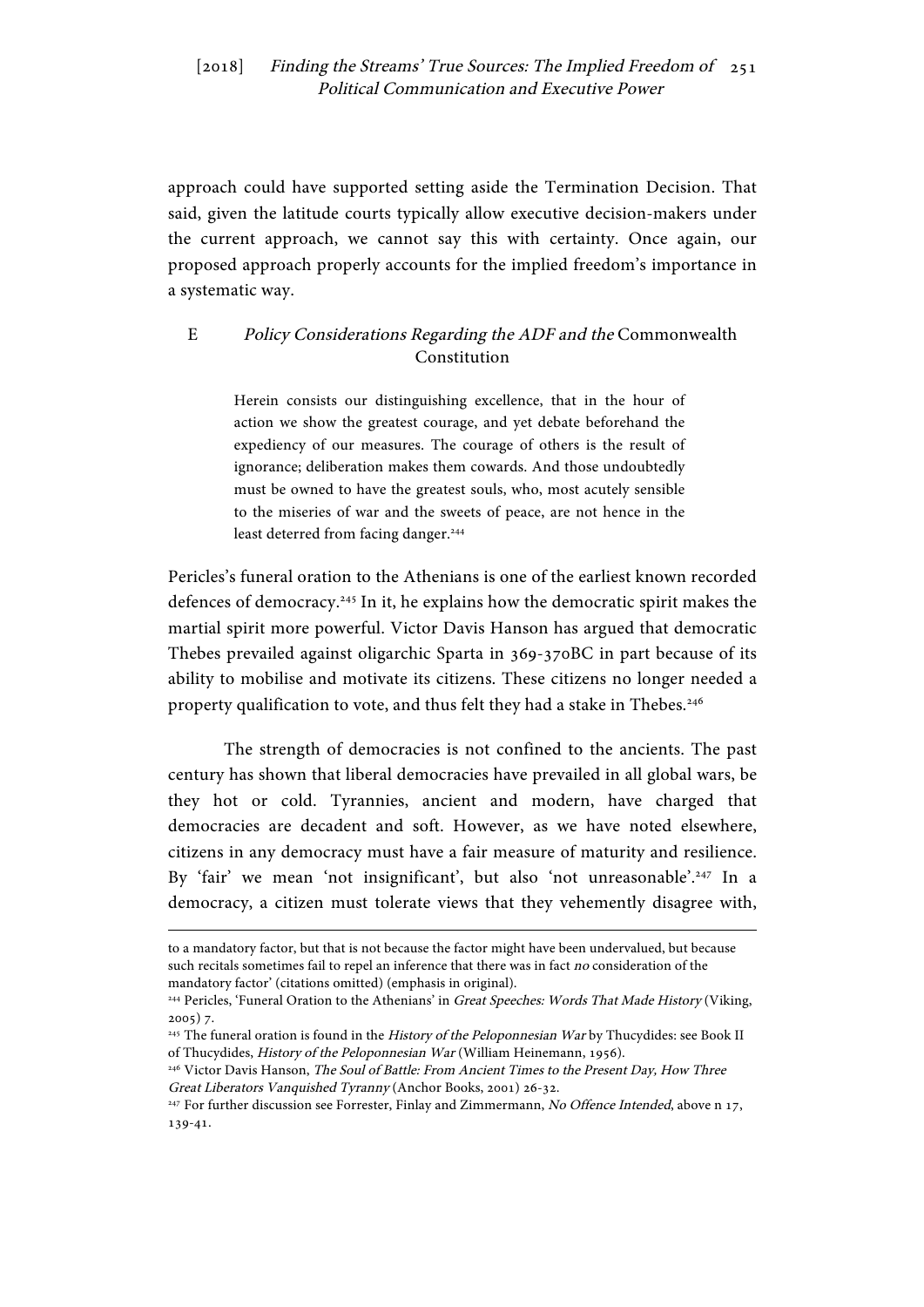approach could have supported setting aside the Termination Decision. That said, given the latitude courts typically allow executive decision-makers under the current approach, we cannot say this with certainty. Once again, our proposed approach properly accounts for the implied freedom's importance in a systematic way.

### E *Policy Considerations Regarding the ADF and the* Commonwealth Constitution

> Herein consists our distinguishing excellence, that in the hour of action we show the greatest courage, and yet debate beforehand the expediency of our measures. The courage of others is the result of ignorance; deliberation makes them cowards. And those undoubtedly must be owned to have the greatest souls, who, most acutely sensible to the miseries of war and the sweets of peace, are not hence in the least deterred from facing danger.[244]

Pericles's funeral oration to the Athenians is one of the earliest known recorded defences of democracy.[245] In it, he explains how the democratic spirit makes the martial spirit more powerful. Victor Davis Hanson has argued that democratic Thebes prevailed against oligarchic Sparta in 369-370BC in part because of its ability to mobilise and motivate its citizens. These citizens no longer needed a property qualification to vote, and thus felt they had a stake in Thebes.[246]

The strength of democracies is not confined to the ancients. The past century has shown that liberal democracies have prevailed in all global wars, be they hot or cold. Tyrannies, ancient and modern, have charged that democracies are decadent and soft. However, as we have noted elsewhere, citizens in any democracy must have a fair measure of maturity and resilience. By 'fair' we mean 'not insignificant', but also 'not unreasonable'.[247] In a democracy, a citizen must tolerate views that they vehemently disagree with,

---

to a mandatory factor, but that is not because the factor might have been undervalued, but because such recitals sometimes fail to repel an inference that there was in fact *no* consideration of the mandatory factor' (citations omitted) (emphasis in original).

[244] Pericles, 'Funeral Oration to the Athenians' in *Great Speeches: Words That Made History* (Viking, 2005) 7.

[245] The funeral oration is found in the *History of the Peloponnesian War* by Thucydides: see Book II of Thucydides, *History of the Peloponnesian War* (William Heinemann, 1956).

[246] Victor Davis Hanson, *The Soul of Battle: From Ancient Times to the Present Day, How Three Great Liberators Vanquished Tyranny* (Anchor Books, 2001) 26-32.

[247] For further discussion see Forrester, Finlay and Zimmermann, *No Offence Intended*, above n 17, 139-41.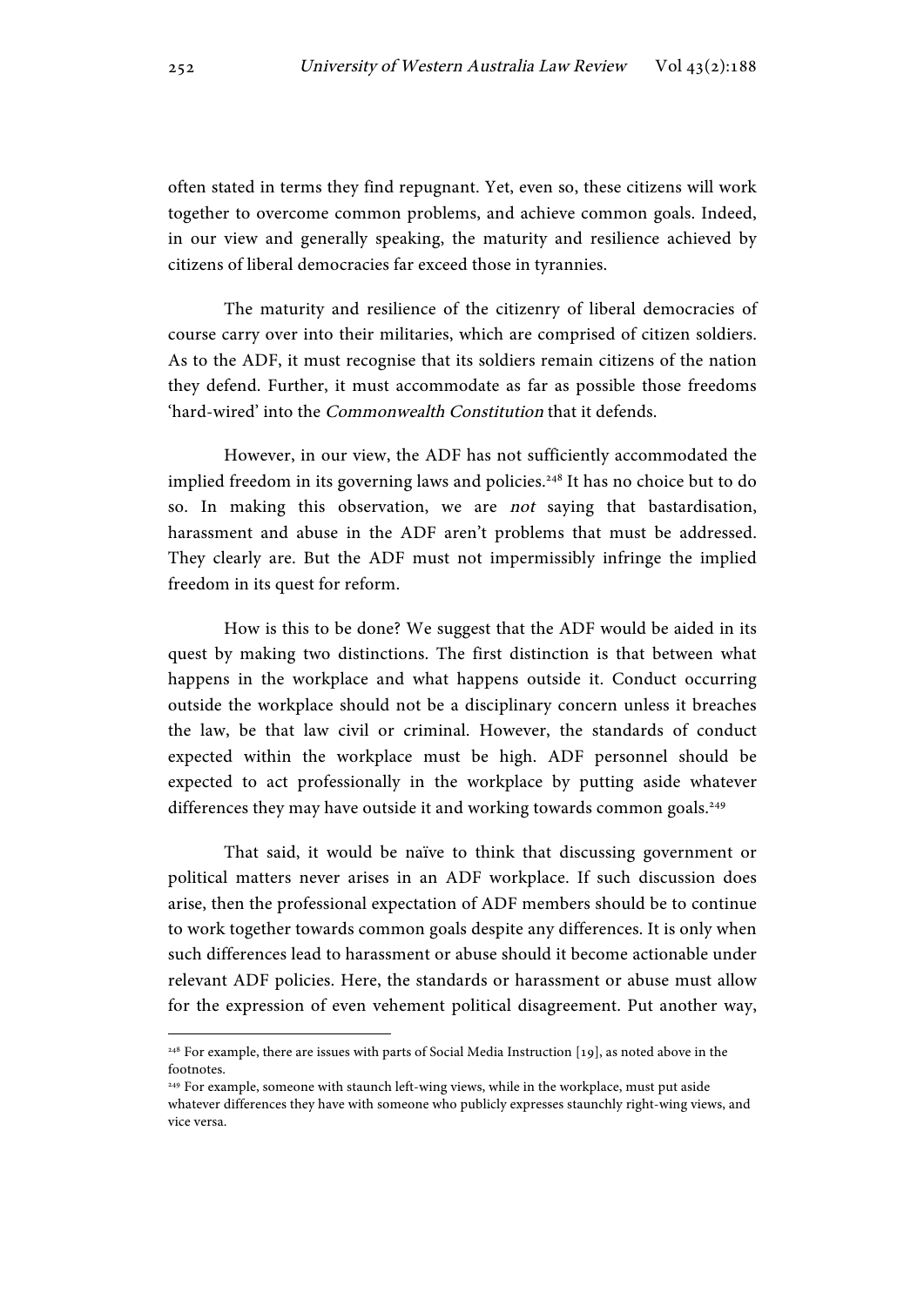often stated in terms they find repugnant. Yet, even so, these citizens will work together to overcome common problems, and achieve common goals. Indeed, in our view and generally speaking, the maturity and resilience achieved by citizens of liberal democracies far exceed those in tyrannies.

The maturity and resilience of the citizenry of liberal democracies of course carry over into their militaries, which are comprised of citizen soldiers. As to the ADF, it must recognise that its soldiers remain citizens of the nation they defend. Further, it must accommodate as far as possible those freedoms 'hard-wired' into the *Commonwealth Constitution* that it defends.

However, in our view, the ADF has not sufficiently accommodated the implied freedom in its governing laws and policies.[248] It has no choice but to do so. In making this observation, we are *not* saying that bastardisation, harassment and abuse in the ADF aren't problems that must be addressed. They clearly are. But the ADF must not impermissibly infringe the implied freedom in its quest for reform.

How is this to be done? We suggest that the ADF would be aided in its quest by making two distinctions. The first distinction is that between what happens in the workplace and what happens outside it. Conduct occurring outside the workplace should not be a disciplinary concern unless it breaches the law, be that law civil or criminal. However, the standards of conduct expected within the workplace must be high. ADF personnel should be expected to act professionally in the workplace by putting aside whatever differences they may have outside it and working towards common goals.[249]

That said, it would be naïve to think that discussing government or political matters never arises in an ADF workplace. If such discussion does arise, then the professional expectation of ADF members should be to continue to work together towards common goals despite any differences. It is only when such differences lead to harassment or abuse should it become actionable under relevant ADF policies. Here, the standards or harassment or abuse must allow for the expression of even vehement political disagreement. Put another way,

---

[248] For example, there are issues with parts of Social Media Instruction [19], as noted above in the footnotes.

[249] For example, someone with staunch left-wing views, while in the workplace, must put aside whatever differences they have with someone who publicly expresses staunchly right-wing views, and vice versa.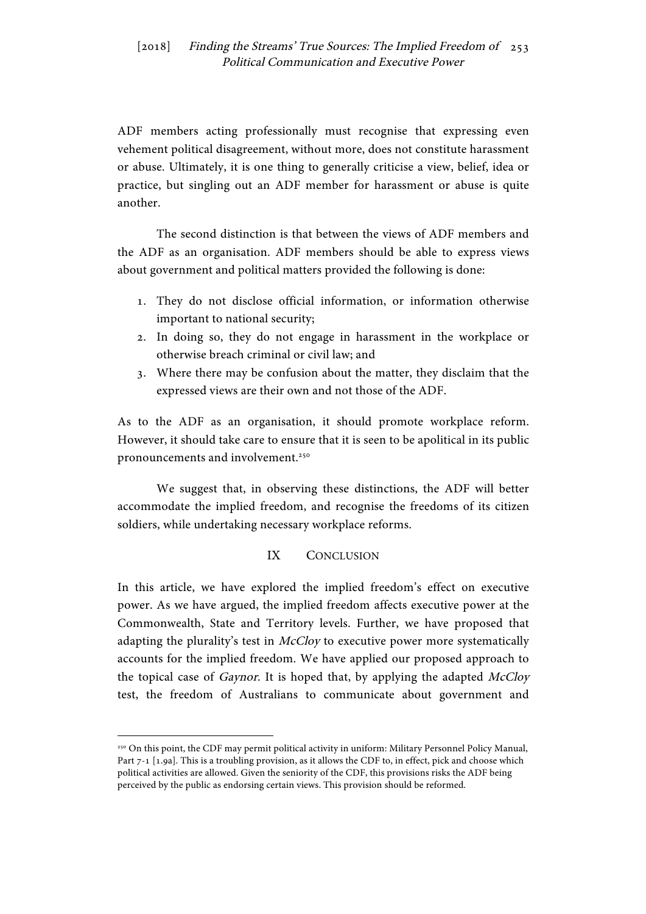ADF members acting professionally must recognise that expressing even vehement political disagreement, without more, does not constitute harassment or abuse. Ultimately, it is one thing to generally criticise a view, belief, idea or practice, but singling out an ADF member for harassment or abuse is quite another.

The second distinction is that between the views of ADF members and the ADF as an organisation. ADF members should be able to express views about government and political matters provided the following is done:

1. They do not disclose official information, or information otherwise important to national security;
2. In doing so, they do not engage in harassment in the workplace or otherwise breach criminal or civil law; and
3. Where there may be confusion about the matter, they disclaim that the expressed views are their own and not those of the ADF.

As to the ADF as an organisation, it should promote workplace reform. However, it should take care to ensure that it is seen to be apolitical in its public pronouncements and involvement.[250]

We suggest that, in observing these distinctions, the ADF will better accommodate the implied freedom, and recognise the freedoms of its citizen soldiers, while undertaking necessary workplace reforms.

## IX Conclusion

In this article, we have explored the implied freedom's effect on executive power. As we have argued, the implied freedom affects executive power at the Commonwealth, State and Territory levels. Further, we have proposed that adapting the plurality's test in *McCloy* to executive power more systematically accounts for the implied freedom. We have applied our proposed approach to the topical case of *Gaynor*. It is hoped that, by applying the adapted *McCloy* test, the freedom of Australians to communicate about government and

---

[250] On this point, the CDF may permit political activity in uniform: Military Personnel Policy Manual, Part 7-1 [1.9a]. This is a troubling provision, as it allows the CDF to, in effect, pick and choose which political activities are allowed. Given the seniority of the CDF, this provisions risks the ADF being perceived by the public as endorsing certain views. This provision should be reformed.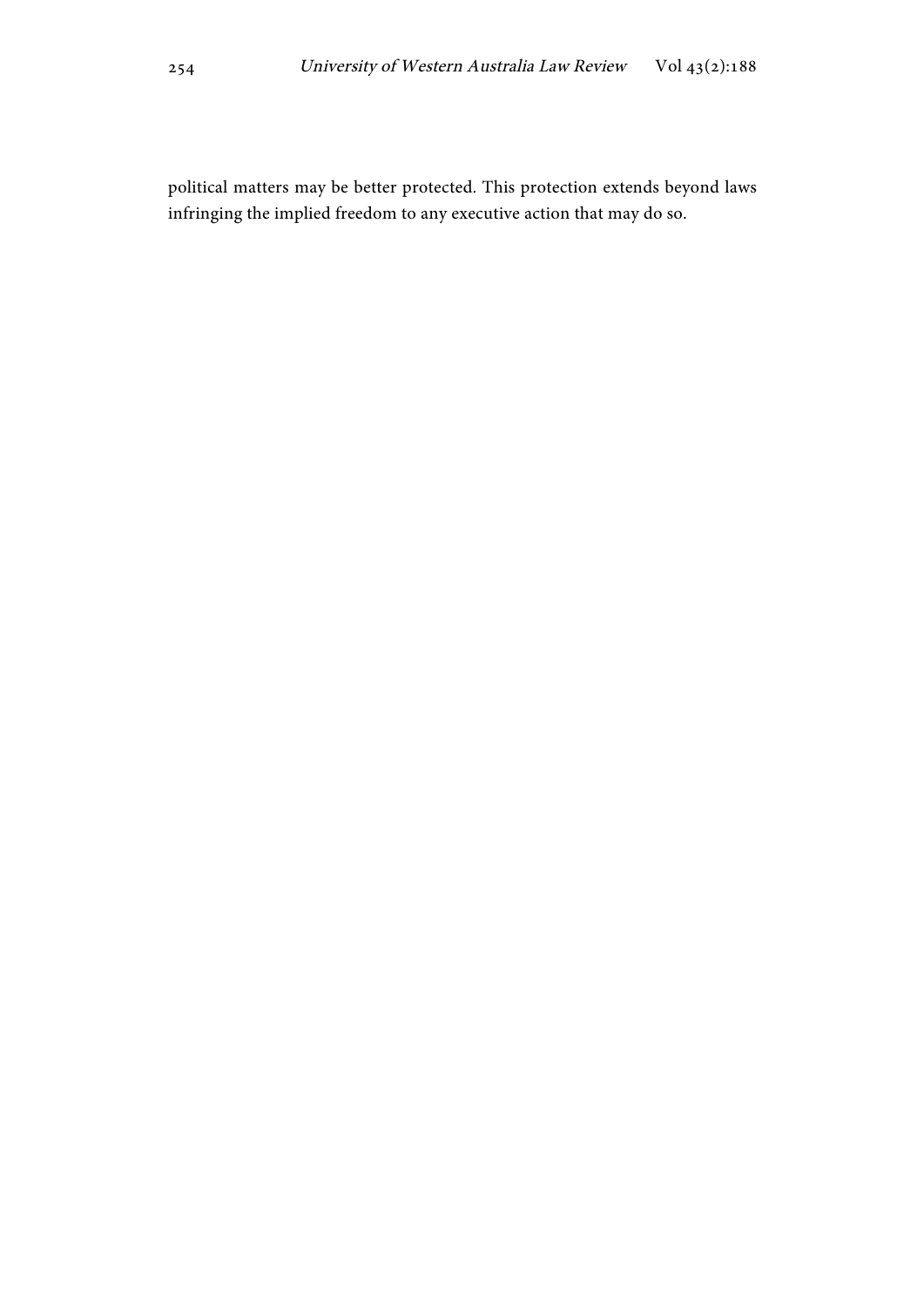political matters may be better protected. This protection extends beyond laws infringing the implied freedom to any executive action that may do so.